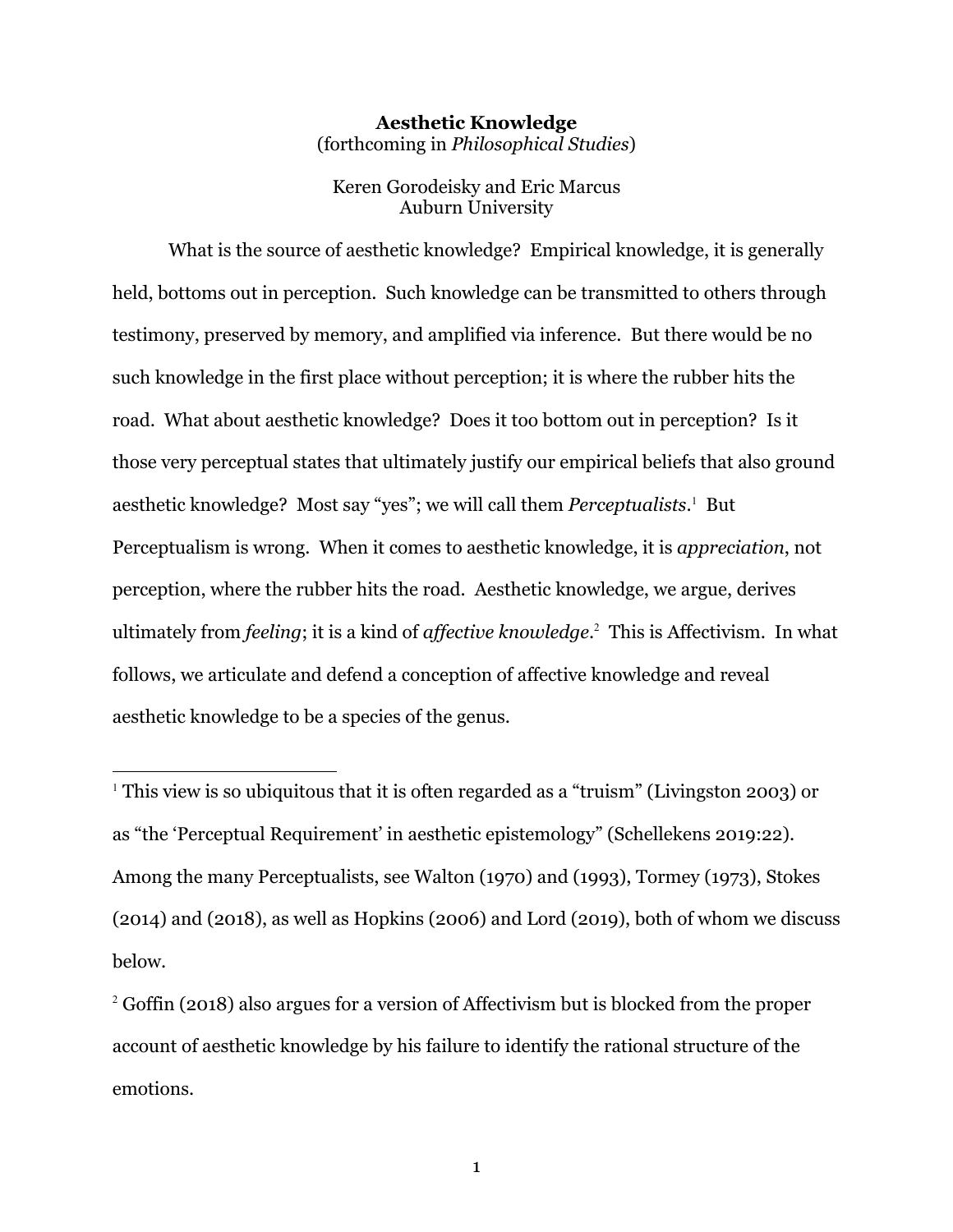# Aesthetic Knowledge

(forthcoming in *Philosophical Studies*)

Keren Gorodeisky and Eric Marcus
Auburn University

What is the source of aesthetic knowledge? Empirical knowledge, it is generally held, bottoms out in perception. Such knowledge can be transmitted to others through testimony, preserved by memory, and amplified via inference. But there would be no such knowledge in the first place without perception; it is where the rubber hits the road. What about aesthetic knowledge? Does it too bottom out in perception? Is it those very perceptual states that ultimately justify our empirical beliefs that also ground aesthetic knowledge? Most say "yes"; we will call them *Perceptualists*.[1] But Perceptualism is wrong. When it comes to aesthetic knowledge, it is *appreciation*, not perception, where the rubber hits the road. Aesthetic knowledge, we argue, derives ultimately from *feeling*; it is a kind of *affective knowledge*.[2] This is Affectivism. In what follows, we articulate and defend a conception of affective knowledge and reveal aesthetic knowledge to be a species of the genus.

---

[1] This view is so ubiquitous that it is often regarded as a "truism" (Livingston 2003) or as "the 'Perceptual Requirement' in aesthetic epistemology" (Schellekens 2019:22). Among the many Perceptualists, see Walton (1970) and (1993), Tormey (1973), Stokes (2014) and (2018), as well as Hopkins (2006) and Lord (2019), both of whom we discuss below.

[2] Goffin (2018) also argues for a version of Affectivism but is blocked from the proper account of aesthetic knowledge by his failure to identify the rational structure of the emotions.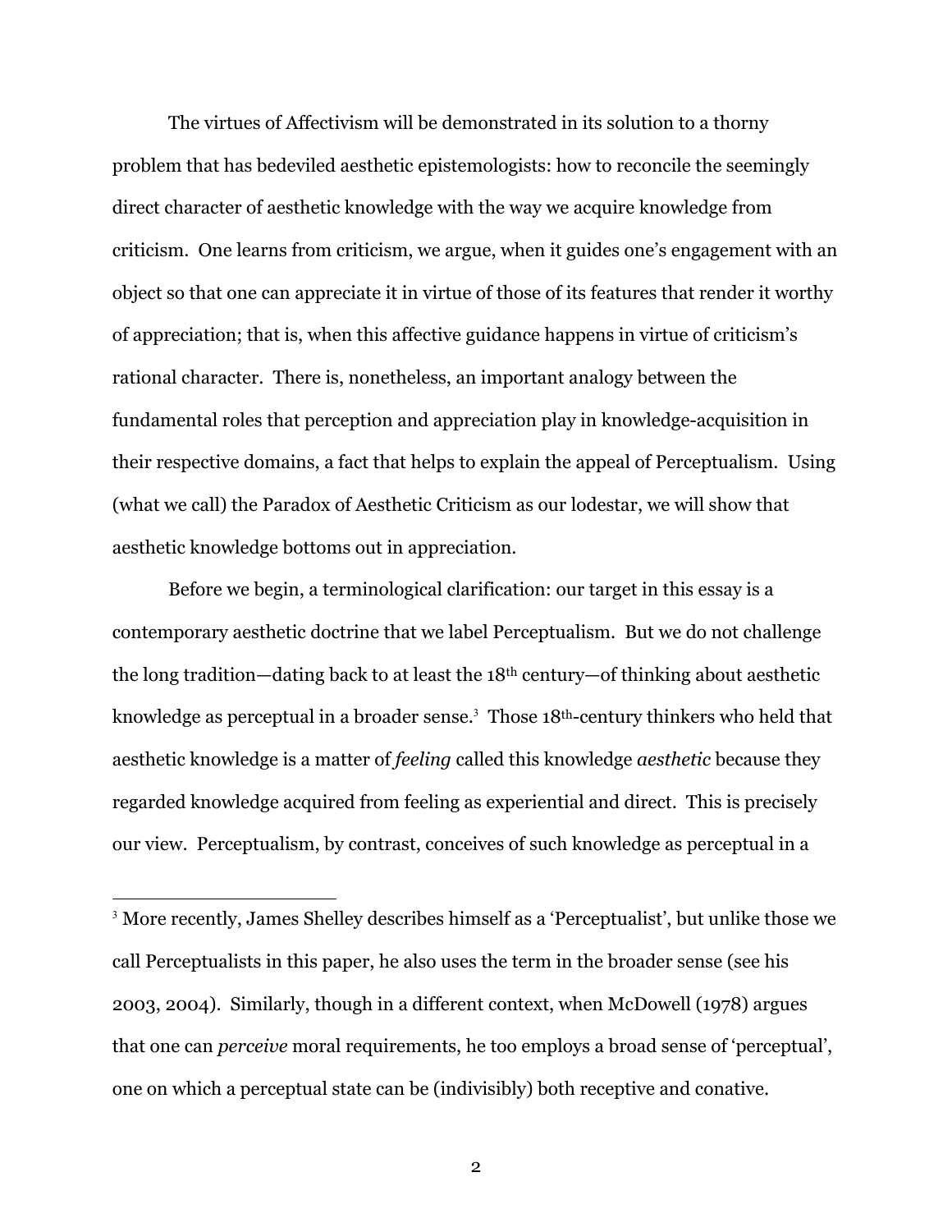The virtues of Affectivism will be demonstrated in its solution to a thorny problem that has bedeviled aesthetic epistemologists: how to reconcile the seemingly direct character of aesthetic knowledge with the way we acquire knowledge from criticism. One learns from criticism, we argue, when it guides one's engagement with an object so that one can appreciate it in virtue of those of its features that render it worthy of appreciation; that is, when this affective guidance happens in virtue of criticism's rational character. There is, nonetheless, an important analogy between the fundamental roles that perception and appreciation play in knowledge-acquisition in their respective domains, a fact that helps to explain the appeal of Perceptualism. Using (what we call) the Paradox of Aesthetic Criticism as our lodestar, we will show that aesthetic knowledge bottoms out in appreciation.

Before we begin, a terminological clarification: our target in this essay is a contemporary aesthetic doctrine that we label Perceptualism. But we do not challenge the long tradition—dating back to at least the 18th century—of thinking about aesthetic knowledge as perceptual in a broader sense.[3] Those 18th-century thinkers who held that aesthetic knowledge is a matter of *feeling* called this knowledge *aesthetic* because they regarded knowledge acquired from feeling as experiential and direct. This is precisely our view. Perceptualism, by contrast, conceives of such knowledge as perceptual in a

---

[3] More recently, James Shelley describes himself as a 'Perceptualist', but unlike those we call Perceptualists in this paper, he also uses the term in the broader sense (see his 2003, 2004). Similarly, though in a different context, when McDowell (1978) argues that one can *perceive* moral requirements, he too employs a broad sense of 'perceptual', one on which a perceptual state can be (indivisibly) both receptive and conative.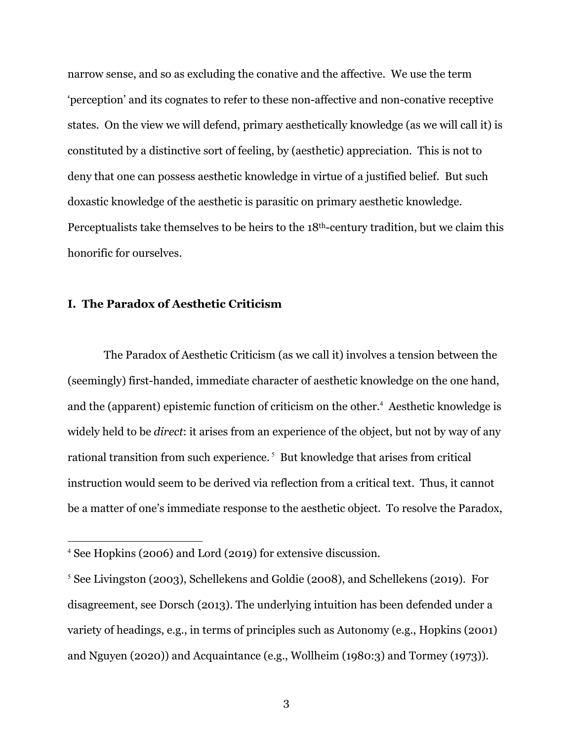narrow sense, and so as excluding the conative and the affective. We use the term 'perception' and its cognates to refer to these non-affective and non-conative receptive states. On the view we will defend, primary aesthetically knowledge (as we will call it) is constituted by a distinctive sort of feeling, by (aesthetic) appreciation. This is not to deny that one can possess aesthetic knowledge in virtue of a justified belief. But such doxastic knowledge of the aesthetic is parasitic on primary aesthetic knowledge. Perceptualists take themselves to be heirs to the 18th-century tradition, but we claim this honorific for ourselves.

## I. The Paradox of Aesthetic Criticism

The Paradox of Aesthetic Criticism (as we call it) involves a tension between the (seemingly) first-handed, immediate character of aesthetic knowledge on the one hand, and the (apparent) epistemic function of criticism on the other.[4] Aesthetic knowledge is widely held to be *direct*: it arises from an experience of the object, but not by way of any rational transition from such experience.[5] But knowledge that arises from critical instruction would seem to be derived via reflection from a critical text. Thus, it cannot be a matter of one's immediate response to the aesthetic object. To resolve the Paradox,

---

[4] See Hopkins (2006) and Lord (2019) for extensive discussion.

[5] See Livingston (2003), Schellekens and Goldie (2008), and Schellekens (2019). For disagreement, see Dorsch (2013). The underlying intuition has been defended under a variety of headings, e.g., in terms of principles such as Autonomy (e.g., Hopkins (2001) and Nguyen (2020)) and Acquaintance (e.g., Wollheim (1980:3) and Tormey (1973)).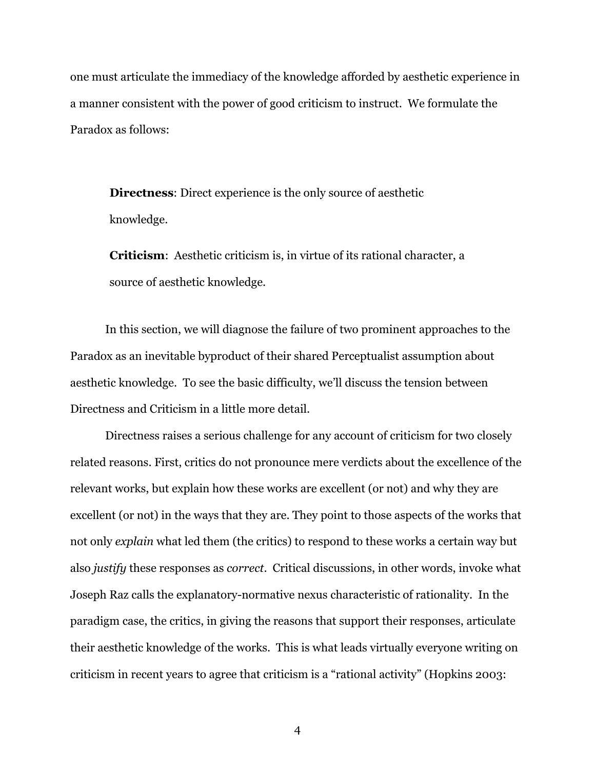one must articulate the immediacy of the knowledge afforded by aesthetic experience in a manner consistent with the power of good criticism to instruct. We formulate the Paradox as follows:

> **Directness**: Direct experience is the only source of aesthetic knowledge.
>
> **Criticism**: Aesthetic criticism is, in virtue of its rational character, a source of aesthetic knowledge.

In this section, we will diagnose the failure of two prominent approaches to the Paradox as an inevitable byproduct of their shared Perceptualist assumption about aesthetic knowledge. To see the basic difficulty, we'll discuss the tension between Directness and Criticism in a little more detail.

Directness raises a serious challenge for any account of criticism for two closely related reasons. First, critics do not pronounce mere verdicts about the excellence of the relevant works, but explain how these works are excellent (or not) and why they are excellent (or not) in the ways that they are. They point to those aspects of the works that not only *explain* what led them (the critics) to respond to these works a certain way but also *justify* these responses as *correct*. Critical discussions, in other words, invoke what Joseph Raz calls the explanatory-normative nexus characteristic of rationality. In the paradigm case, the critics, in giving the reasons that support their responses, articulate their aesthetic knowledge of the works. This is what leads virtually everyone writing on criticism in recent years to agree that criticism is a "rational activity" (Hopkins 2003: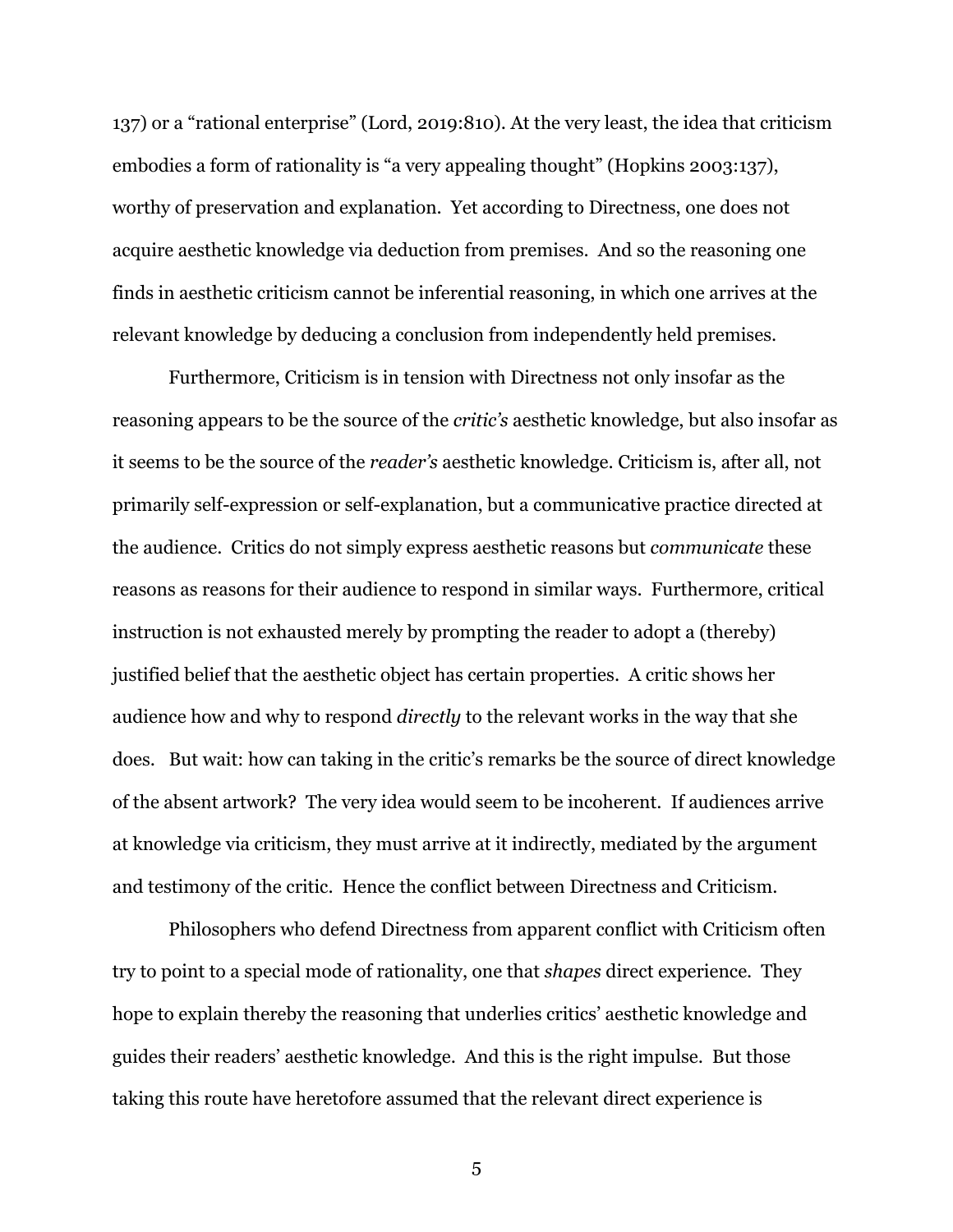137) or a "rational enterprise" (Lord, 2019:810). At the very least, the idea that criticism embodies a form of rationality is "a very appealing thought" (Hopkins 2003:137), worthy of preservation and explanation. Yet according to Directness, one does not acquire aesthetic knowledge via deduction from premises. And so the reasoning one finds in aesthetic criticism cannot be inferential reasoning, in which one arrives at the relevant knowledge by deducing a conclusion from independently held premises.

Furthermore, Criticism is in tension with Directness not only insofar as the reasoning appears to be the source of the *critic's* aesthetic knowledge, but also insofar as it seems to be the source of the *reader's* aesthetic knowledge. Criticism is, after all, not primarily self-expression or self-explanation, but a communicative practice directed at the audience. Critics do not simply express aesthetic reasons but *communicate* these reasons as reasons for their audience to respond in similar ways. Furthermore, critical instruction is not exhausted merely by prompting the reader to adopt a (thereby) justified belief that the aesthetic object has certain properties. A critic shows her audience how and why to respond *directly* to the relevant works in the way that she does. But wait: how can taking in the critic's remarks be the source of direct knowledge of the absent artwork? The very idea would seem to be incoherent. If audiences arrive at knowledge via criticism, they must arrive at it indirectly, mediated by the argument and testimony of the critic. Hence the conflict between Directness and Criticism.

Philosophers who defend Directness from apparent conflict with Criticism often try to point to a special mode of rationality, one that *shapes* direct experience. They hope to explain thereby the reasoning that underlies critics' aesthetic knowledge and guides their readers' aesthetic knowledge. And this is the right impulse. But those taking this route have heretofore assumed that the relevant direct experience is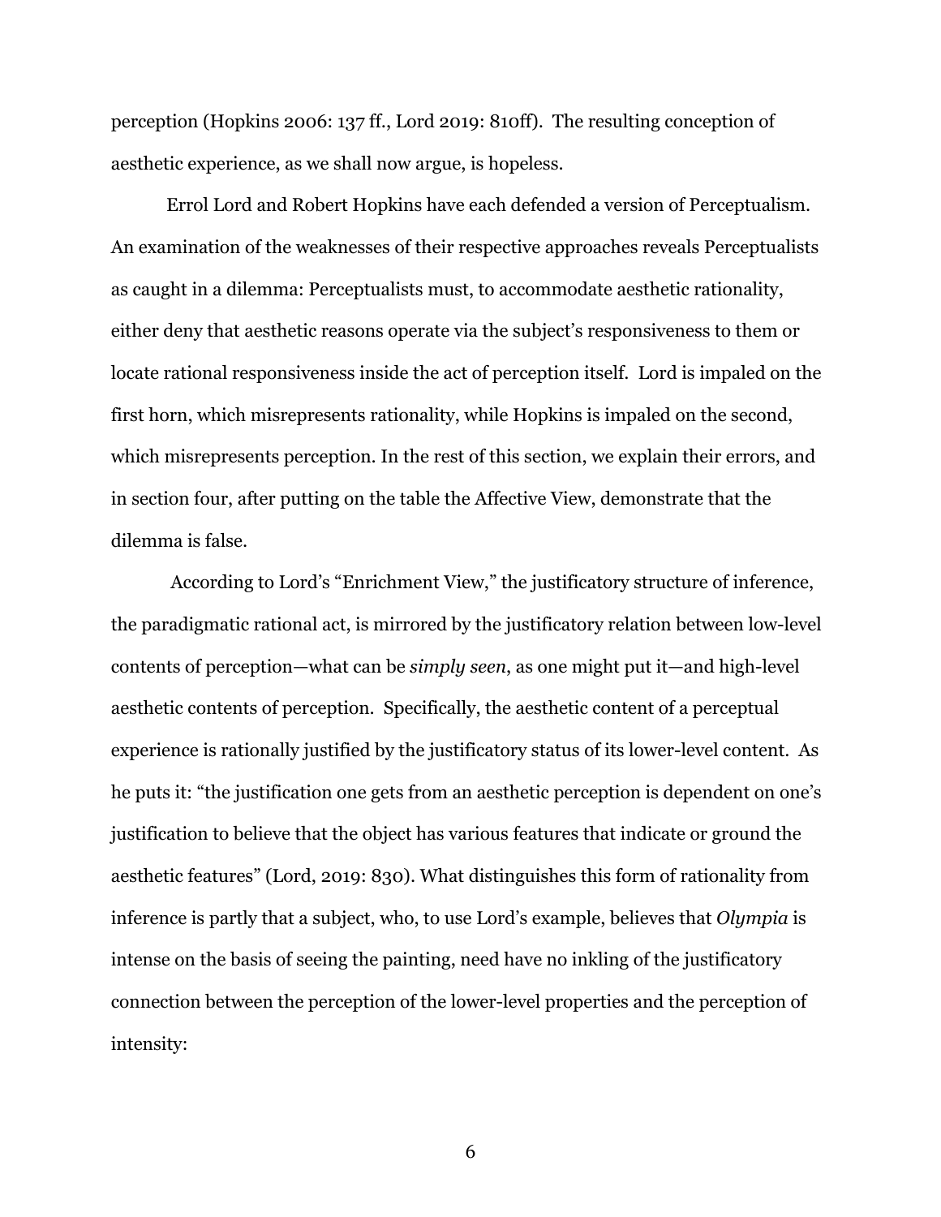perception (Hopkins 2006: 137 ff., Lord 2019: 810ff). The resulting conception of aesthetic experience, as we shall now argue, is hopeless.

Errol Lord and Robert Hopkins have each defended a version of Perceptualism. An examination of the weaknesses of their respective approaches reveals Perceptualists as caught in a dilemma: Perceptualists must, to accommodate aesthetic rationality, either deny that aesthetic reasons operate via the subject's responsiveness to them or locate rational responsiveness inside the act of perception itself. Lord is impaled on the first horn, which misrepresents rationality, while Hopkins is impaled on the second, which misrepresents perception. In the rest of this section, we explain their errors, and in section four, after putting on the table the Affective View, demonstrate that the dilemma is false.

According to Lord's "Enrichment View," the justificatory structure of inference, the paradigmatic rational act, is mirrored by the justificatory relation between low-level contents of perception—what can be *simply seen*, as one might put it—and high-level aesthetic contents of perception. Specifically, the aesthetic content of a perceptual experience is rationally justified by the justificatory status of its lower-level content. As he puts it: "the justification one gets from an aesthetic perception is dependent on one's justification to believe that the object has various features that indicate or ground the aesthetic features" (Lord, 2019: 830). What distinguishes this form of rationality from inference is partly that a subject, who, to use Lord's example, believes that *Olympia* is intense on the basis of seeing the painting, need have no inkling of the justificatory connection between the perception of the lower-level properties and the perception of intensity: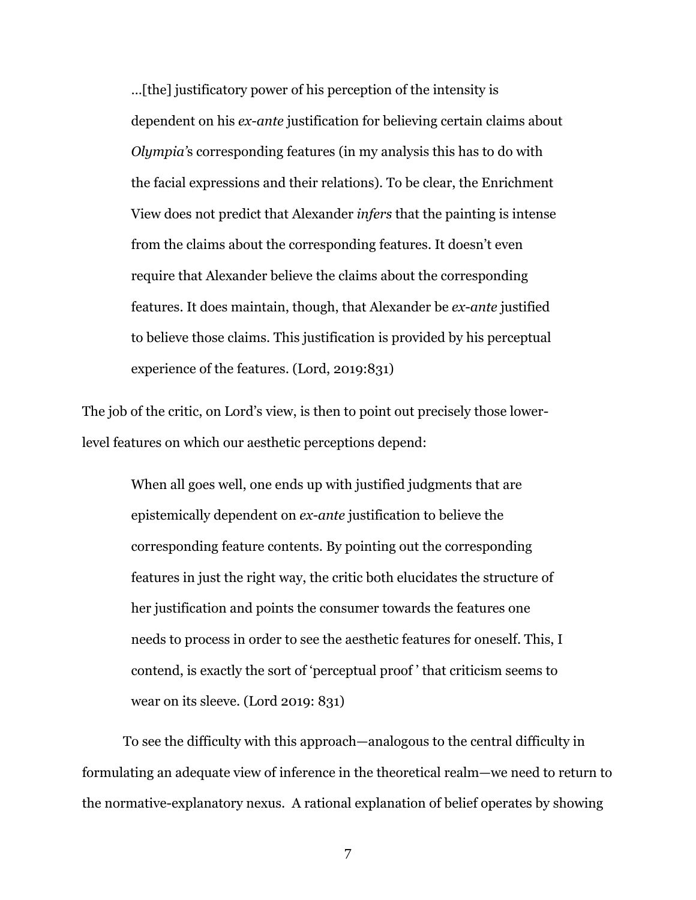> …[the] justificatory power of his perception of the intensity is dependent on his *ex-ante* justification for believing certain claims about *Olympia*'s corresponding features (in my analysis this has to do with the facial expressions and their relations). To be clear, the Enrichment View does not predict that Alexander *infers* that the painting is intense from the claims about the corresponding features. It doesn't even require that Alexander believe the claims about the corresponding features. It does maintain, though, that Alexander be *ex-ante* justified to believe those claims. This justification is provided by his perceptual experience of the features. (Lord, 2019:831)

The job of the critic, on Lord's view, is then to point out precisely those lower-level features on which our aesthetic perceptions depend:

> When all goes well, one ends up with justified judgments that are epistemically dependent on *ex-ante* justification to believe the corresponding feature contents. By pointing out the corresponding features in just the right way, the critic both elucidates the structure of her justification and points the consumer towards the features one needs to process in order to see the aesthetic features for oneself. This, I contend, is exactly the sort of 'perceptual proof ' that criticism seems to wear on its sleeve. (Lord 2019: 831)

To see the difficulty with this approach—analogous to the central difficulty in formulating an adequate view of inference in the theoretical realm—we need to return to the normative-explanatory nexus. A rational explanation of belief operates by showing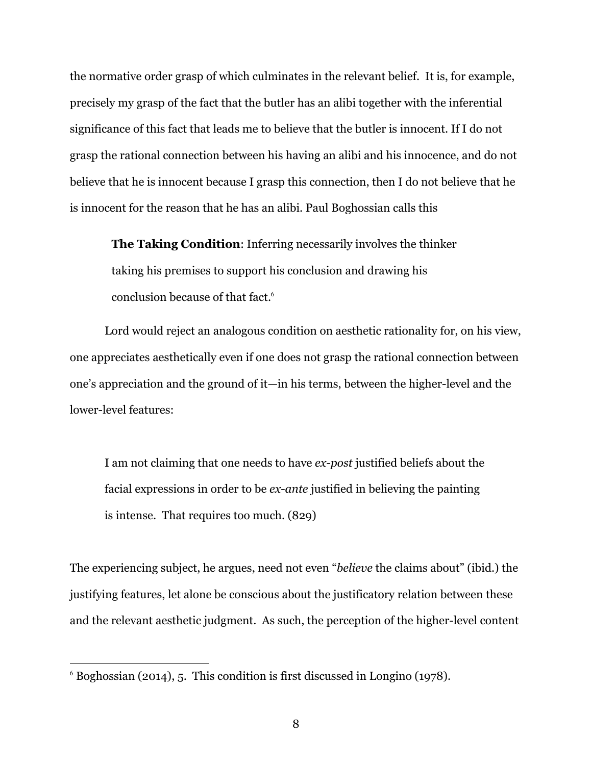the normative order grasp of which culminates in the relevant belief. It is, for example, precisely my grasp of the fact that the butler has an alibi together with the inferential significance of this fact that leads me to believe that the butler is innocent. If I do not grasp the rational connection between his having an alibi and his innocence, and do not believe that he is innocent because I grasp this connection, then I do not believe that he is innocent for the reason that he has an alibi. Paul Boghossian calls this

> **The Taking Condition**: Inferring necessarily involves the thinker taking his premises to support his conclusion and drawing his conclusion because of that fact.[6]

Lord would reject an analogous condition on aesthetic rationality for, on his view, one appreciates aesthetically even if one does not grasp the rational connection between one's appreciation and the ground of it—in his terms, between the higher-level and the lower-level features:

> I am not claiming that one needs to have *ex-post* justified beliefs about the facial expressions in order to be *ex-ante* justified in believing the painting is intense. That requires too much. (829)

The experiencing subject, he argues, need not even "*believe* the claims about" (ibid.) the justifying features, let alone be conscious about the justificatory relation between these and the relevant aesthetic judgment. As such, the perception of the higher-level content

---

[6] Boghossian (2014), 5. This condition is first discussed in Longino (1978).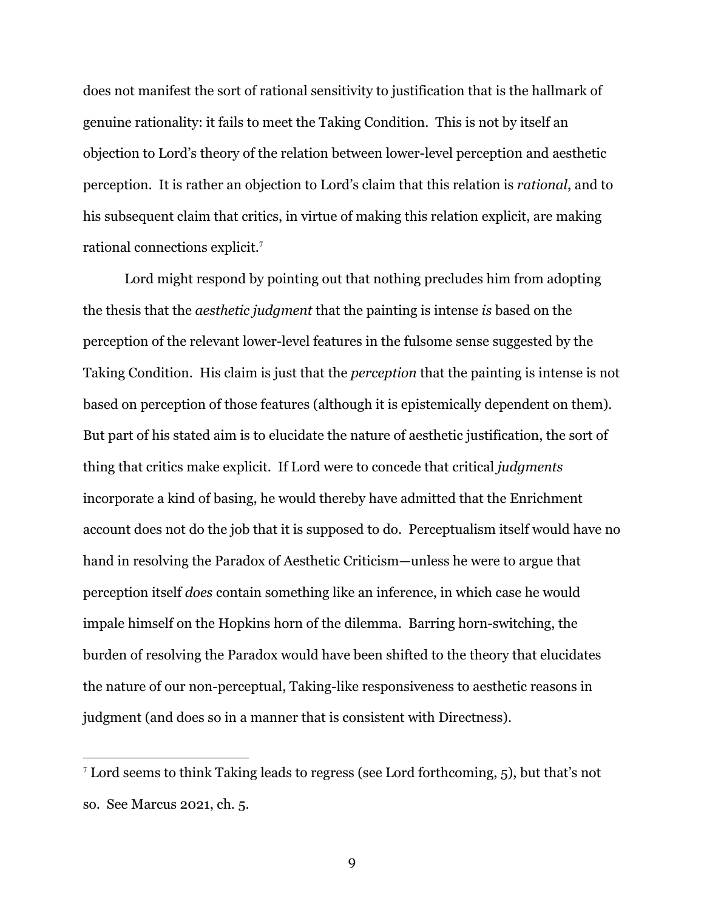does not manifest the sort of rational sensitivity to justification that is the hallmark of genuine rationality: it fails to meet the Taking Condition. This is not by itself an objection to Lord's theory of the relation between lower-level perception and aesthetic perception. It is rather an objection to Lord's claim that this relation is *rational*, and to his subsequent claim that critics, in virtue of making this relation explicit, are making rational connections explicit.[7]

Lord might respond by pointing out that nothing precludes him from adopting the thesis that the *aesthetic judgment* that the painting is intense *is* based on the perception of the relevant lower-level features in the fulsome sense suggested by the Taking Condition. His claim is just that the *perception* that the painting is intense is not based on perception of those features (although it is epistemically dependent on them). But part of his stated aim is to elucidate the nature of aesthetic justification, the sort of thing that critics make explicit. If Lord were to concede that critical *judgments* incorporate a kind of basing, he would thereby have admitted that the Enrichment account does not do the job that it is supposed to do. Perceptualism itself would have no hand in resolving the Paradox of Aesthetic Criticism—unless he were to argue that perception itself *does* contain something like an inference, in which case he would impale himself on the Hopkins horn of the dilemma. Barring horn-switching, the burden of resolving the Paradox would have been shifted to the theory that elucidates the nature of our non-perceptual, Taking-like responsiveness to aesthetic reasons in judgment (and does so in a manner that is consistent with Directness).

---

[7] Lord seems to think Taking leads to regress (see Lord forthcoming, 5), but that's not so. See Marcus 2021, ch. 5.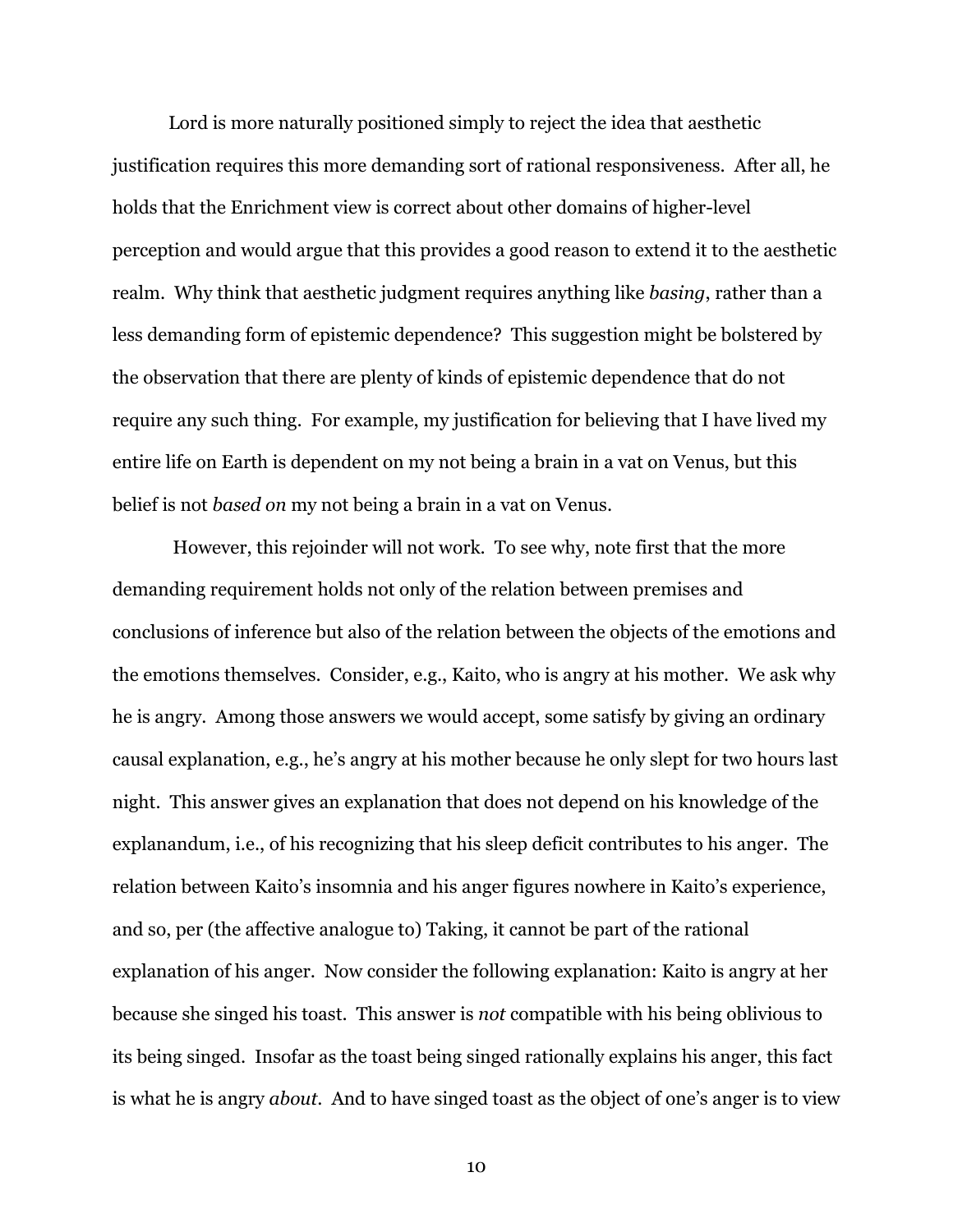Lord is more naturally positioned simply to reject the idea that aesthetic justification requires this more demanding sort of rational responsiveness. After all, he holds that the Enrichment view is correct about other domains of higher-level perception and would argue that this provides a good reason to extend it to the aesthetic realm. Why think that aesthetic judgment requires anything like *basing*, rather than a less demanding form of epistemic dependence? This suggestion might be bolstered by the observation that there are plenty of kinds of epistemic dependence that do not require any such thing. For example, my justification for believing that I have lived my entire life on Earth is dependent on my not being a brain in a vat on Venus, but this belief is not *based on* my not being a brain in a vat on Venus.

However, this rejoinder will not work. To see why, note first that the more demanding requirement holds not only of the relation between premises and conclusions of inference but also of the relation between the objects of the emotions and the emotions themselves. Consider, e.g., Kaito, who is angry at his mother. We ask why he is angry. Among those answers we would accept, some satisfy by giving an ordinary causal explanation, e.g., he's angry at his mother because he only slept for two hours last night. This answer gives an explanation that does not depend on his knowledge of the explanandum, i.e., of his recognizing that his sleep deficit contributes to his anger. The relation between Kaito's insomnia and his anger figures nowhere in Kaito's experience, and so, per (the affective analogue to) Taking, it cannot be part of the rational explanation of his anger. Now consider the following explanation: Kaito is angry at her because she singed his toast. This answer is *not* compatible with his being oblivious to its being singed. Insofar as the toast being singed rationally explains his anger, this fact is what he is angry *about*. And to have singed toast as the object of one's anger is to view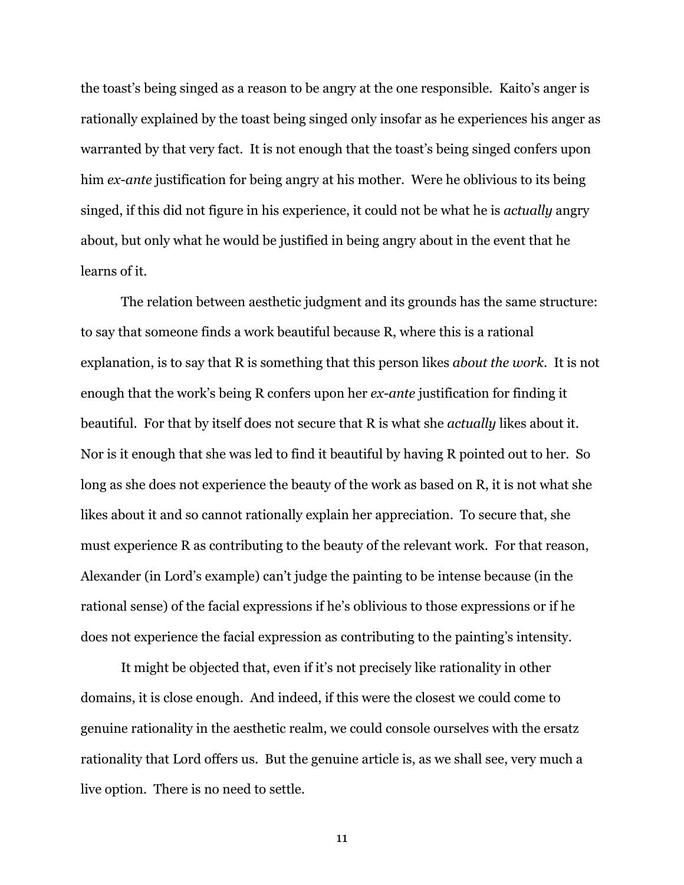the toast's being singed as a reason to be angry at the one responsible. Kaito's anger is rationally explained by the toast being singed only insofar as he experiences his anger as warranted by that very fact. It is not enough that the toast's being singed confers upon him *ex-ante* justification for being angry at his mother. Were he oblivious to its being singed, if this did not figure in his experience, it could not be what he is *actually* angry about, but only what he would be justified in being angry about in the event that he learns of it.

The relation between aesthetic judgment and its grounds has the same structure: to say that someone finds a work beautiful because R, where this is a rational explanation, is to say that R is something that this person likes *about the work*. It is not enough that the work's being R confers upon her *ex-ante* justification for finding it beautiful. For that by itself does not secure that R is what she *actually* likes about it. Nor is it enough that she was led to find it beautiful by having R pointed out to her. So long as she does not experience the beauty of the work as based on R, it is not what she likes about it and so cannot rationally explain her appreciation. To secure that, she must experience R as contributing to the beauty of the relevant work. For that reason, Alexander (in Lord's example) can't judge the painting to be intense because (in the rational sense) of the facial expressions if he's oblivious to those expressions or if he does not experience the facial expression as contributing to the painting's intensity.

It might be objected that, even if it's not precisely like rationality in other domains, it is close enough. And indeed, if this were the closest we could come to genuine rationality in the aesthetic realm, we could console ourselves with the ersatz rationality that Lord offers us. But the genuine article is, as we shall see, very much a live option. There is no need to settle.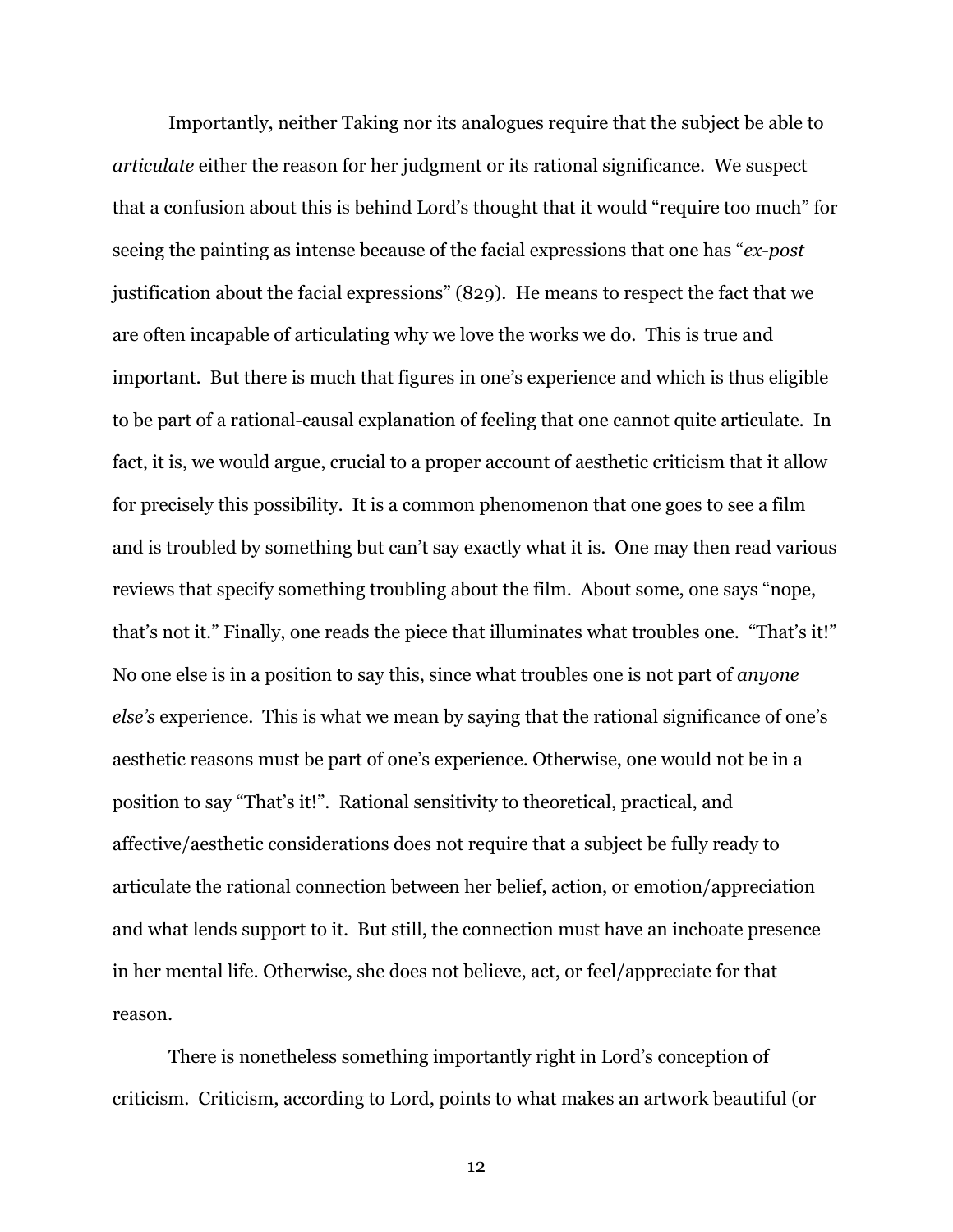Importantly, neither Taking nor its analogues require that the subject be able to *articulate* either the reason for her judgment or its rational significance. We suspect that a confusion about this is behind Lord's thought that it would "require too much" for seeing the painting as intense because of the facial expressions that one has "*ex-post* justification about the facial expressions" (829). He means to respect the fact that we are often incapable of articulating why we love the works we do. This is true and important. But there is much that figures in one's experience and which is thus eligible to be part of a rational-causal explanation of feeling that one cannot quite articulate. In fact, it is, we would argue, crucial to a proper account of aesthetic criticism that it allow for precisely this possibility. It is a common phenomenon that one goes to see a film and is troubled by something but can't say exactly what it is. One may then read various reviews that specify something troubling about the film. About some, one says "nope, that's not it." Finally, one reads the piece that illuminates what troubles one. "That's it!" No one else is in a position to say this, since what troubles one is not part of *anyone else's* experience. This is what we mean by saying that the rational significance of one's aesthetic reasons must be part of one's experience. Otherwise, one would not be in a position to say "That's it!". Rational sensitivity to theoretical, practical, and affective/aesthetic considerations does not require that a subject be fully ready to articulate the rational connection between her belief, action, or emotion/appreciation and what lends support to it. But still, the connection must have an inchoate presence in her mental life. Otherwise, she does not believe, act, or feel/appreciate for that reason.

There is nonetheless something importantly right in Lord's conception of criticism. Criticism, according to Lord, points to what makes an artwork beautiful (or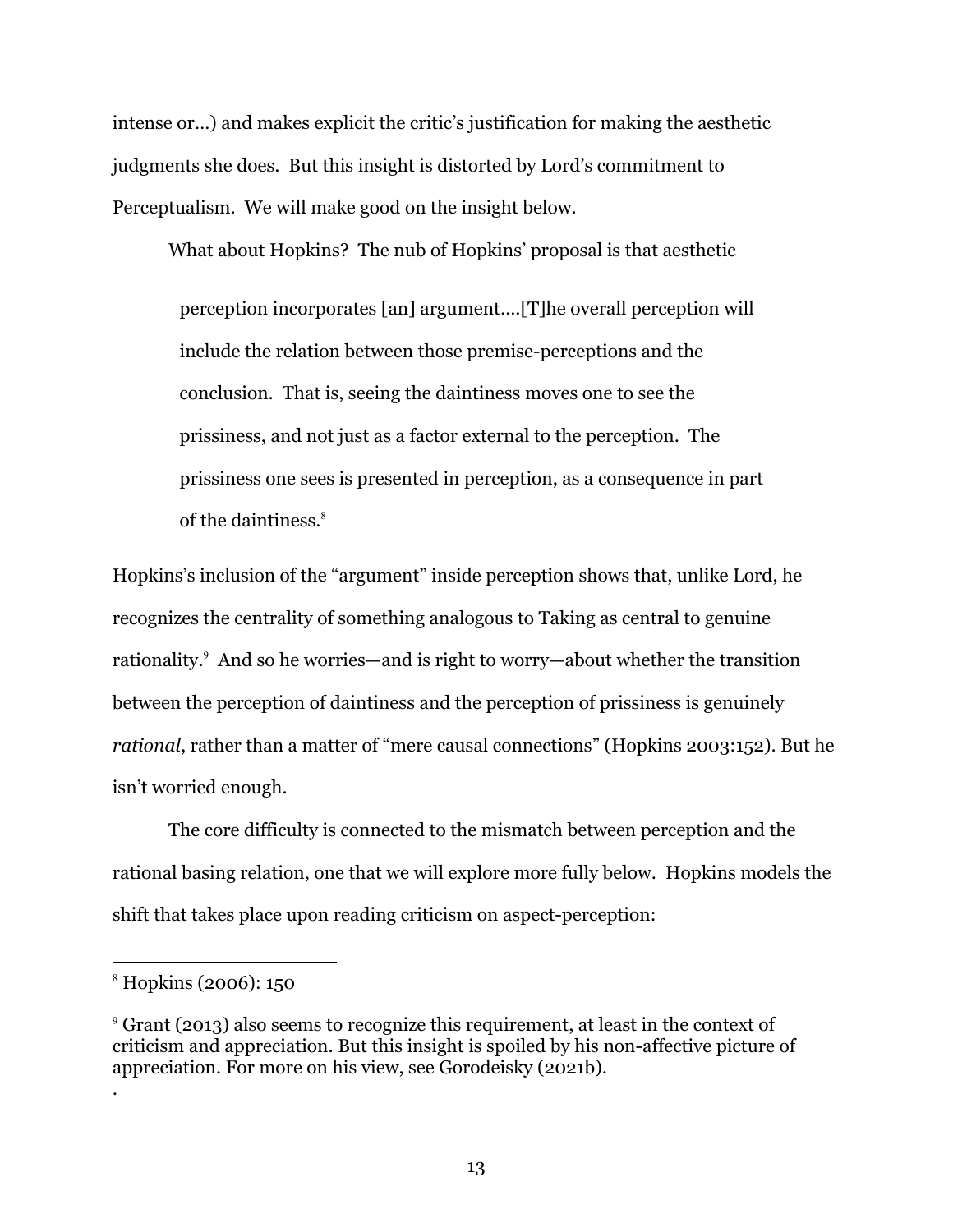intense or…) and makes explicit the critic's justification for making the aesthetic judgments she does. But this insight is distorted by Lord's commitment to Perceptualism. We will make good on the insight below.

What about Hopkins? The nub of Hopkins' proposal is that aesthetic

> perception incorporates [an] argument….[T]he overall perception will include the relation between those premise-perceptions and the conclusion. That is, seeing the daintiness moves one to see the prissiness, and not just as a factor external to the perception. The prissiness one sees is presented in perception, as a consequence in part of the daintiness.[8]

Hopkins's inclusion of the "argument" inside perception shows that, unlike Lord, he recognizes the centrality of something analogous to Taking as central to genuine rationality.[9] And so he worries—and is right to worry—about whether the transition between the perception of daintiness and the perception of prissiness is genuinely *rational*, rather than a matter of "mere causal connections" (Hopkins 2003:152). But he isn't worried enough.

The core difficulty is connected to the mismatch between perception and the rational basing relation, one that we will explore more fully below. Hopkins models the shift that takes place upon reading criticism on aspect-perception:

---

[8] Hopkins (2006): 150

[9] Grant (2013) also seems to recognize this requirement, at least in the context of criticism and appreciation. But this insight is spoiled by his non-affective picture of appreciation. For more on his view, see Gorodeisky (2021b).

.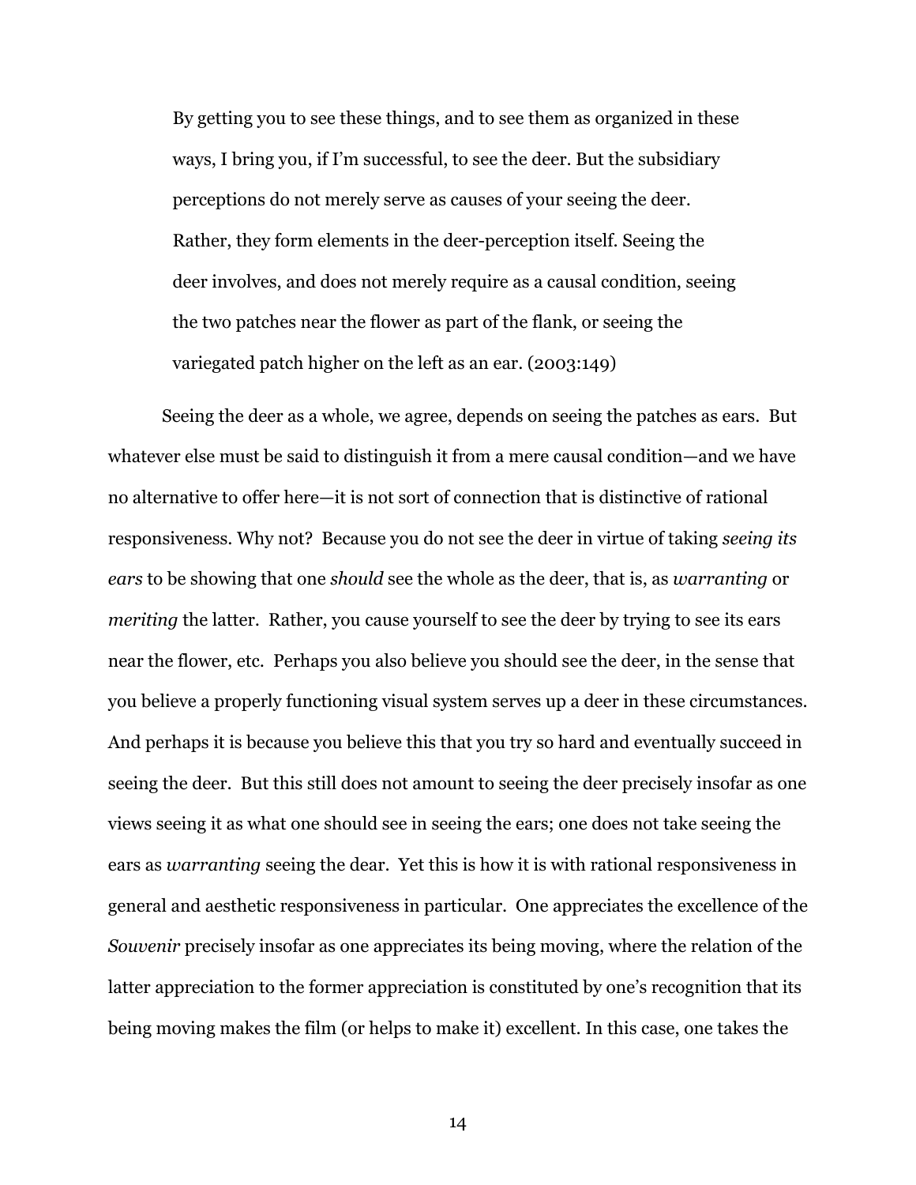> By getting you to see these things, and to see them as organized in these ways, I bring you, if I'm successful, to see the deer. But the subsidiary perceptions do not merely serve as causes of your seeing the deer. Rather, they form elements in the deer-perception itself. Seeing the deer involves, and does not merely require as a causal condition, seeing the two patches near the flower as part of the flank, or seeing the variegated patch higher on the left as an ear. (2003:149)

Seeing the deer as a whole, we agree, depends on seeing the patches as ears. But whatever else must be said to distinguish it from a mere causal condition—and we have no alternative to offer here—it is not sort of connection that is distinctive of rational responsiveness. Why not? Because you do not see the deer in virtue of taking *seeing its ears* to be showing that one *should* see the whole as the deer, that is, as *warranting* or *meriting* the latter. Rather, you cause yourself to see the deer by trying to see its ears near the flower, etc. Perhaps you also believe you should see the deer, in the sense that you believe a properly functioning visual system serves up a deer in these circumstances. And perhaps it is because you believe this that you try so hard and eventually succeed in seeing the deer. But this still does not amount to seeing the deer precisely insofar as one views seeing it as what one should see in seeing the ears; one does not take seeing the ears as *warranting* seeing the dear. Yet this is how it is with rational responsiveness in general and aesthetic responsiveness in particular. One appreciates the excellence of the *Souvenir* precisely insofar as one appreciates its being moving, where the relation of the latter appreciation to the former appreciation is constituted by one's recognition that its being moving makes the film (or helps to make it) excellent. In this case, one takes the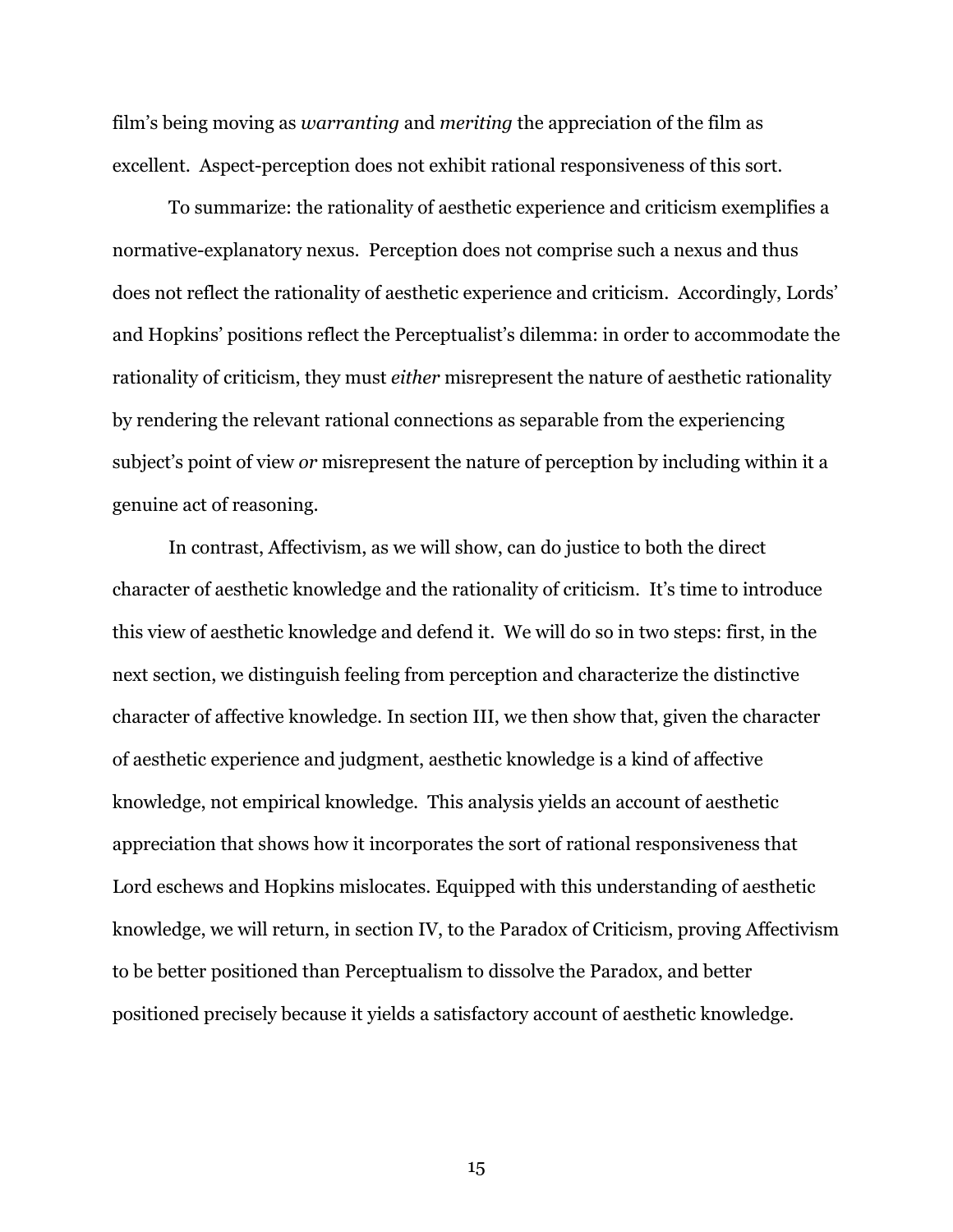film's being moving as *warranting* and *meriting* the appreciation of the film as excellent. Aspect-perception does not exhibit rational responsiveness of this sort.

To summarize: the rationality of aesthetic experience and criticism exemplifies a normative-explanatory nexus. Perception does not comprise such a nexus and thus does not reflect the rationality of aesthetic experience and criticism. Accordingly, Lords' and Hopkins' positions reflect the Perceptualist's dilemma: in order to accommodate the rationality of criticism, they must *either* misrepresent the nature of aesthetic rationality by rendering the relevant rational connections as separable from the experiencing subject's point of view *or* misrepresent the nature of perception by including within it a genuine act of reasoning.

In contrast, Affectivism, as we will show, can do justice to both the direct character of aesthetic knowledge and the rationality of criticism. It's time to introduce this view of aesthetic knowledge and defend it. We will do so in two steps: first, in the next section, we distinguish feeling from perception and characterize the distinctive character of affective knowledge. In section III, we then show that, given the character of aesthetic experience and judgment, aesthetic knowledge is a kind of affective knowledge, not empirical knowledge. This analysis yields an account of aesthetic appreciation that shows how it incorporates the sort of rational responsiveness that Lord eschews and Hopkins mislocates. Equipped with this understanding of aesthetic knowledge, we will return, in section IV, to the Paradox of Criticism, proving Affectivism to be better positioned than Perceptualism to dissolve the Paradox, and better positioned precisely because it yields a satisfactory account of aesthetic knowledge.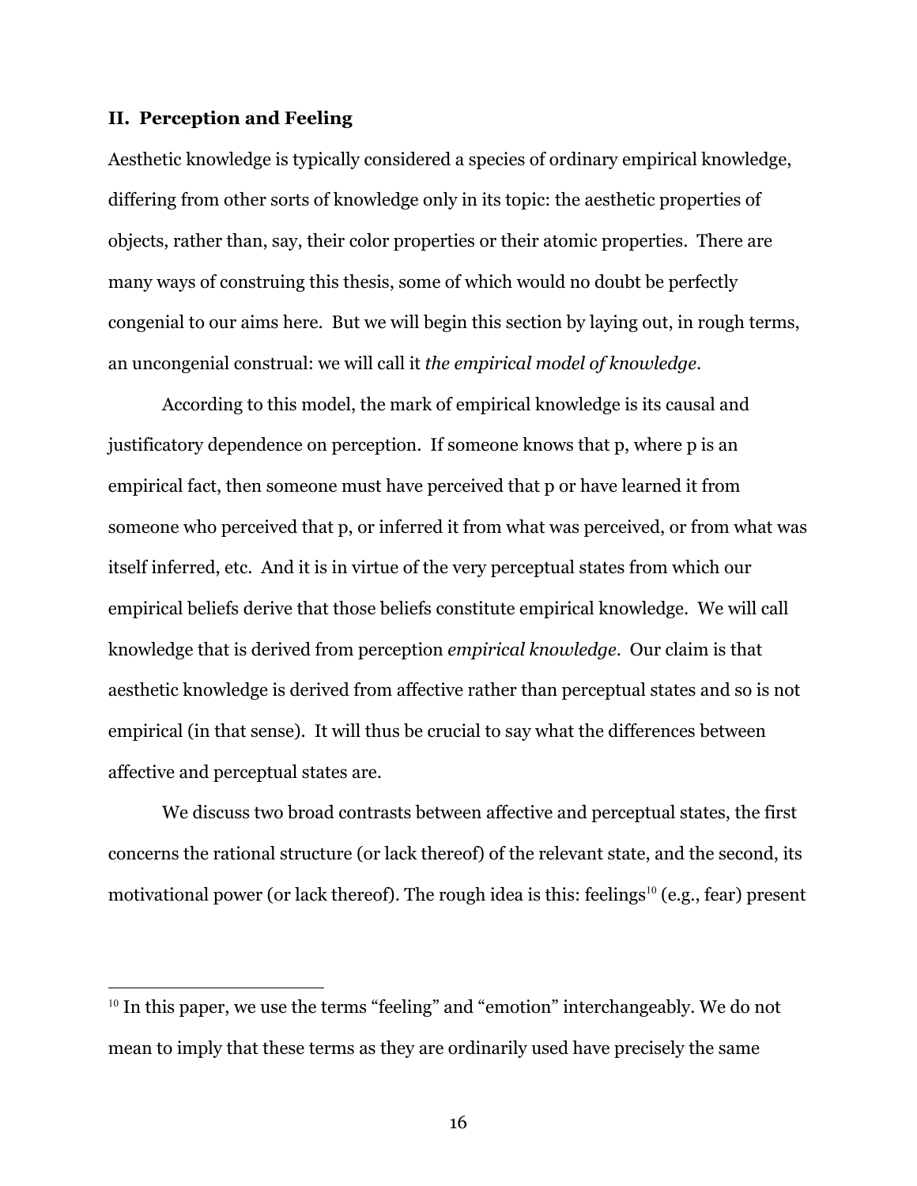## II. Perception and Feeling

Aesthetic knowledge is typically considered a species of ordinary empirical knowledge, differing from other sorts of knowledge only in its topic: the aesthetic properties of objects, rather than, say, their color properties or their atomic properties. There are many ways of construing this thesis, some of which would no doubt be perfectly congenial to our aims here. But we will begin this section by laying out, in rough terms, an uncongenial construal: we will call it *the empirical model of knowledge*.

According to this model, the mark of empirical knowledge is its causal and justificatory dependence on perception. If someone knows that p, where p is an empirical fact, then someone must have perceived that p or have learned it from someone who perceived that p, or inferred it from what was perceived, or from what was itself inferred, etc. And it is in virtue of the very perceptual states from which our empirical beliefs derive that those beliefs constitute empirical knowledge. We will call knowledge that is derived from perception *empirical knowledge*. Our claim is that aesthetic knowledge is derived from affective rather than perceptual states and so is not empirical (in that sense). It will thus be crucial to say what the differences between affective and perceptual states are.

We discuss two broad contrasts between affective and perceptual states, the first concerns the rational structure (or lack thereof) of the relevant state, and the second, its motivational power (or lack thereof). The rough idea is this: feelings[10] (e.g., fear) present

[10] In this paper, we use the terms "feeling" and "emotion" interchangeably. We do not mean to imply that these terms as they are ordinarily used have precisely the same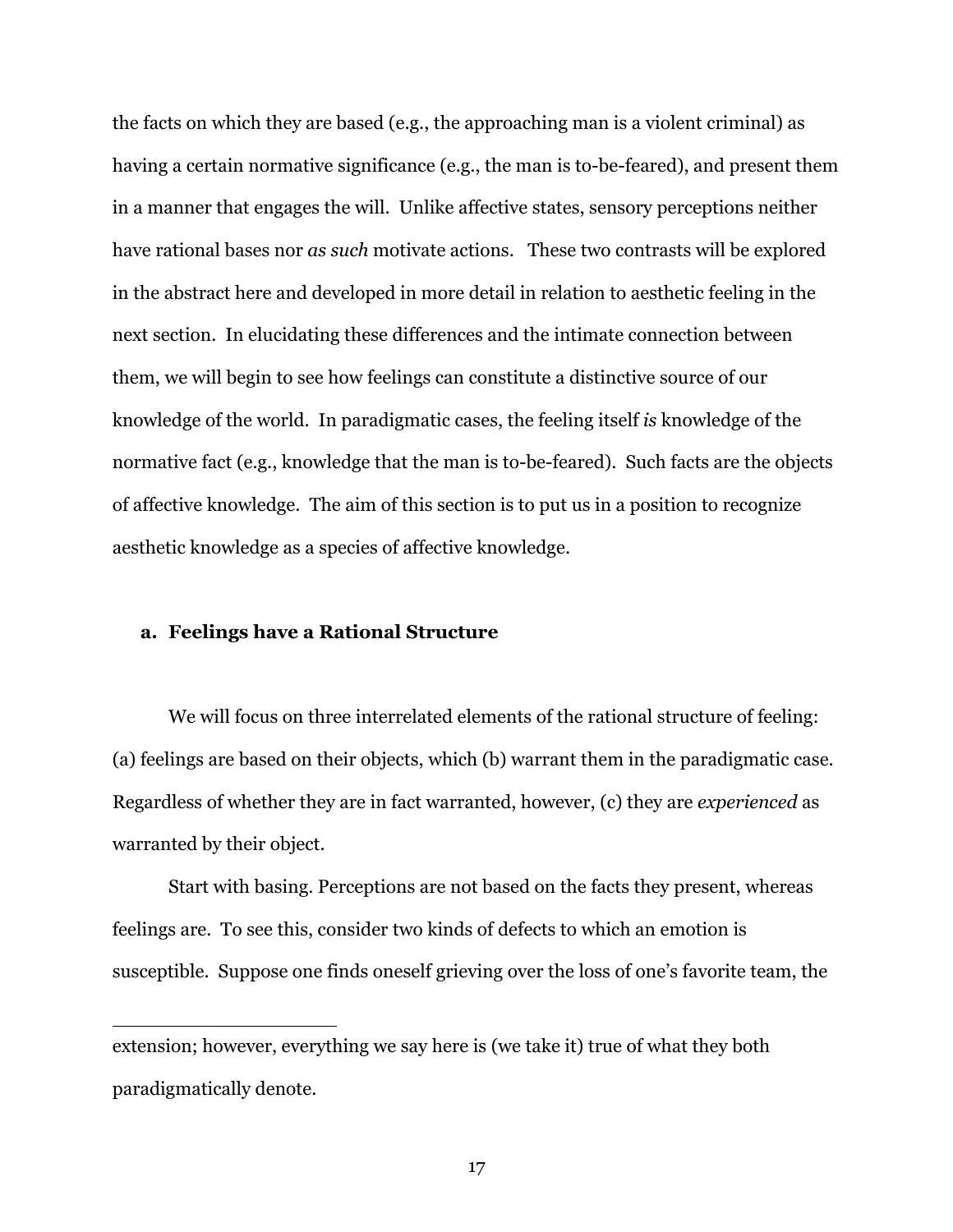the facts on which they are based (e.g., the approaching man is a violent criminal) as having a certain normative significance (e.g., the man is to-be-feared), and present them in a manner that engages the will. Unlike affective states, sensory perceptions neither have rational bases nor *as such* motivate actions. These two contrasts will be explored in the abstract here and developed in more detail in relation to aesthetic feeling in the next section. In elucidating these differences and the intimate connection between them, we will begin to see how feelings can constitute a distinctive source of our knowledge of the world. In paradigmatic cases, the feeling itself *is* knowledge of the normative fact (e.g., knowledge that the man is to-be-feared). Such facts are the objects of affective knowledge. The aim of this section is to put us in a position to recognize aesthetic knowledge as a species of affective knowledge.

### a. Feelings have a Rational Structure

We will focus on three interrelated elements of the rational structure of feeling: (a) feelings are based on their objects, which (b) warrant them in the paradigmatic case. Regardless of whether they are in fact warranted, however, (c) they are *experienced* as warranted by their object.

Start with basing. Perceptions are not based on the facts they present, whereas feelings are. To see this, consider two kinds of defects to which an emotion is susceptible. Suppose one finds oneself grieving over the loss of one's favorite team, the

---

extension; however, everything we say here is (we take it) true of what they both paradigmatically denote.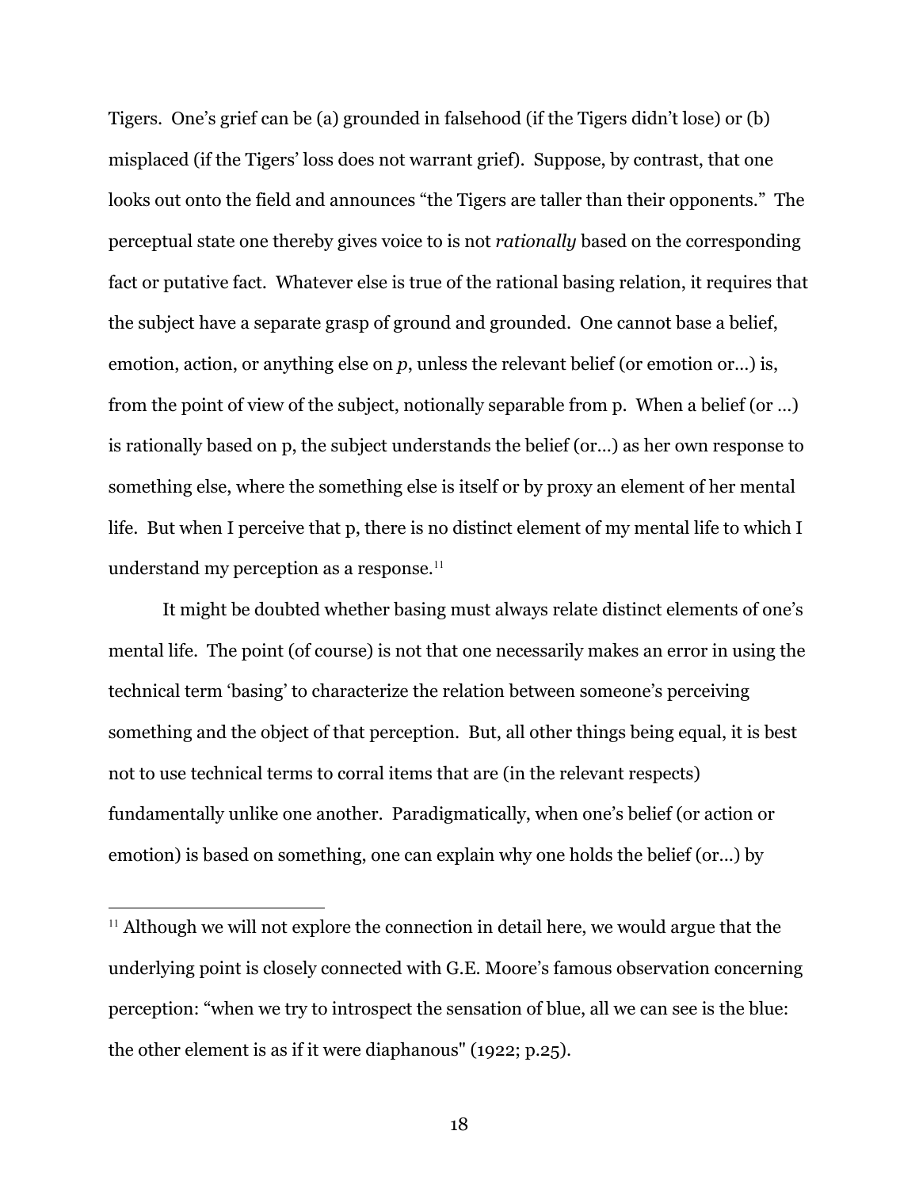Tigers. One's grief can be (a) grounded in falsehood (if the Tigers didn't lose) or (b) misplaced (if the Tigers' loss does not warrant grief). Suppose, by contrast, that one looks out onto the field and announces "the Tigers are taller than their opponents." The perceptual state one thereby gives voice to is not *rationally* based on the corresponding fact or putative fact. Whatever else is true of the rational basing relation, it requires that the subject have a separate grasp of ground and grounded. One cannot base a belief, emotion, action, or anything else on *p*, unless the relevant belief (or emotion or…) is, from the point of view of the subject, notionally separable from p. When a belief (or …) is rationally based on p, the subject understands the belief (or…) as her own response to something else, where the something else is itself or by proxy an element of her mental life. But when I perceive that p, there is no distinct element of my mental life to which I understand my perception as a response.[11]

It might be doubted whether basing must always relate distinct elements of one's mental life. The point (of course) is not that one necessarily makes an error in using the technical term 'basing' to characterize the relation between someone's perceiving something and the object of that perception. But, all other things being equal, it is best not to use technical terms to corral items that are (in the relevant respects) fundamentally unlike one another. Paradigmatically, when one's belief (or action or emotion) is based on something, one can explain why one holds the belief (or…) by

[11] Although we will not explore the connection in detail here, we would argue that the underlying point is closely connected with G.E. Moore's famous observation concerning perception: "when we try to introspect the sensation of blue, all we can see is the blue: the other element is as if it were diaphanous" (1922; p.25).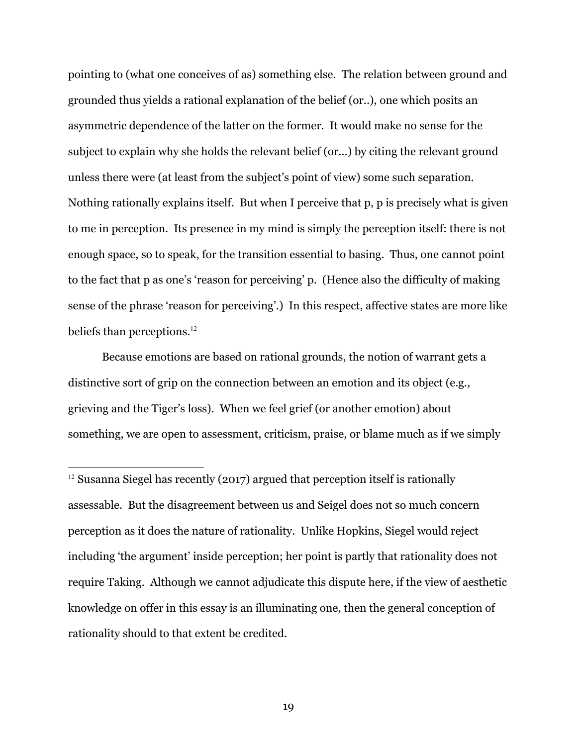pointing to (what one conceives of as) something else. The relation between ground and grounded thus yields a rational explanation of the belief (or..), one which posits an asymmetric dependence of the latter on the former. It would make no sense for the subject to explain why she holds the relevant belief (or…) by citing the relevant ground unless there were (at least from the subject's point of view) some such separation. Nothing rationally explains itself. But when I perceive that p, p is precisely what is given to me in perception. Its presence in my mind is simply the perception itself: there is not enough space, so to speak, for the transition essential to basing. Thus, one cannot point to the fact that p as one's 'reason for perceiving' p. (Hence also the difficulty of making sense of the phrase 'reason for perceiving'.) In this respect, affective states are more like beliefs than perceptions.[12]

Because emotions are based on rational grounds, the notion of warrant gets a distinctive sort of grip on the connection between an emotion and its object (e.g., grieving and the Tiger's loss). When we feel grief (or another emotion) about something, we are open to assessment, criticism, praise, or blame much as if we simply

---

[12] Susanna Siegel has recently (2017) argued that perception itself is rationally assessable. But the disagreement between us and Seigel does not so much concern perception as it does the nature of rationality. Unlike Hopkins, Siegel would reject including 'the argument' inside perception; her point is partly that rationality does not require Taking. Although we cannot adjudicate this dispute here, if the view of aesthetic knowledge on offer in this essay is an illuminating one, then the general conception of rationality should to that extent be credited.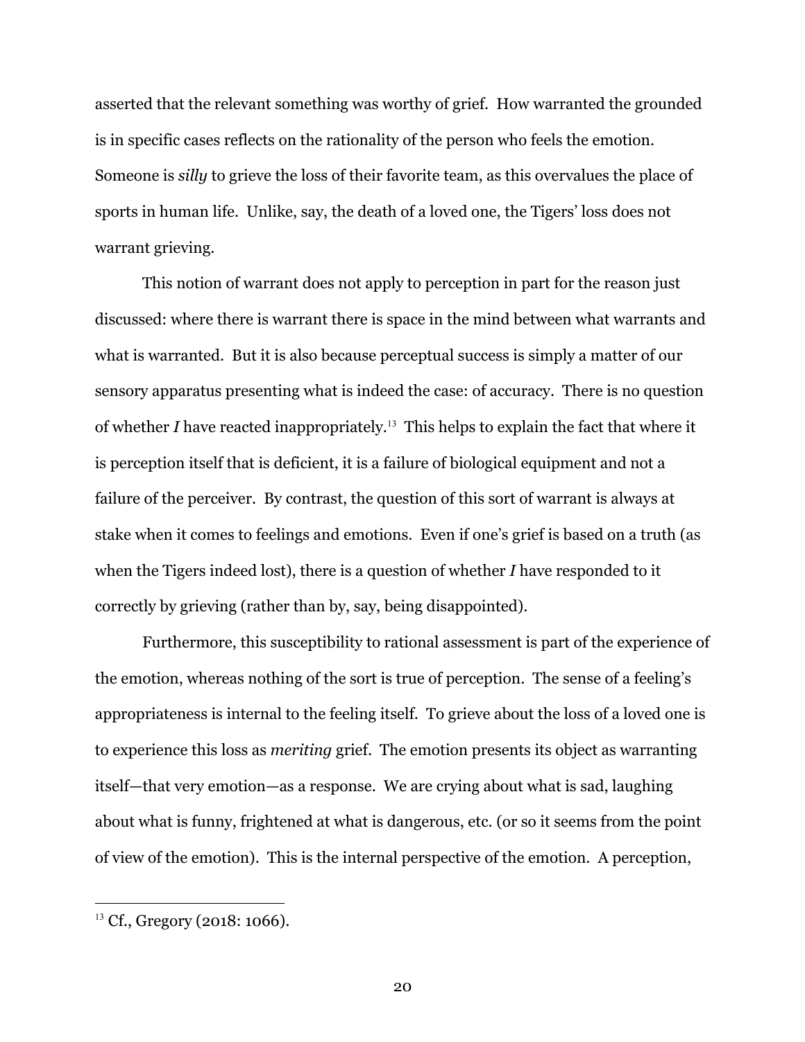asserted that the relevant something was worthy of grief. How warranted the grounded is in specific cases reflects on the rationality of the person who feels the emotion. Someone is *silly* to grieve the loss of their favorite team, as this overvalues the place of sports in human life. Unlike, say, the death of a loved one, the Tigers' loss does not warrant grieving.

This notion of warrant does not apply to perception in part for the reason just discussed: where there is warrant there is space in the mind between what warrants and what is warranted. But it is also because perceptual success is simply a matter of our sensory apparatus presenting what is indeed the case: of accuracy. There is no question of whether *I* have reacted inappropriately.[13] This helps to explain the fact that where it is perception itself that is deficient, it is a failure of biological equipment and not a failure of the perceiver. By contrast, the question of this sort of warrant is always at stake when it comes to feelings and emotions. Even if one's grief is based on a truth (as when the Tigers indeed lost), there is a question of whether *I* have responded to it correctly by grieving (rather than by, say, being disappointed).

Furthermore, this susceptibility to rational assessment is part of the experience of the emotion, whereas nothing of the sort is true of perception. The sense of a feeling's appropriateness is internal to the feeling itself. To grieve about the loss of a loved one is to experience this loss as *meriting* grief. The emotion presents its object as warranting itself—that very emotion—as a response. We are crying about what is sad, laughing about what is funny, frightened at what is dangerous, etc. (or so it seems from the point of view of the emotion). This is the internal perspective of the emotion. A perception,

[13] Cf., Gregory (2018: 1066).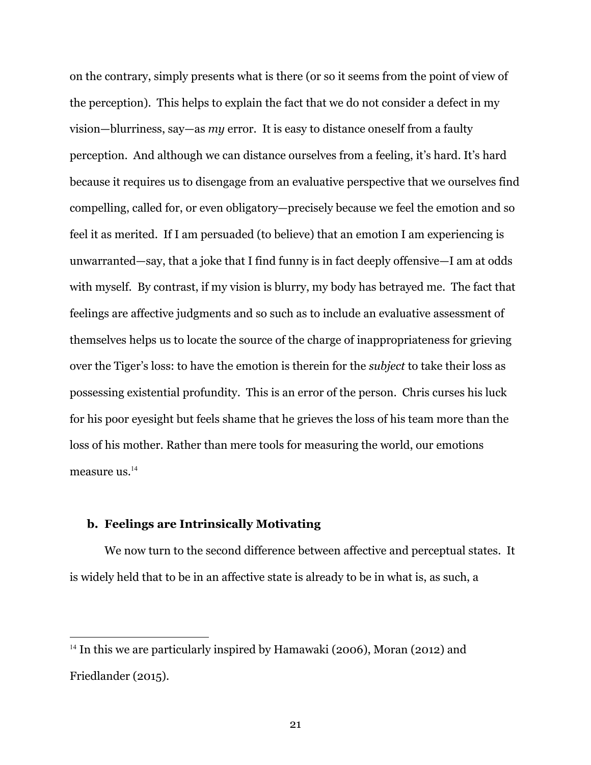on the contrary, simply presents what is there (or so it seems from the point of view of the perception). This helps to explain the fact that we do not consider a defect in my vision—blurriness, say—as *my* error. It is easy to distance oneself from a faulty perception. And although we can distance ourselves from a feeling, it's hard. It's hard because it requires us to disengage from an evaluative perspective that we ourselves find compelling, called for, or even obligatory—precisely because we feel the emotion and so feel it as merited. If I am persuaded (to believe) that an emotion I am experiencing is unwarranted—say, that a joke that I find funny is in fact deeply offensive—I am at odds with myself. By contrast, if my vision is blurry, my body has betrayed me. The fact that feelings are affective judgments and so such as to include an evaluative assessment of themselves helps us to locate the source of the charge of inappropriateness for grieving over the Tiger's loss: to have the emotion is therein for the *subject* to take their loss as possessing existential profundity. This is an error of the person. Chris curses his luck for his poor eyesight but feels shame that he grieves the loss of his team more than the loss of his mother. Rather than mere tools for measuring the world, our emotions measure us.[14]

### b. Feelings are Intrinsically Motivating

We now turn to the second difference between affective and perceptual states. It is widely held that to be in an affective state is already to be in what is, as such, a

[14] In this we are particularly inspired by Hamawaki (2006), Moran (2012) and Friedlander (2015).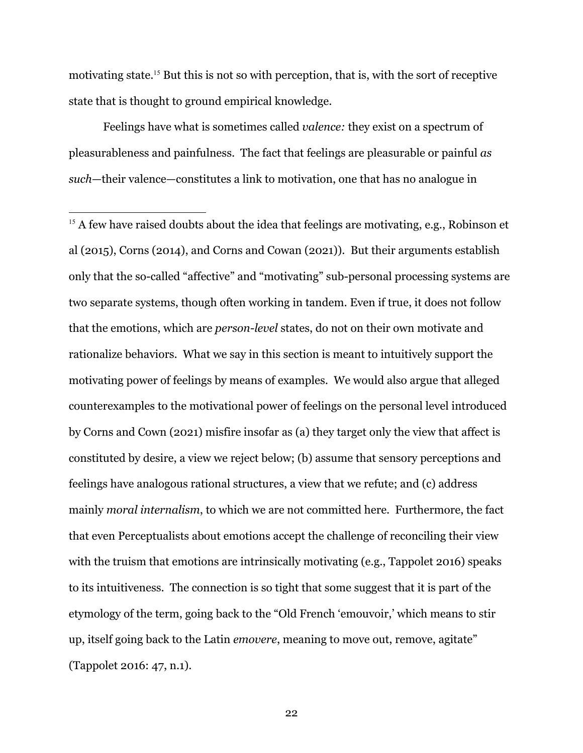motivating state.[15] But this is not so with perception, that is, with the sort of receptive state that is thought to ground empirical knowledge.

Feelings have what is sometimes called *valence:* they exist on a spectrum of pleasurableness and painfulness. The fact that feelings are pleasurable or painful *as such*—their valence—constitutes a link to motivation, one that has no analogue in

---

[15] A few have raised doubts about the idea that feelings are motivating, e.g., Robinson et al (2015), Corns (2014), and Corns and Cowan (2021)). But their arguments establish only that the so-called "affective" and "motivating" sub-personal processing systems are two separate systems, though often working in tandem. Even if true, it does not follow that the emotions, which are *person-level* states, do not on their own motivate and rationalize behaviors. What we say in this section is meant to intuitively support the motivating power of feelings by means of examples. We would also argue that alleged counterexamples to the motivational power of feelings on the personal level introduced by Corns and Cown (2021) misfire insofar as (a) they target only the view that affect is constituted by desire, a view we reject below; (b) assume that sensory perceptions and feelings have analogous rational structures, a view that we refute; and (c) address mainly *moral internalism*, to which we are not committed here. Furthermore, the fact that even Perceptualists about emotions accept the challenge of reconciling their view with the truism that emotions are intrinsically motivating (e.g., Tappolet 2016) speaks to its intuitiveness. The connection is so tight that some suggest that it is part of the etymology of the term, going back to the "Old French 'emouvoir,' which means to stir up, itself going back to the Latin *emovere*, meaning to move out, remove, agitate" (Tappolet 2016: 47, n.1).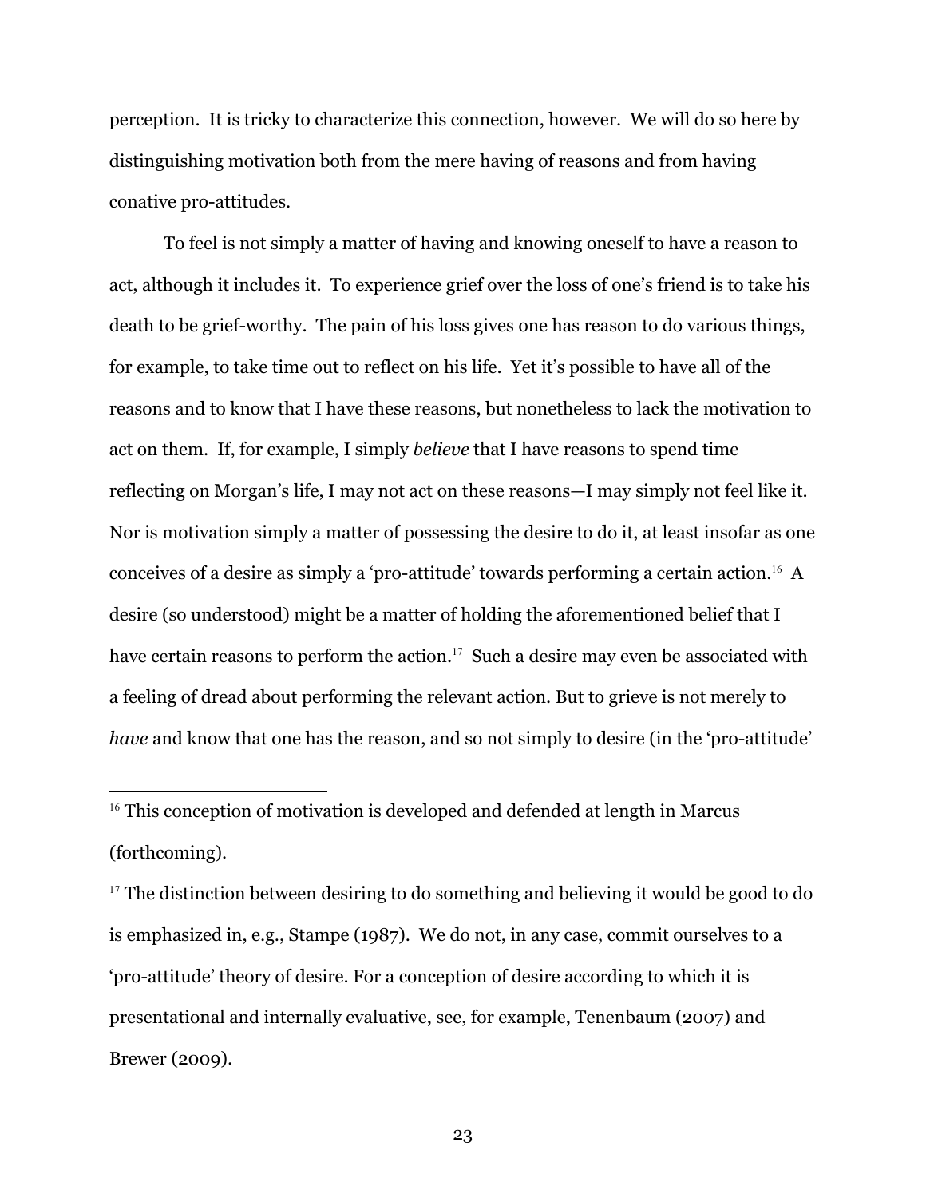perception. It is tricky to characterize this connection, however. We will do so here by distinguishing motivation both from the mere having of reasons and from having conative pro-attitudes.

To feel is not simply a matter of having and knowing oneself to have a reason to act, although it includes it. To experience grief over the loss of one's friend is to take his death to be grief-worthy. The pain of his loss gives one has reason to do various things, for example, to take time out to reflect on his life. Yet it's possible to have all of the reasons and to know that I have these reasons, but nonetheless to lack the motivation to act on them. If, for example, I simply *believe* that I have reasons to spend time reflecting on Morgan's life, I may not act on these reasons—I may simply not feel like it. Nor is motivation simply a matter of possessing the desire to do it, at least insofar as one conceives of a desire as simply a 'pro-attitude' towards performing a certain action.[16] A desire (so understood) might be a matter of holding the aforementioned belief that I have certain reasons to perform the action.[17] Such a desire may even be associated with a feeling of dread about performing the relevant action. But to grieve is not merely to *have* and know that one has the reason, and so not simply to desire (in the 'pro-attitude'

---

[16] This conception of motivation is developed and defended at length in Marcus (forthcoming).

[17] The distinction between desiring to do something and believing it would be good to do is emphasized in, e.g., Stampe (1987). We do not, in any case, commit ourselves to a 'pro-attitude' theory of desire. For a conception of desire according to which it is presentational and internally evaluative, see, for example, Tenenbaum (2007) and Brewer (2009).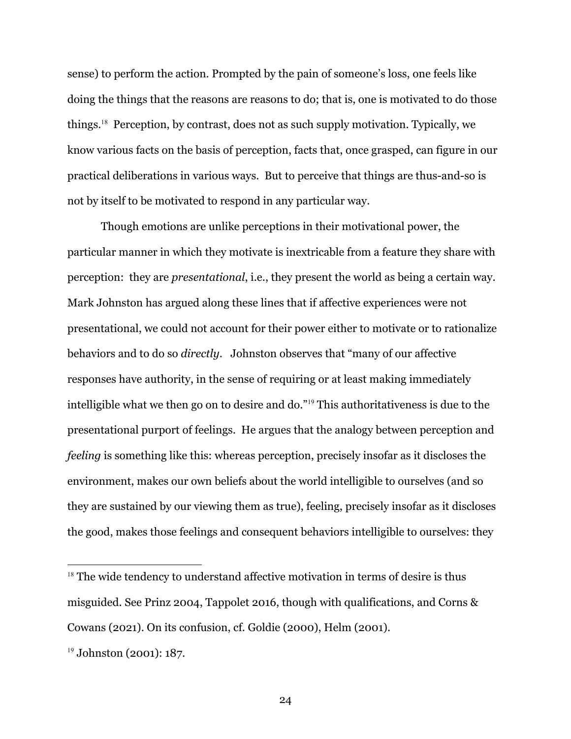sense) to perform the action. Prompted by the pain of someone's loss, one feels like doing the things that the reasons are reasons to do; that is, one is motivated to do those things.[18] Perception, by contrast, does not as such supply motivation. Typically, we know various facts on the basis of perception, facts that, once grasped, can figure in our practical deliberations in various ways. But to perceive that things are thus-and-so is not by itself to be motivated to respond in any particular way.

Though emotions are unlike perceptions in their motivational power, the particular manner in which they motivate is inextricable from a feature they share with perception: they are *presentational*, i.e., they present the world as being a certain way. Mark Johnston has argued along these lines that if affective experiences were not presentational, we could not account for their power either to motivate or to rationalize behaviors and to do so *directly*. Johnston observes that "many of our affective responses have authority, in the sense of requiring or at least making immediately intelligible what we then go on to desire and do."[19] This authoritativeness is due to the presentational purport of feelings. He argues that the analogy between perception and *feeling* is something like this: whereas perception, precisely insofar as it discloses the environment, makes our own beliefs about the world intelligible to ourselves (and so they are sustained by our viewing them as true), feeling, precisely insofar as it discloses the good, makes those feelings and consequent behaviors intelligible to ourselves: they

---

[18] The wide tendency to understand affective motivation in terms of desire is thus misguided. See Prinz 2004, Tappolet 2016, though with qualifications, and Corns & Cowans (2021). On its confusion, cf. Goldie (2000), Helm (2001).

[19] Johnston (2001): 187.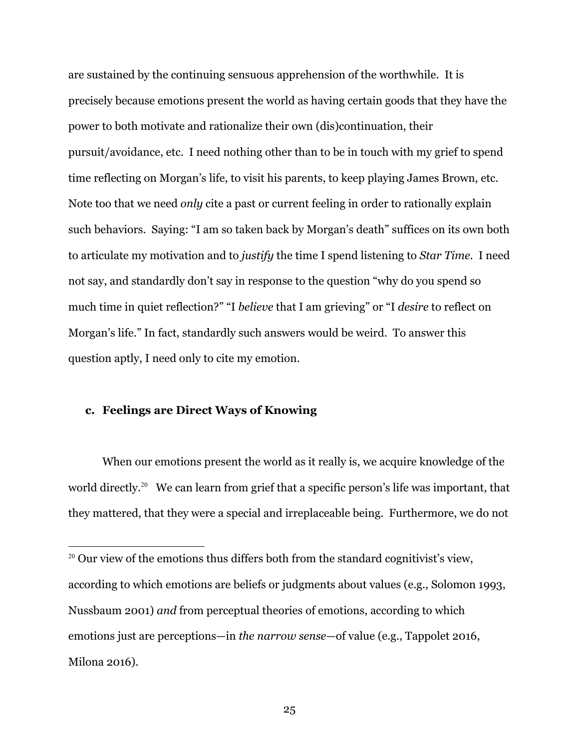are sustained by the continuing sensuous apprehension of the worthwhile. It is precisely because emotions present the world as having certain goods that they have the power to both motivate and rationalize their own (dis)continuation, their pursuit/avoidance, etc. I need nothing other than to be in touch with my grief to spend time reflecting on Morgan's life, to visit his parents, to keep playing James Brown, etc. Note too that we need *only* cite a past or current feeling in order to rationally explain such behaviors. Saying: "I am so taken back by Morgan's death" suffices on its own both to articulate my motivation and to *justify* the time I spend listening to *Star Time*. I need not say, and standardly don't say in response to the question "why do you spend so much time in quiet reflection?" "I *believe* that I am grieving" or "I *desire* to reflect on Morgan's life." In fact, standardly such answers would be weird. To answer this question aptly, I need only to cite my emotion.

### c. Feelings are Direct Ways of Knowing

When our emotions present the world as it really is, we acquire knowledge of the world directly.[20] We can learn from grief that a specific person's life was important, that they mattered, that they were a special and irreplaceable being. Furthermore, we do not

---

[20] Our view of the emotions thus differs both from the standard cognitivist's view, according to which emotions are beliefs or judgments about values (e.g., Solomon 1993, Nussbaum 2001) *and* from perceptual theories of emotions, according to which emotions just are perceptions—in *the narrow sense*—of value (e.g., Tappolet 2016, Milona 2016).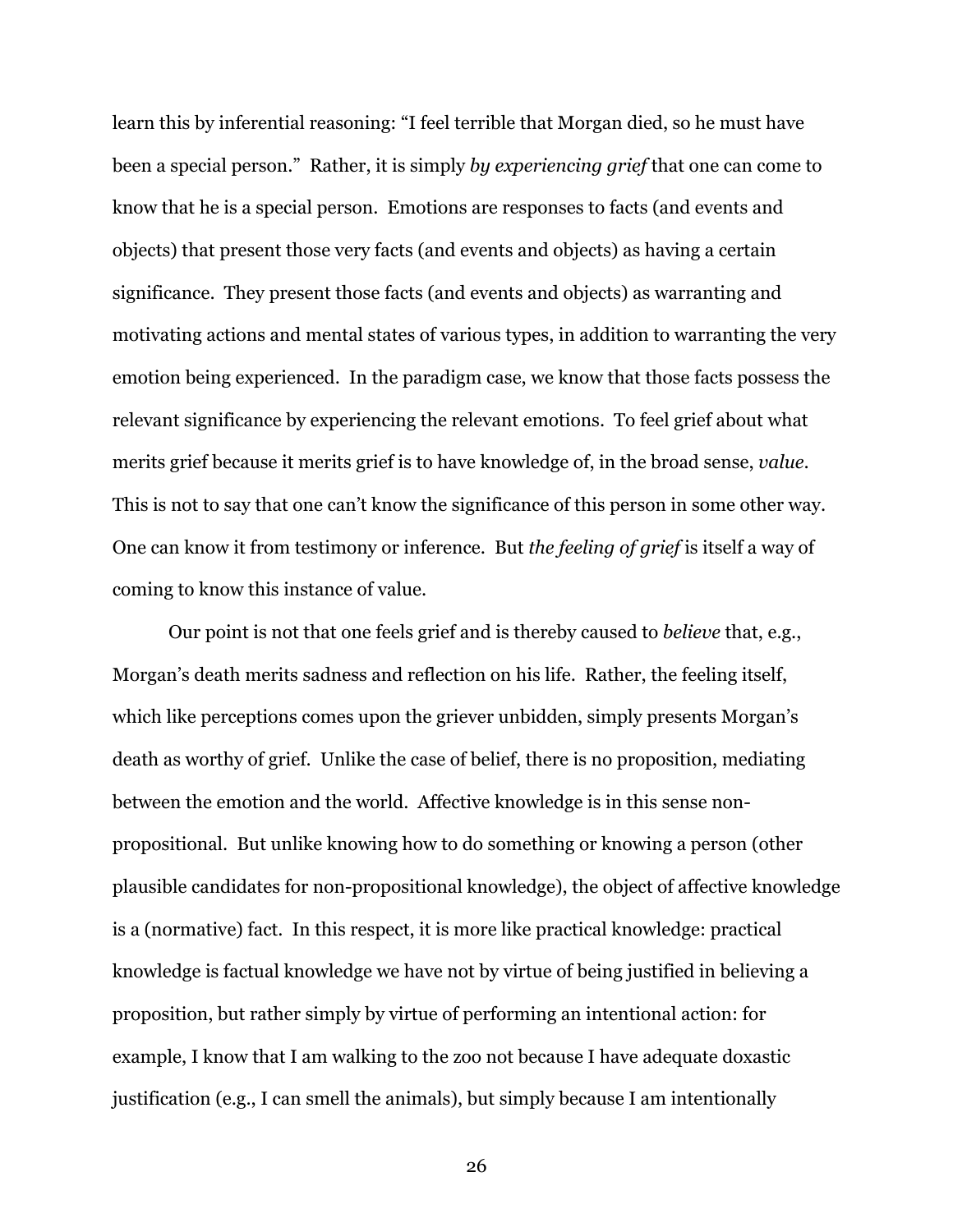learn this by inferential reasoning: "I feel terrible that Morgan died, so he must have been a special person." Rather, it is simply *by experiencing grief* that one can come to know that he is a special person. Emotions are responses to facts (and events and objects) that present those very facts (and events and objects) as having a certain significance. They present those facts (and events and objects) as warranting and motivating actions and mental states of various types, in addition to warranting the very emotion being experienced. In the paradigm case, we know that those facts possess the relevant significance by experiencing the relevant emotions. To feel grief about what merits grief because it merits grief is to have knowledge of, in the broad sense, *value*. This is not to say that one can't know the significance of this person in some other way. One can know it from testimony or inference. But *the feeling of grief* is itself a way of coming to know this instance of value.

Our point is not that one feels grief and is thereby caused to *believe* that, e.g., Morgan's death merits sadness and reflection on his life. Rather, the feeling itself, which like perceptions comes upon the griever unbidden, simply presents Morgan's death as worthy of grief. Unlike the case of belief, there is no proposition, mediating between the emotion and the world. Affective knowledge is in this sense non-propositional. But unlike knowing how to do something or knowing a person (other plausible candidates for non-propositional knowledge), the object of affective knowledge is a (normative) fact. In this respect, it is more like practical knowledge: practical knowledge is factual knowledge we have not by virtue of being justified in believing a proposition, but rather simply by virtue of performing an intentional action: for example, I know that I am walking to the zoo not because I have adequate doxastic justification (e.g., I can smell the animals), but simply because I am intentionally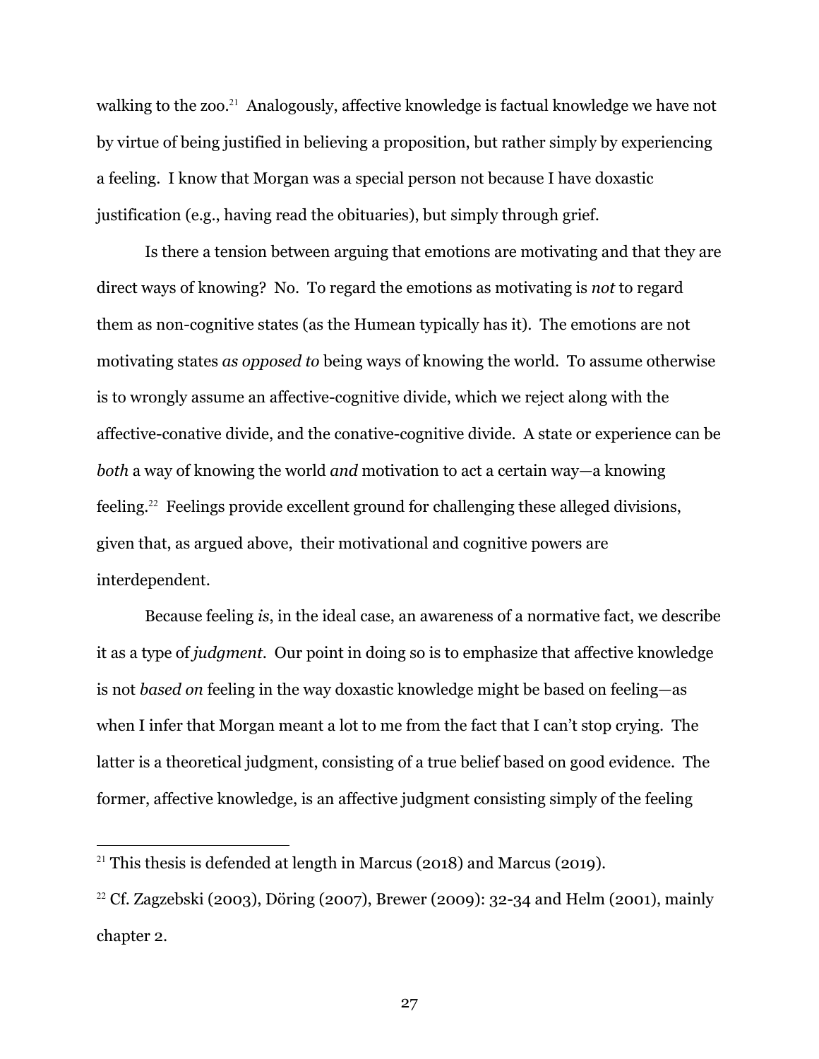walking to the zoo.[21] Analogously, affective knowledge is factual knowledge we have not by virtue of being justified in believing a proposition, but rather simply by experiencing a feeling. I know that Morgan was a special person not because I have doxastic justification (e.g., having read the obituaries), but simply through grief.

Is there a tension between arguing that emotions are motivating and that they are direct ways of knowing? No. To regard the emotions as motivating is *not* to regard them as non-cognitive states (as the Humean typically has it). The emotions are not motivating states *as opposed to* being ways of knowing the world. To assume otherwise is to wrongly assume an affective-cognitive divide, which we reject along with the affective-conative divide, and the conative-cognitive divide. A state or experience can be *both* a way of knowing the world *and* motivation to act a certain way—a knowing feeling.[22] Feelings provide excellent ground for challenging these alleged divisions, given that, as argued above, their motivational and cognitive powers are interdependent.

Because feeling *is*, in the ideal case, an awareness of a normative fact, we describe it as a type of *judgment*. Our point in doing so is to emphasize that affective knowledge is not *based on* feeling in the way doxastic knowledge might be based on feeling—as when I infer that Morgan meant a lot to me from the fact that I can't stop crying. The latter is a theoretical judgment, consisting of a true belief based on good evidence. The former, affective knowledge, is an affective judgment consisting simply of the feeling

---

[21] This thesis is defended at length in Marcus (2018) and Marcus (2019).

[22] Cf. Zagzebski (2003), Döring (2007), Brewer (2009): 32-34 and Helm (2001), mainly chapter 2.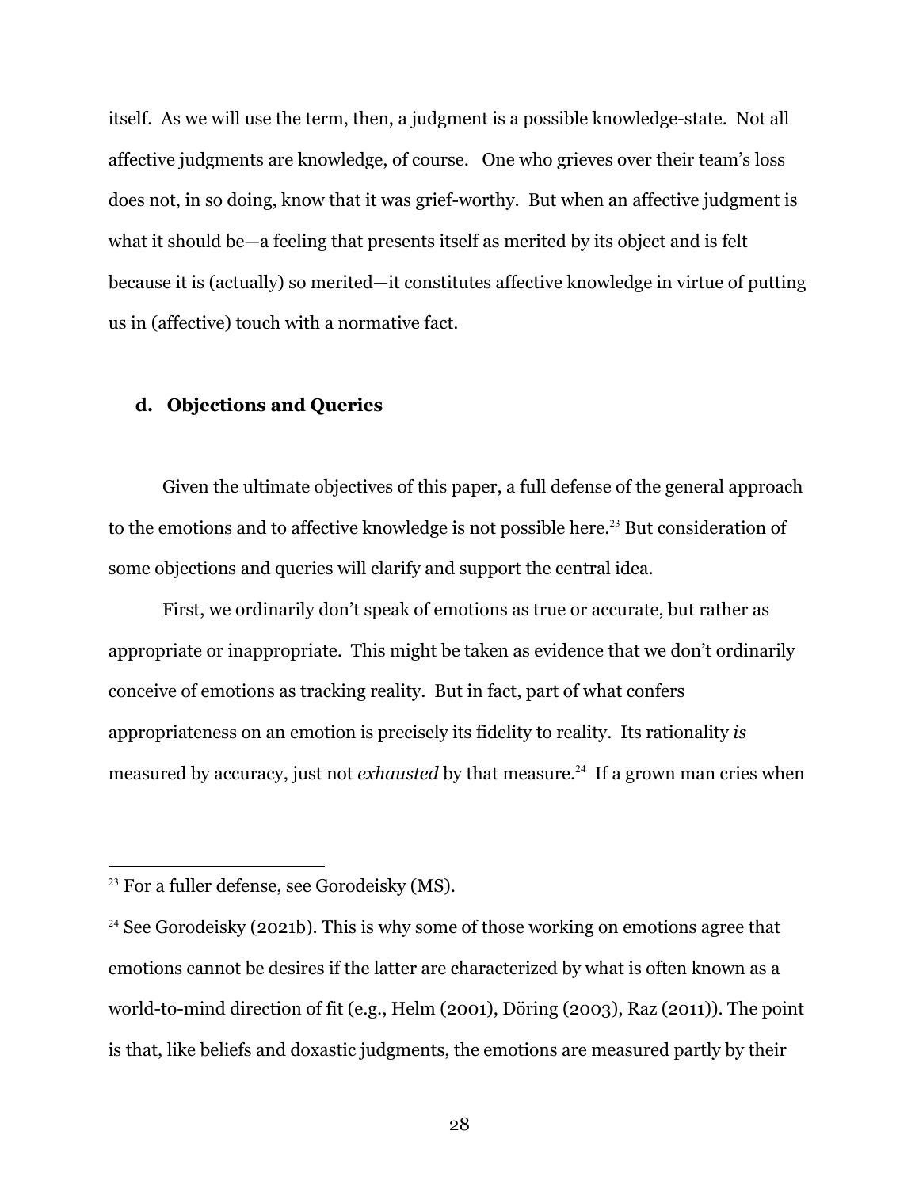itself. As we will use the term, then, a judgment is a possible knowledge-state. Not all affective judgments are knowledge, of course. One who grieves over their team's loss does not, in so doing, know that it was grief-worthy. But when an affective judgment is what it should be—a feeling that presents itself as merited by its object and is felt because it is (actually) so merited—it constitutes affective knowledge in virtue of putting us in (affective) touch with a normative fact.

### d. Objections and Queries

Given the ultimate objectives of this paper, a full defense of the general approach to the emotions and to affective knowledge is not possible here.[23] But consideration of some objections and queries will clarify and support the central idea.

First, we ordinarily don't speak of emotions as true or accurate, but rather as appropriate or inappropriate. This might be taken as evidence that we don't ordinarily conceive of emotions as tracking reality. But in fact, part of what confers appropriateness on an emotion is precisely its fidelity to reality. Its rationality *is* measured by accuracy, just not *exhausted* by that measure.[24] If a grown man cries when

---

[23] For a fuller defense, see Gorodeisky (MS).

[24] See Gorodeisky (2021b). This is why some of those working on emotions agree that emotions cannot be desires if the latter are characterized by what is often known as a world-to-mind direction of fit (e.g., Helm (2001), Döring (2003), Raz (2011)). The point is that, like beliefs and doxastic judgments, the emotions are measured partly by their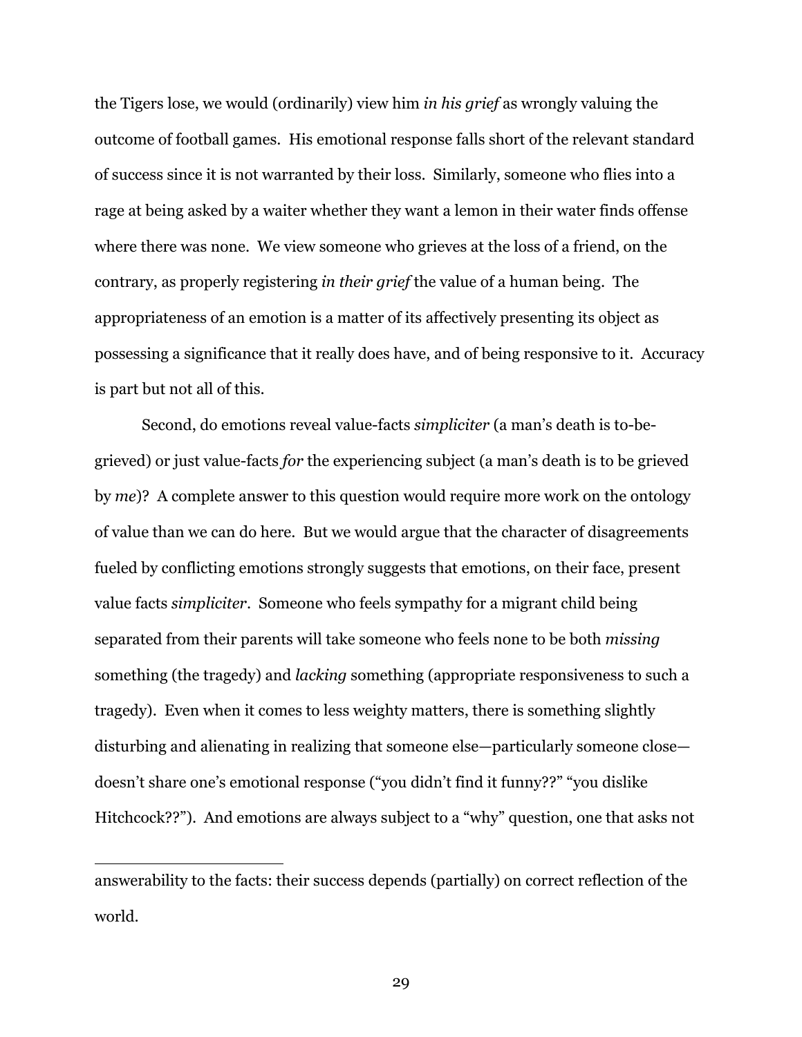the Tigers lose, we would (ordinarily) view him *in his grief* as wrongly valuing the outcome of football games. His emotional response falls short of the relevant standard of success since it is not warranted by their loss. Similarly, someone who flies into a rage at being asked by a waiter whether they want a lemon in their water finds offense where there was none. We view someone who grieves at the loss of a friend, on the contrary, as properly registering *in their grief* the value of a human being. The appropriateness of an emotion is a matter of its affectively presenting its object as possessing a significance that it really does have, and of being responsive to it. Accuracy is part but not all of this.

Second, do emotions reveal value-facts *simpliciter* (a man's death is to-be-grieved) or just value-facts *for* the experiencing subject (a man's death is to be grieved by *me*)? A complete answer to this question would require more work on the ontology of value than we can do here. But we would argue that the character of disagreements fueled by conflicting emotions strongly suggests that emotions, on their face, present value facts *simpliciter*. Someone who feels sympathy for a migrant child being separated from their parents will take someone who feels none to be both *missing* something (the tragedy) and *lacking* something (appropriate responsiveness to such a tragedy). Even when it comes to less weighty matters, there is something slightly disturbing and alienating in realizing that someone else—particularly someone close—doesn't share one's emotional response ("you didn't find it funny??" "you dislike Hitchcock??"). And emotions are always subject to a "why" question, one that asks not

---

answerability to the facts: their success depends (partially) on correct reflection of the world.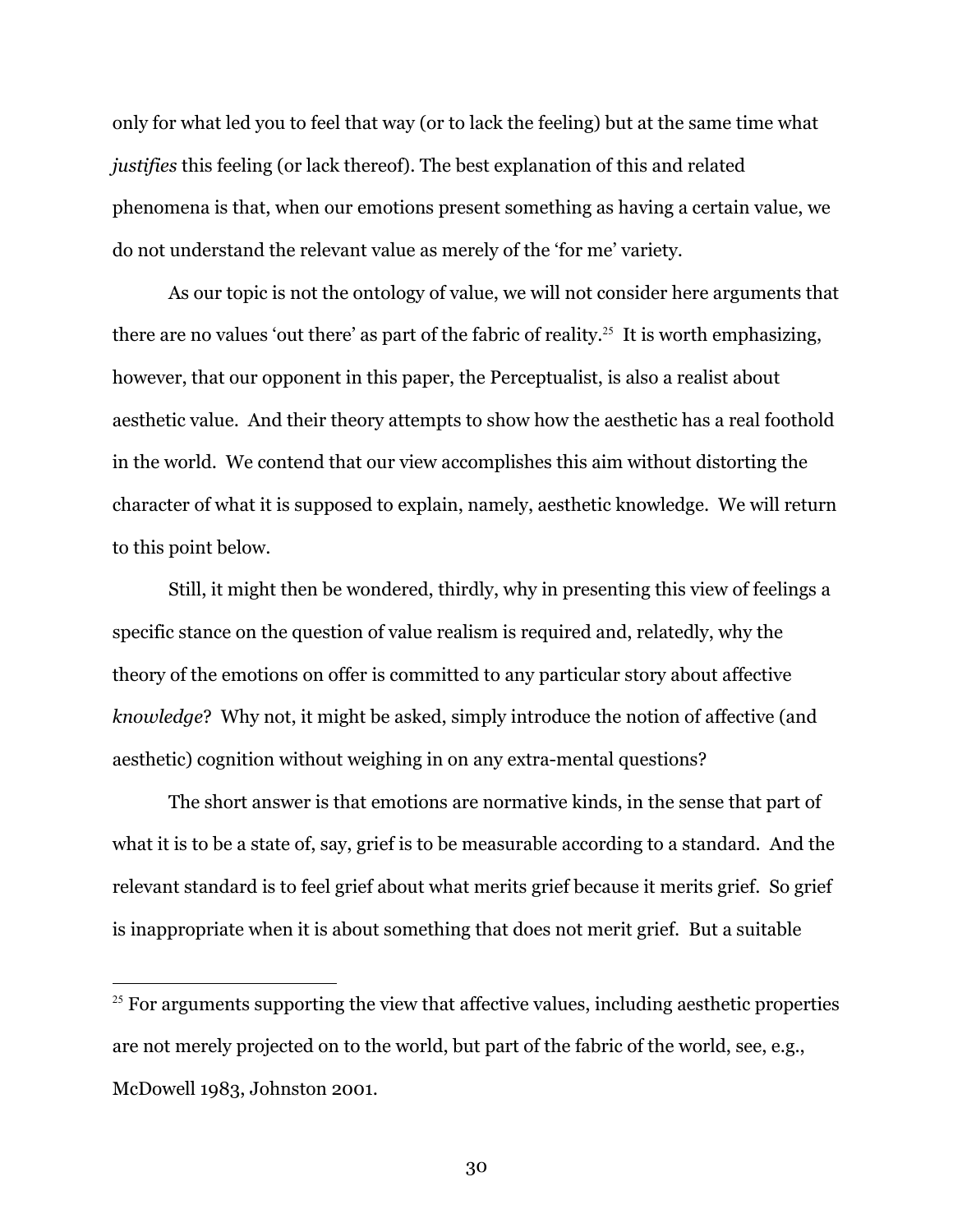only for what led you to feel that way (or to lack the feeling) but at the same time what *justifies* this feeling (or lack thereof). The best explanation of this and related phenomena is that, when our emotions present something as having a certain value, we do not understand the relevant value as merely of the 'for me' variety.

As our topic is not the ontology of value, we will not consider here arguments that there are no values 'out there' as part of the fabric of reality.[25] It is worth emphasizing, however, that our opponent in this paper, the Perceptualist, is also a realist about aesthetic value. And their theory attempts to show how the aesthetic has a real foothold in the world. We contend that our view accomplishes this aim without distorting the character of what it is supposed to explain, namely, aesthetic knowledge. We will return to this point below.

Still, it might then be wondered, thirdly, why in presenting this view of feelings a specific stance on the question of value realism is required and, relatedly, why the theory of the emotions on offer is committed to any particular story about affective *knowledge*? Why not, it might be asked, simply introduce the notion of affective (and aesthetic) cognition without weighing in on any extra-mental questions?

The short answer is that emotions are normative kinds, in the sense that part of what it is to be a state of, say, grief is to be measurable according to a standard. And the relevant standard is to feel grief about what merits grief because it merits grief. So grief is inappropriate when it is about something that does not merit grief. But a suitable

---

[25] For arguments supporting the view that affective values, including aesthetic properties are not merely projected on to the world, but part of the fabric of the world, see, e.g., McDowell 1983, Johnston 2001.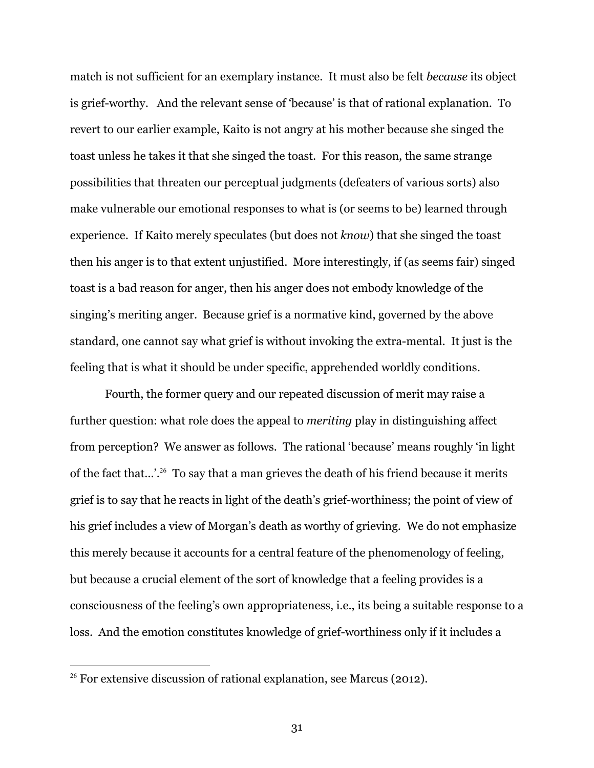match is not sufficient for an exemplary instance. It must also be felt *because* its object is grief-worthy. And the relevant sense of 'because' is that of rational explanation. To revert to our earlier example, Kaito is not angry at his mother because she singed the toast unless he takes it that she singed the toast. For this reason, the same strange possibilities that threaten our perceptual judgments (defeaters of various sorts) also make vulnerable our emotional responses to what is (or seems to be) learned through experience. If Kaito merely speculates (but does not *know*) that she singed the toast then his anger is to that extent unjustified. More interestingly, if (as seems fair) singed toast is a bad reason for anger, then his anger does not embody knowledge of the singing's meriting anger. Because grief is a normative kind, governed by the above standard, one cannot say what grief is without invoking the extra-mental. It just is the feeling that is what it should be under specific, apprehended worldly conditions.

Fourth, the former query and our repeated discussion of merit may raise a further question: what role does the appeal to *meriting* play in distinguishing affect from perception? We answer as follows. The rational 'because' means roughly 'in light of the fact that…'.[26] To say that a man grieves the death of his friend because it merits grief is to say that he reacts in light of the death's grief-worthiness; the point of view of his grief includes a view of Morgan's death as worthy of grieving. We do not emphasize this merely because it accounts for a central feature of the phenomenology of feeling, but because a crucial element of the sort of knowledge that a feeling provides is a consciousness of the feeling's own appropriateness, i.e., its being a suitable response to a loss. And the emotion constitutes knowledge of grief-worthiness only if it includes a

---

[26] For extensive discussion of rational explanation, see Marcus (2012).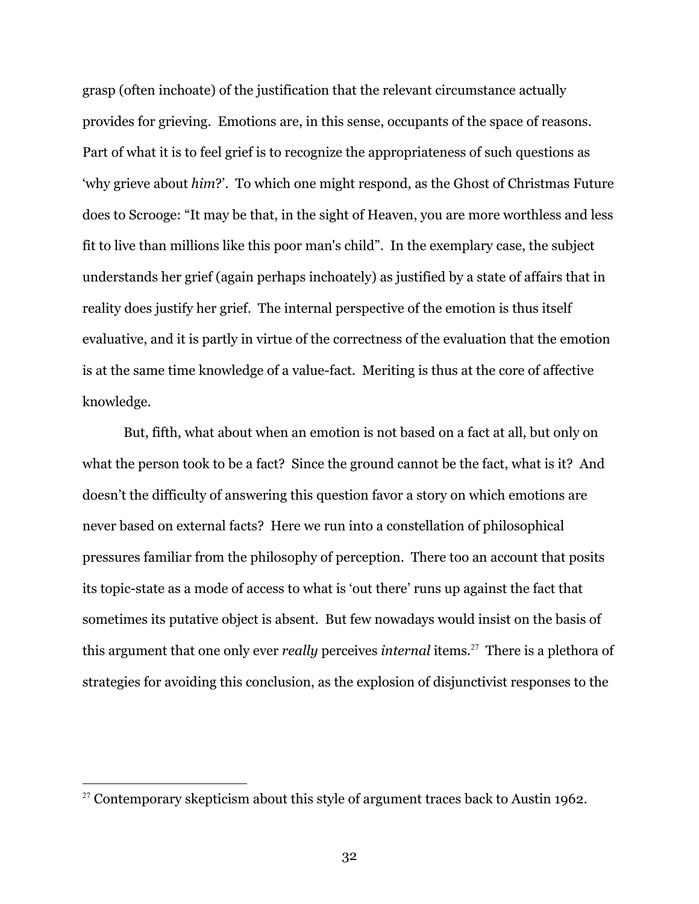grasp (often inchoate) of the justification that the relevant circumstance actually provides for grieving. Emotions are, in this sense, occupants of the space of reasons. Part of what it is to feel grief is to recognize the appropriateness of such questions as 'why grieve about *him*?'. To which one might respond, as the Ghost of Christmas Future does to Scrooge: "It may be that, in the sight of Heaven, you are more worthless and less fit to live than millions like this poor man's child". In the exemplary case, the subject understands her grief (again perhaps inchoately) as justified by a state of affairs that in reality does justify her grief. The internal perspective of the emotion is thus itself evaluative, and it is partly in virtue of the correctness of the evaluation that the emotion is at the same time knowledge of a value-fact. Meriting is thus at the core of affective knowledge.

But, fifth, what about when an emotion is not based on a fact at all, but only on what the person took to be a fact? Since the ground cannot be the fact, what is it? And doesn't the difficulty of answering this question favor a story on which emotions are never based on external facts? Here we run into a constellation of philosophical pressures familiar from the philosophy of perception. There too an account that posits its topic-state as a mode of access to what is 'out there' runs up against the fact that sometimes its putative object is absent. But few nowadays would insist on the basis of this argument that one only ever *really* perceives *internal* items.[27] There is a plethora of strategies for avoiding this conclusion, as the explosion of disjunctivist responses to the

[27] Contemporary skepticism about this style of argument traces back to Austin 1962.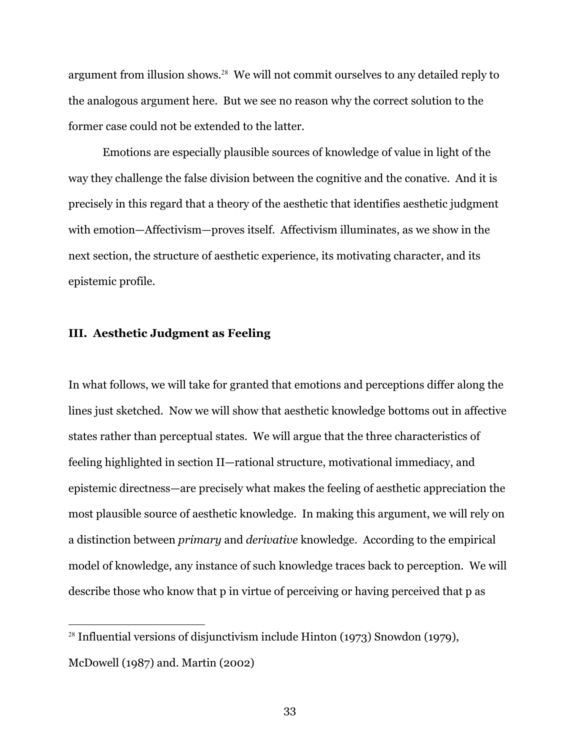argument from illusion shows.[28] We will not commit ourselves to any detailed reply to the analogous argument here. But we see no reason why the correct solution to the former case could not be extended to the latter.

Emotions are especially plausible sources of knowledge of value in light of the way they challenge the false division between the cognitive and the conative. And it is precisely in this regard that a theory of the aesthetic that identifies aesthetic judgment with emotion—Affectivism—proves itself. Affectivism illuminates, as we show in the next section, the structure of aesthetic experience, its motivating character, and its epistemic profile.

## III. Aesthetic Judgment as Feeling

In what follows, we will take for granted that emotions and perceptions differ along the lines just sketched. Now we will show that aesthetic knowledge bottoms out in affective states rather than perceptual states. We will argue that the three characteristics of feeling highlighted in section II—rational structure, motivational immediacy, and epistemic directness—are precisely what makes the feeling of aesthetic appreciation the most plausible source of aesthetic knowledge. In making this argument, we will rely on a distinction between *primary* and *derivative* knowledge. According to the empirical model of knowledge, any instance of such knowledge traces back to perception. We will describe those who know that p in virtue of perceiving or having perceived that p as

---

[28] Influential versions of disjunctivism include Hinton (1973) Snowdon (1979), McDowell (1987) and. Martin (2002)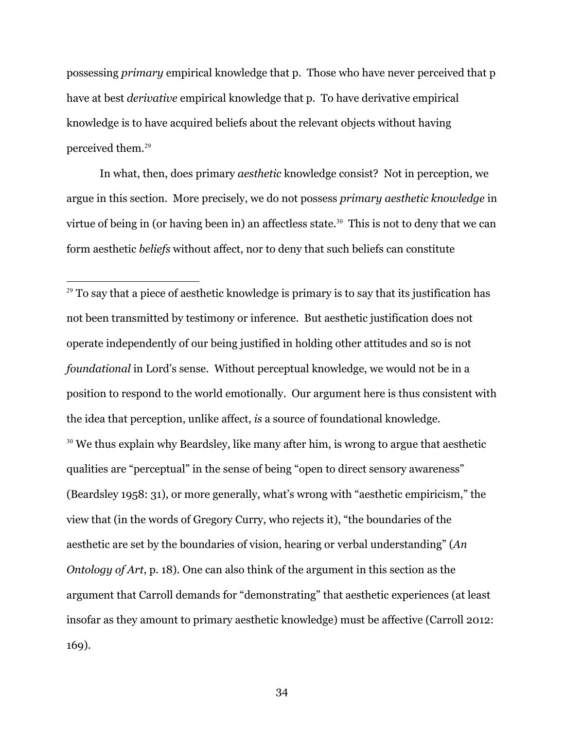possessing *primary* empirical knowledge that p. Those who have never perceived that p have at best *derivative* empirical knowledge that p. To have derivative empirical knowledge is to have acquired beliefs about the relevant objects without having perceived them.[29]

In what, then, does primary *aesthetic* knowledge consist? Not in perception, we argue in this section. More precisely, we do not possess *primary aesthetic knowledge* in virtue of being in (or having been in) an affectless state.[30] This is not to deny that we can form aesthetic *beliefs* without affect, nor to deny that such beliefs can constitute

---

[29] To say that a piece of aesthetic knowledge is primary is to say that its justification has not been transmitted by testimony or inference. But aesthetic justification does not operate independently of our being justified in holding other attitudes and so is not *foundational* in Lord's sense. Without perceptual knowledge, we would not be in a position to respond to the world emotionally. Our argument here is thus consistent with the idea that perception, unlike affect, *is* a source of foundational knowledge.

[30] We thus explain why Beardsley, like many after him, is wrong to argue that aesthetic qualities are "perceptual" in the sense of being "open to direct sensory awareness" (Beardsley 1958: 31), or more generally, what's wrong with "aesthetic empiricism," the view that (in the words of Gregory Curry, who rejects it), "the boundaries of the aesthetic are set by the boundaries of vision, hearing or verbal understanding" (*An Ontology of Art*, p. 18). One can also think of the argument in this section as the argument that Carroll demands for "demonstrating" that aesthetic experiences (at least insofar as they amount to primary aesthetic knowledge) must be affective (Carroll 2012: 169).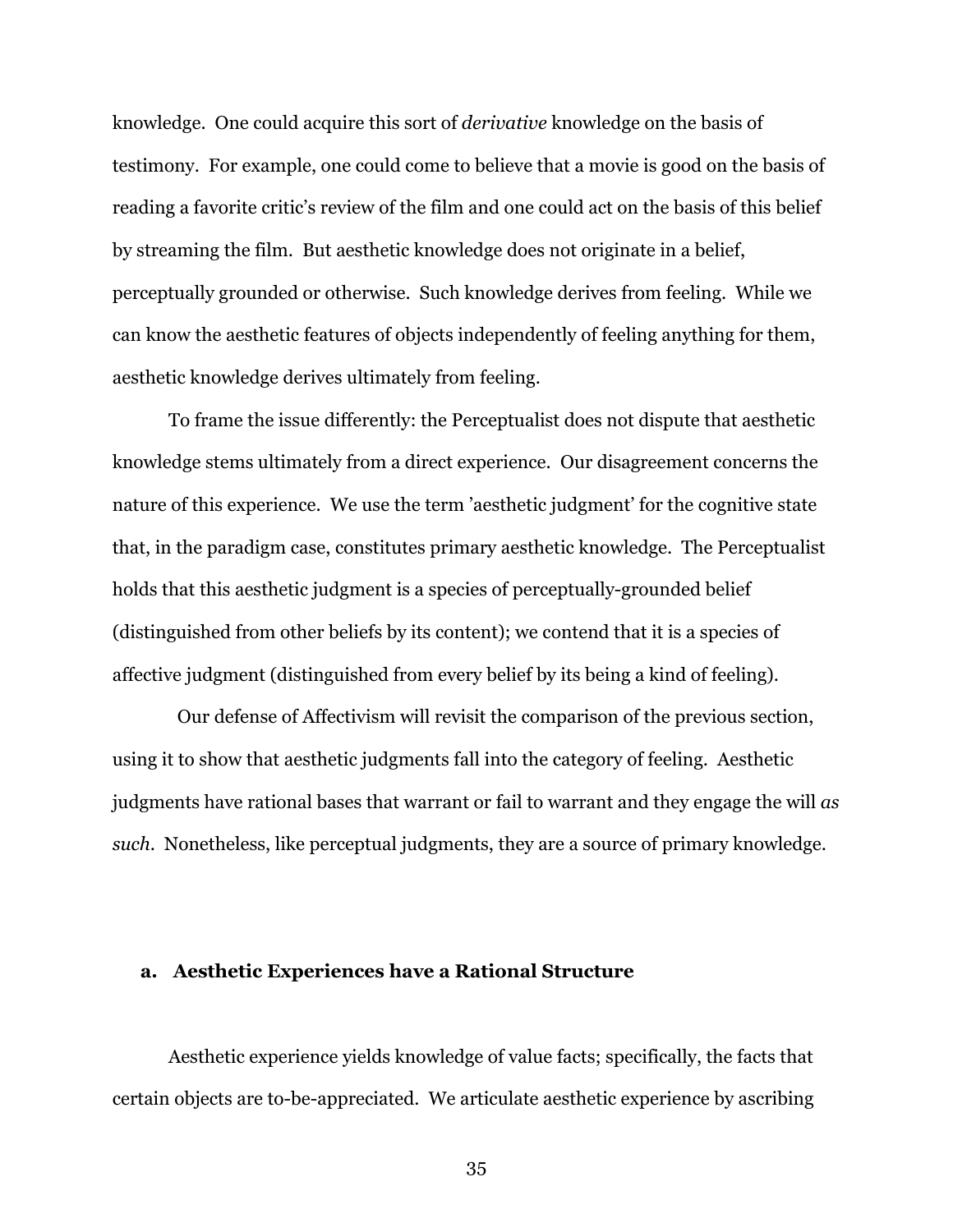knowledge. One could acquire this sort of *derivative* knowledge on the basis of testimony. For example, one could come to believe that a movie is good on the basis of reading a favorite critic's review of the film and one could act on the basis of this belief by streaming the film. But aesthetic knowledge does not originate in a belief, perceptually grounded or otherwise. Such knowledge derives from feeling. While we can know the aesthetic features of objects independently of feeling anything for them, aesthetic knowledge derives ultimately from feeling.

To frame the issue differently: the Perceptualist does not dispute that aesthetic knowledge stems ultimately from a direct experience. Our disagreement concerns the nature of this experience. We use the term 'aesthetic judgment' for the cognitive state that, in the paradigm case, constitutes primary aesthetic knowledge. The Perceptualist holds that this aesthetic judgment is a species of perceptually-grounded belief (distinguished from other beliefs by its content); we contend that it is a species of affective judgment (distinguished from every belief by its being a kind of feeling).

Our defense of Affectivism will revisit the comparison of the previous section, using it to show that aesthetic judgments fall into the category of feeling. Aesthetic judgments have rational bases that warrant or fail to warrant and they engage the will *as such*. Nonetheless, like perceptual judgments, they are a source of primary knowledge.

### a. Aesthetic Experiences have a Rational Structure

Aesthetic experience yields knowledge of value facts; specifically, the facts that certain objects are to-be-appreciated. We articulate aesthetic experience by ascribing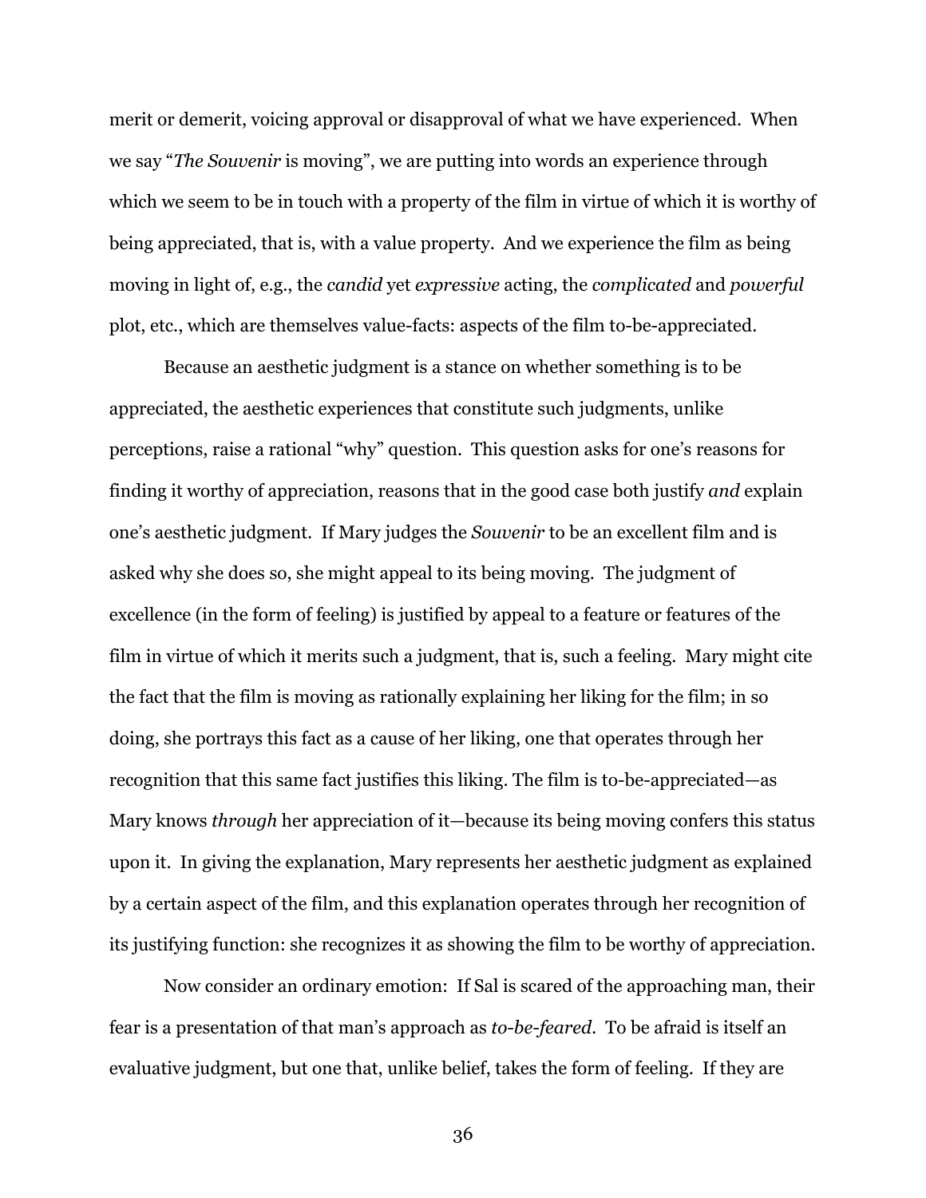merit or demerit, voicing approval or disapproval of what we have experienced. When we say "*The Souvenir* is moving", we are putting into words an experience through which we seem to be in touch with a property of the film in virtue of which it is worthy of being appreciated, that is, with a value property. And we experience the film as being moving in light of, e.g., the *candid* yet *expressive* acting, the *complicated* and *powerful* plot, etc., which are themselves value-facts: aspects of the film to-be-appreciated.

Because an aesthetic judgment is a stance on whether something is to be appreciated, the aesthetic experiences that constitute such judgments, unlike perceptions, raise a rational "why" question. This question asks for one's reasons for finding it worthy of appreciation, reasons that in the good case both justify *and* explain one's aesthetic judgment. If Mary judges the *Souvenir* to be an excellent film and is asked why she does so, she might appeal to its being moving. The judgment of excellence (in the form of feeling) is justified by appeal to a feature or features of the film in virtue of which it merits such a judgment, that is, such a feeling. Mary might cite the fact that the film is moving as rationally explaining her liking for the film; in so doing, she portrays this fact as a cause of her liking, one that operates through her recognition that this same fact justifies this liking. The film is to-be-appreciated—as Mary knows *through* her appreciation of it—because its being moving confers this status upon it. In giving the explanation, Mary represents her aesthetic judgment as explained by a certain aspect of the film, and this explanation operates through her recognition of its justifying function: she recognizes it as showing the film to be worthy of appreciation.

Now consider an ordinary emotion: If Sal is scared of the approaching man, their fear is a presentation of that man's approach as *to-be-feared*. To be afraid is itself an evaluative judgment, but one that, unlike belief, takes the form of feeling. If they are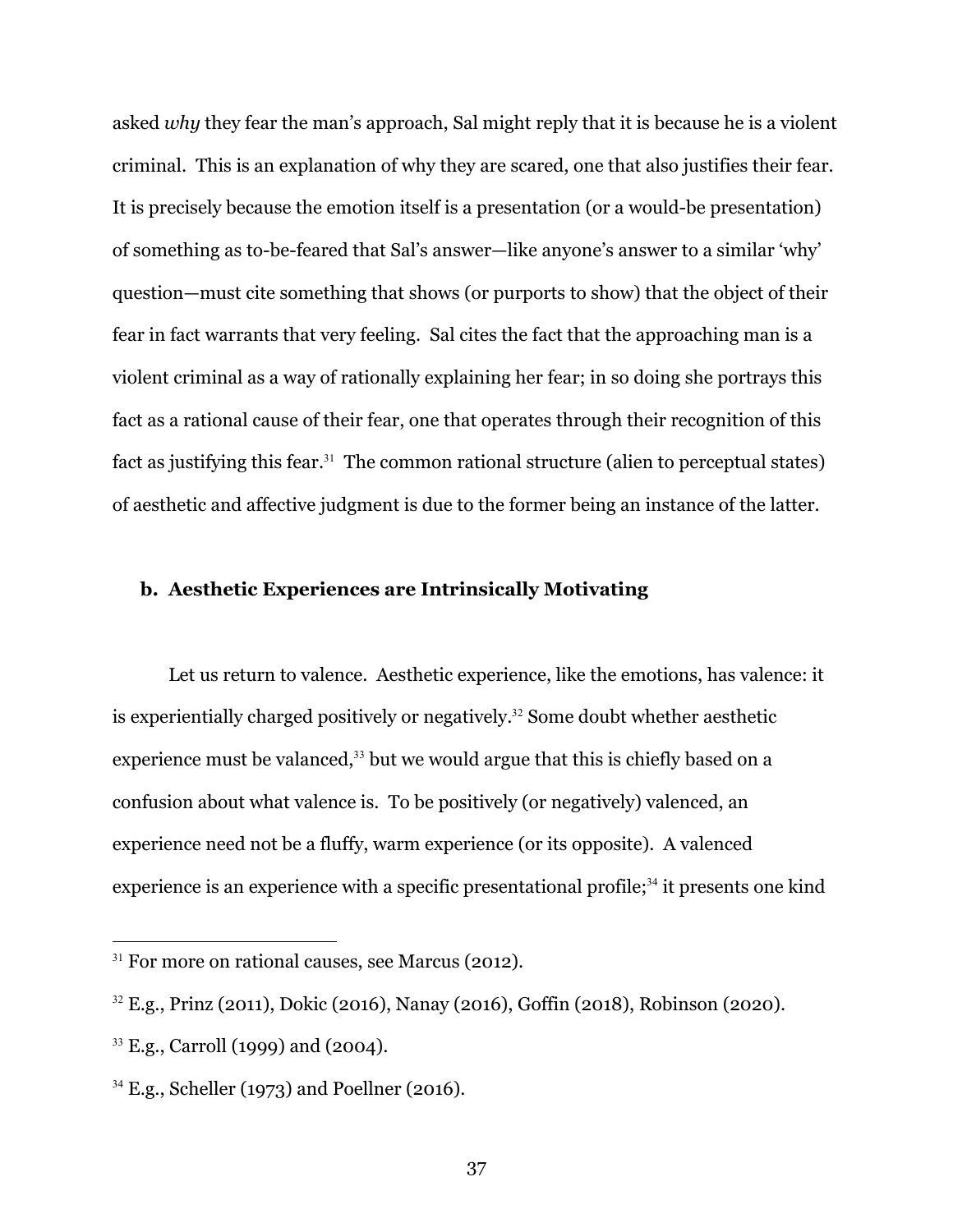asked *why* they fear the man's approach, Sal might reply that it is because he is a violent criminal. This is an explanation of why they are scared, one that also justifies their fear. It is precisely because the emotion itself is a presentation (or a would-be presentation) of something as to-be-feared that Sal's answer—like anyone's answer to a similar 'why' question—must cite something that shows (or purports to show) that the object of their fear in fact warrants that very feeling. Sal cites the fact that the approaching man is a violent criminal as a way of rationally explaining her fear; in so doing she portrays this fact as a rational cause of their fear, one that operates through their recognition of this fact as justifying this fear.[31] The common rational structure (alien to perceptual states) of aesthetic and affective judgment is due to the former being an instance of the latter.

### b. Aesthetic Experiences are Intrinsically Motivating

Let us return to valence. Aesthetic experience, like the emotions, has valence: it is experientially charged positively or negatively.[32] Some doubt whether aesthetic experience must be valanced,[33] but we would argue that this is chiefly based on a confusion about what valence is. To be positively (or negatively) valenced, an experience need not be a fluffy, warm experience (or its opposite). A valenced experience is an experience with a specific presentational profile;[34] it presents one kind

---

[31] For more on rational causes, see Marcus (2012).

[32] E.g., Prinz (2011), Dokic (2016), Nanay (2016), Goffin (2018), Robinson (2020).

[33] E.g., Carroll (1999) and (2004).

[34] E.g., Scheller (1973) and Poellner (2016).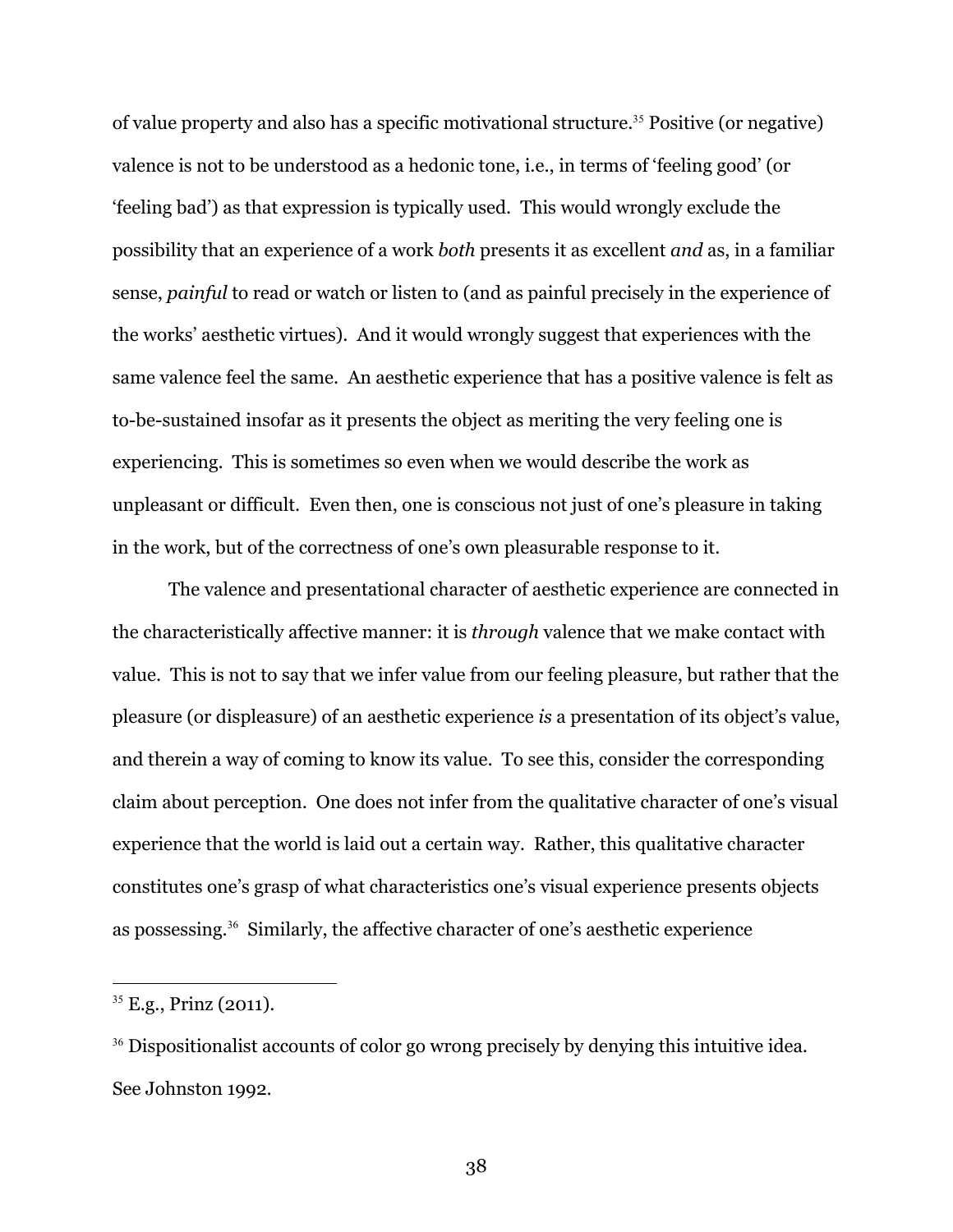of value property and also has a specific motivational structure.[35] Positive (or negative) valence is not to be understood as a hedonic tone, i.e., in terms of 'feeling good' (or 'feeling bad') as that expression is typically used. This would wrongly exclude the possibility that an experience of a work *both* presents it as excellent *and* as, in a familiar sense, *painful* to read or watch or listen to (and as painful precisely in the experience of the works' aesthetic virtues). And it would wrongly suggest that experiences with the same valence feel the same. An aesthetic experience that has a positive valence is felt as to-be-sustained insofar as it presents the object as meriting the very feeling one is experiencing. This is sometimes so even when we would describe the work as unpleasant or difficult. Even then, one is conscious not just of one's pleasure in taking in the work, but of the correctness of one's own pleasurable response to it.

The valence and presentational character of aesthetic experience are connected in the characteristically affective manner: it is *through* valence that we make contact with value. This is not to say that we infer value from our feeling pleasure, but rather that the pleasure (or displeasure) of an aesthetic experience *is* a presentation of its object's value, and therein a way of coming to know its value. To see this, consider the corresponding claim about perception. One does not infer from the qualitative character of one's visual experience that the world is laid out a certain way. Rather, this qualitative character constitutes one's grasp of what characteristics one's visual experience presents objects as possessing.[36] Similarly, the affective character of one's aesthetic experience

---

[35] E.g., Prinz (2011).

[36] Dispositionalist accounts of color go wrong precisely by denying this intuitive idea. See Johnston 1992.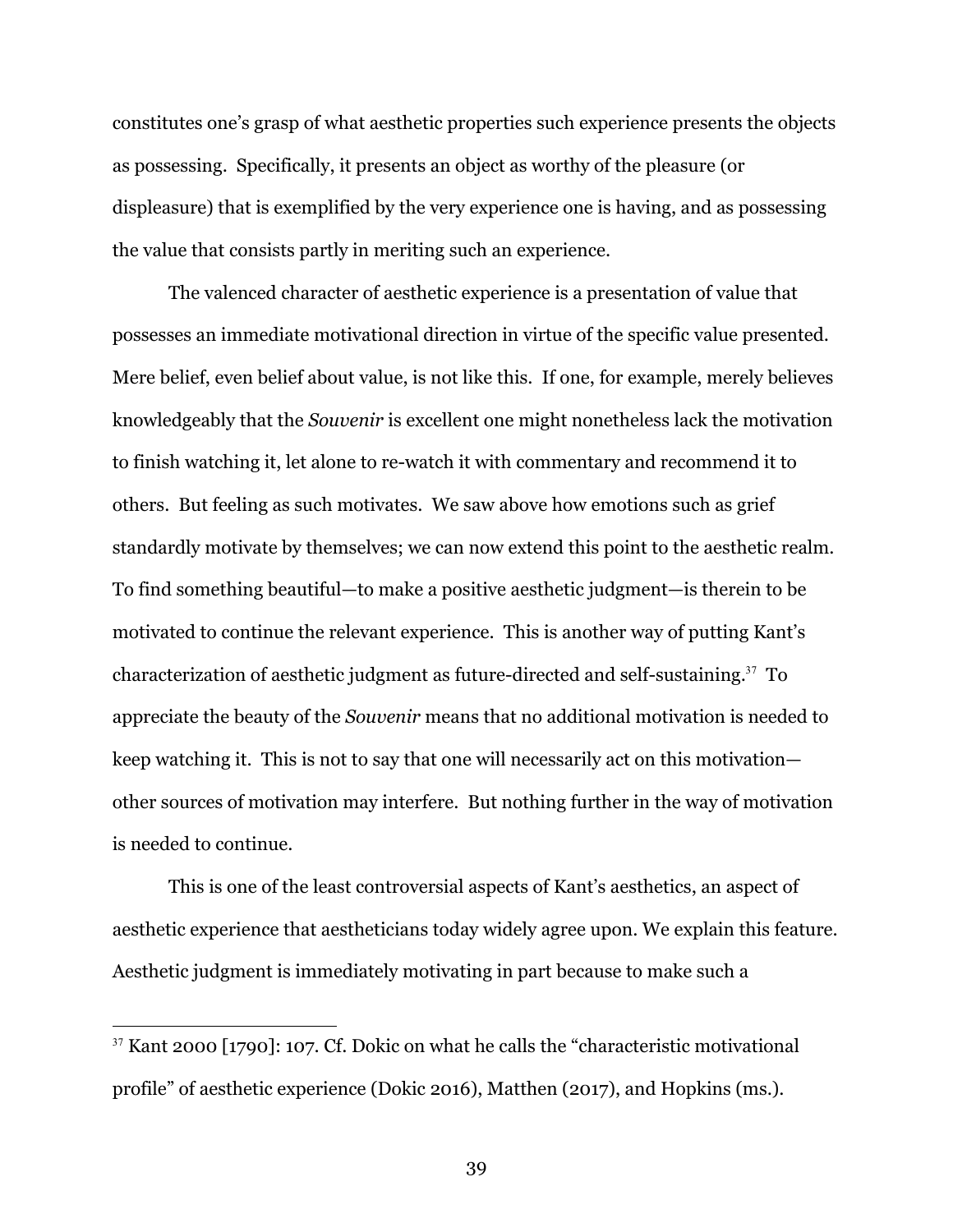constitutes one's grasp of what aesthetic properties such experience presents the objects as possessing. Specifically, it presents an object as worthy of the pleasure (or displeasure) that is exemplified by the very experience one is having, and as possessing the value that consists partly in meriting such an experience.

The valenced character of aesthetic experience is a presentation of value that possesses an immediate motivational direction in virtue of the specific value presented. Mere belief, even belief about value, is not like this. If one, for example, merely believes knowledgeably that the *Souvenir* is excellent one might nonetheless lack the motivation to finish watching it, let alone to re-watch it with commentary and recommend it to others. But feeling as such motivates. We saw above how emotions such as grief standardly motivate by themselves; we can now extend this point to the aesthetic realm. To find something beautiful—to make a positive aesthetic judgment—is therein to be motivated to continue the relevant experience. This is another way of putting Kant's characterization of aesthetic judgment as future-directed and self-sustaining.[37] To appreciate the beauty of the *Souvenir* means that no additional motivation is needed to keep watching it. This is not to say that one will necessarily act on this motivation—other sources of motivation may interfere. But nothing further in the way of motivation is needed to continue.

This is one of the least controversial aspects of Kant's aesthetics, an aspect of aesthetic experience that aestheticians today widely agree upon. We explain this feature. Aesthetic judgment is immediately motivating in part because to make such a

---

[37] Kant 2000 [1790]: 107. Cf. Dokic on what he calls the "characteristic motivational profile" of aesthetic experience (Dokic 2016), Matthen (2017), and Hopkins (ms.).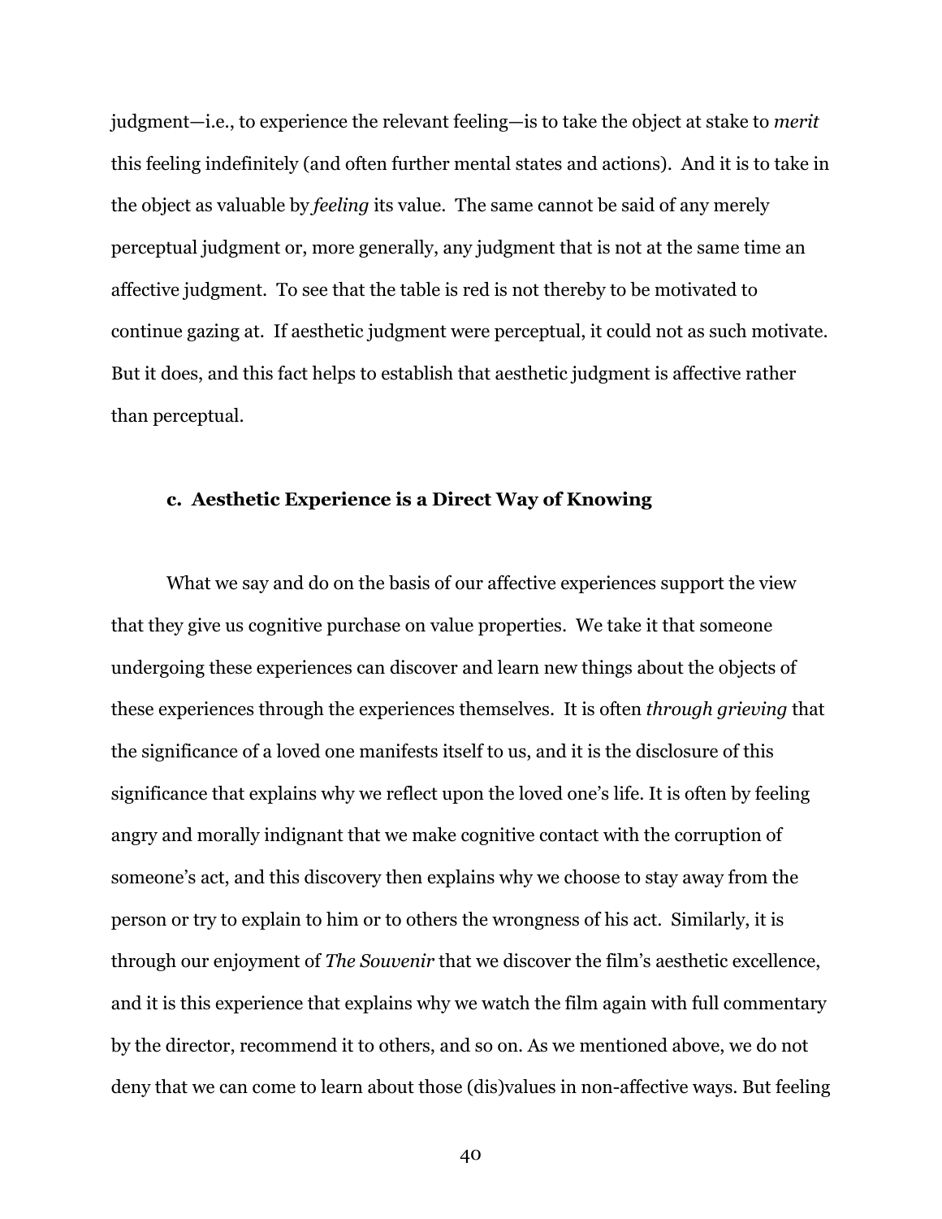judgment—i.e., to experience the relevant feeling—is to take the object at stake to *merit* this feeling indefinitely (and often further mental states and actions). And it is to take in the object as valuable by *feeling* its value. The same cannot be said of any merely perceptual judgment or, more generally, any judgment that is not at the same time an affective judgment. To see that the table is red is not thereby to be motivated to continue gazing at. If aesthetic judgment were perceptual, it could not as such motivate. But it does, and this fact helps to establish that aesthetic judgment is affective rather than perceptual.

### c. Aesthetic Experience is a Direct Way of Knowing

What we say and do on the basis of our affective experiences support the view that they give us cognitive purchase on value properties. We take it that someone undergoing these experiences can discover and learn new things about the objects of these experiences through the experiences themselves. It is often *through grieving* that the significance of a loved one manifests itself to us, and it is the disclosure of this significance that explains why we reflect upon the loved one's life. It is often by feeling angry and morally indignant that we make cognitive contact with the corruption of someone's act, and this discovery then explains why we choose to stay away from the person or try to explain to him or to others the wrongness of his act. Similarly, it is through our enjoyment of *The Souvenir* that we discover the film's aesthetic excellence, and it is this experience that explains why we watch the film again with full commentary by the director, recommend it to others, and so on. As we mentioned above, we do not deny that we can come to learn about those (dis)values in non-affective ways. But feeling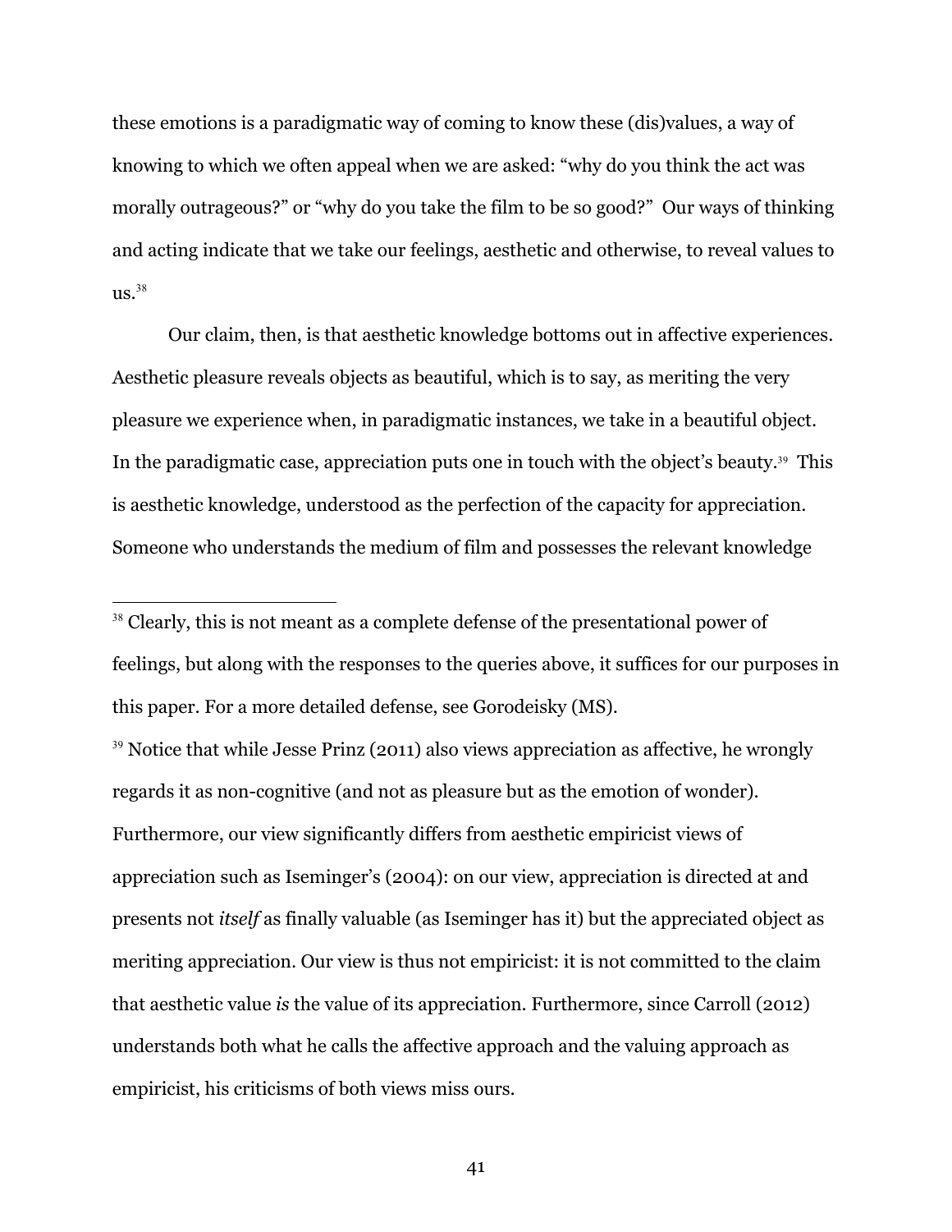these emotions is a paradigmatic way of coming to know these (dis)values, a way of knowing to which we often appeal when we are asked: "why do you think the act was morally outrageous?" or "why do you take the film to be so good?" Our ways of thinking and acting indicate that we take our feelings, aesthetic and otherwise, to reveal values to us.[38]

Our claim, then, is that aesthetic knowledge bottoms out in affective experiences. Aesthetic pleasure reveals objects as beautiful, which is to say, as meriting the very pleasure we experience when, in paradigmatic instances, we take in a beautiful object. In the paradigmatic case, appreciation puts one in touch with the object's beauty.[39] This is aesthetic knowledge, understood as the perfection of the capacity for appreciation. Someone who understands the medium of film and possesses the relevant knowledge

---

[38] Clearly, this is not meant as a complete defense of the presentational power of feelings, but along with the responses to the queries above, it suffices for our purposes in this paper. For a more detailed defense, see Gorodeisky (MS).

[39] Notice that while Jesse Prinz (2011) also views appreciation as affective, he wrongly regards it as non-cognitive (and not as pleasure but as the emotion of wonder). Furthermore, our view significantly differs from aesthetic empiricist views of appreciation such as Iseminger's (2004): on our view, appreciation is directed at and presents not *itself* as finally valuable (as Iseminger has it) but the appreciated object as meriting appreciation. Our view is thus not empiricist: it is not committed to the claim that aesthetic value *is* the value of its appreciation. Furthermore, since Carroll (2012) understands both what he calls the affective approach and the valuing approach as empiricist, his criticisms of both views miss ours.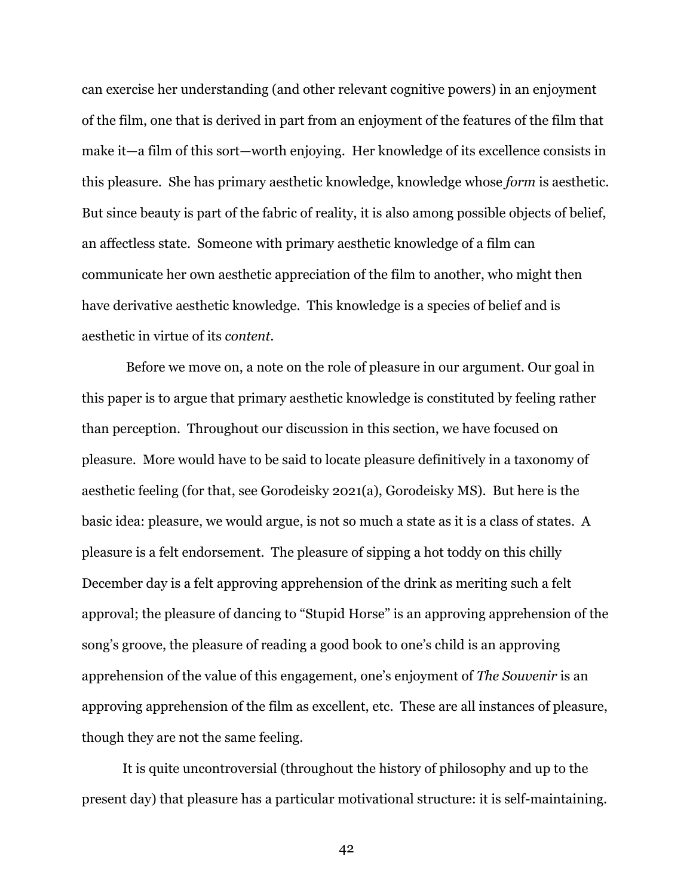can exercise her understanding (and other relevant cognitive powers) in an enjoyment of the film, one that is derived in part from an enjoyment of the features of the film that make it—a film of this sort—worth enjoying. Her knowledge of its excellence consists in this pleasure. She has primary aesthetic knowledge, knowledge whose *form* is aesthetic. But since beauty is part of the fabric of reality, it is also among possible objects of belief, an affectless state. Someone with primary aesthetic knowledge of a film can communicate her own aesthetic appreciation of the film to another, who might then have derivative aesthetic knowledge. This knowledge is a species of belief and is aesthetic in virtue of its *content*.

Before we move on, a note on the role of pleasure in our argument. Our goal in this paper is to argue that primary aesthetic knowledge is constituted by feeling rather than perception. Throughout our discussion in this section, we have focused on pleasure. More would have to be said to locate pleasure definitively in a taxonomy of aesthetic feeling (for that, see Gorodeisky 2021(a), Gorodeisky MS). But here is the basic idea: pleasure, we would argue, is not so much a state as it is a class of states. A pleasure is a felt endorsement. The pleasure of sipping a hot toddy on this chilly December day is a felt approving apprehension of the drink as meriting such a felt approval; the pleasure of dancing to "Stupid Horse" is an approving apprehension of the song's groove, the pleasure of reading a good book to one's child is an approving apprehension of the value of this engagement, one's enjoyment of *The Souvenir* is an approving apprehension of the film as excellent, etc. These are all instances of pleasure, though they are not the same feeling.

It is quite uncontroversial (throughout the history of philosophy and up to the present day) that pleasure has a particular motivational structure: it is self-maintaining.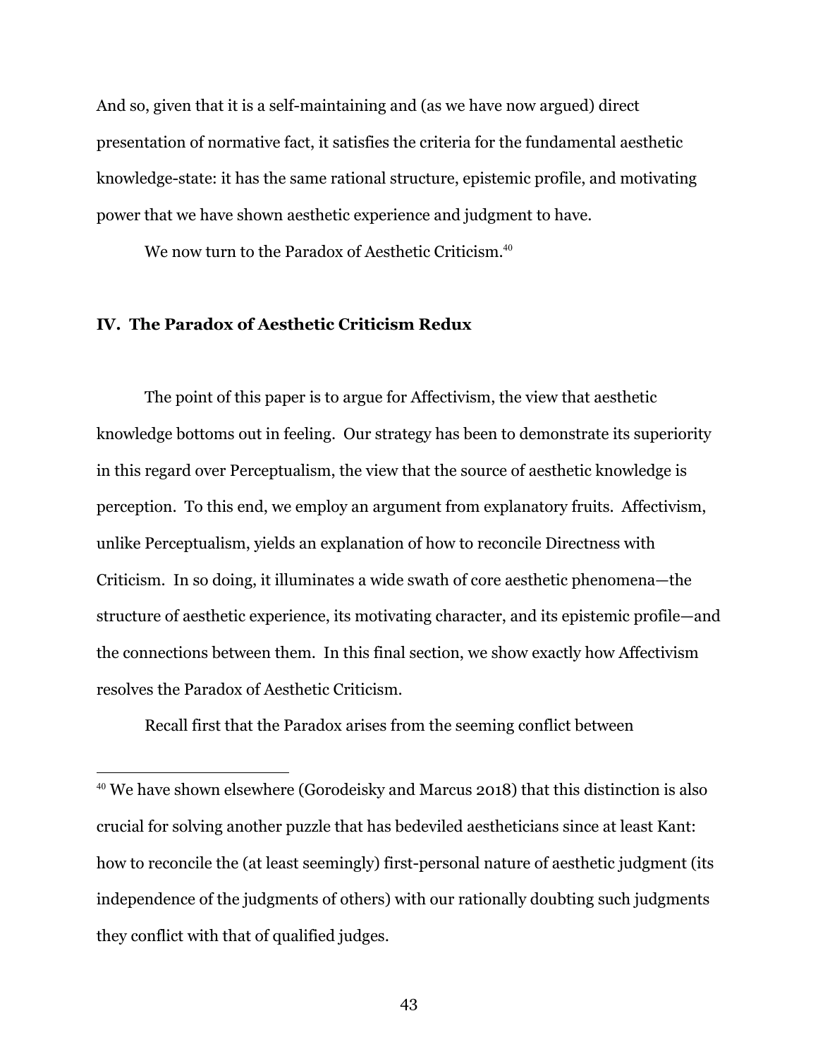And so, given that it is a self-maintaining and (as we have now argued) direct presentation of normative fact, it satisfies the criteria for the fundamental aesthetic knowledge-state: it has the same rational structure, epistemic profile, and motivating power that we have shown aesthetic experience and judgment to have.

We now turn to the Paradox of Aesthetic Criticism.[40]

## IV. The Paradox of Aesthetic Criticism Redux

The point of this paper is to argue for Affectivism, the view that aesthetic knowledge bottoms out in feeling. Our strategy has been to demonstrate its superiority in this regard over Perceptualism, the view that the source of aesthetic knowledge is perception. To this end, we employ an argument from explanatory fruits. Affectivism, unlike Perceptualism, yields an explanation of how to reconcile Directness with Criticism. In so doing, it illuminates a wide swath of core aesthetic phenomena—the structure of aesthetic experience, its motivating character, and its epistemic profile—and the connections between them. In this final section, we show exactly how Affectivism resolves the Paradox of Aesthetic Criticism.

Recall first that the Paradox arises from the seeming conflict between

---

[40] We have shown elsewhere (Gorodeisky and Marcus 2018) that this distinction is also crucial for solving another puzzle that has bedeviled aestheticians since at least Kant: how to reconcile the (at least seemingly) first-personal nature of aesthetic judgment (its independence of the judgments of others) with our rationally doubting such judgments they conflict with that of qualified judges.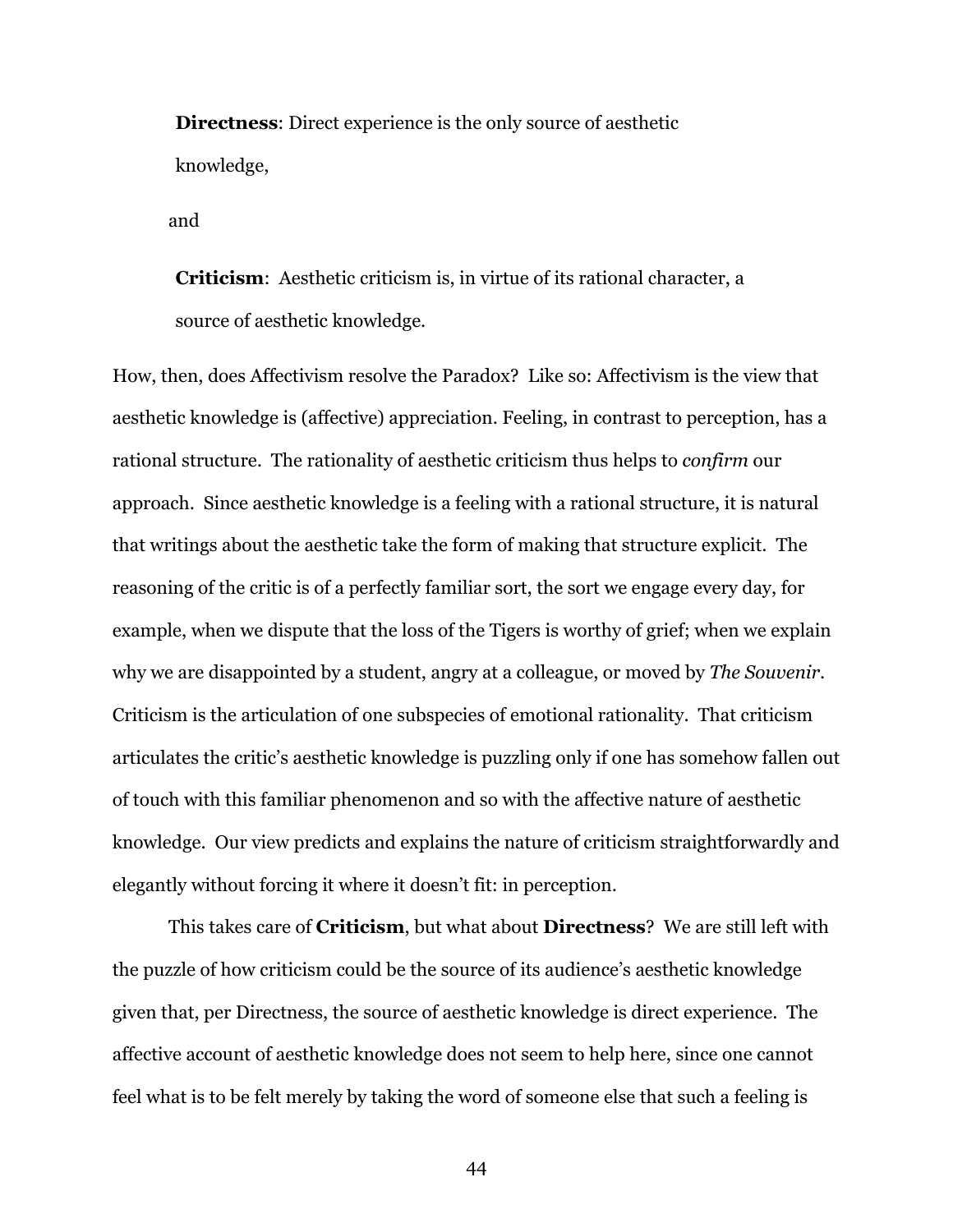> **Directness**: Direct experience is the only source of aesthetic knowledge,

and

> **Criticism**: Aesthetic criticism is, in virtue of its rational character, a source of aesthetic knowledge.

How, then, does Affectivism resolve the Paradox? Like so: Affectivism is the view that aesthetic knowledge is (affective) appreciation. Feeling, in contrast to perception, has a rational structure. The rationality of aesthetic criticism thus helps to *confirm* our approach. Since aesthetic knowledge is a feeling with a rational structure, it is natural that writings about the aesthetic take the form of making that structure explicit. The reasoning of the critic is of a perfectly familiar sort, the sort we engage every day, for example, when we dispute that the loss of the Tigers is worthy of grief; when we explain why we are disappointed by a student, angry at a colleague, or moved by *The Souvenir*. Criticism is the articulation of one subspecies of emotional rationality. That criticism articulates the critic's aesthetic knowledge is puzzling only if one has somehow fallen out of touch with this familiar phenomenon and so with the affective nature of aesthetic knowledge. Our view predicts and explains the nature of criticism straightforwardly and elegantly without forcing it where it doesn't fit: in perception.

This takes care of **Criticism**, but what about **Directness**? We are still left with the puzzle of how criticism could be the source of its audience's aesthetic knowledge given that, per Directness, the source of aesthetic knowledge is direct experience. The affective account of aesthetic knowledge does not seem to help here, since one cannot feel what is to be felt merely by taking the word of someone else that such a feeling is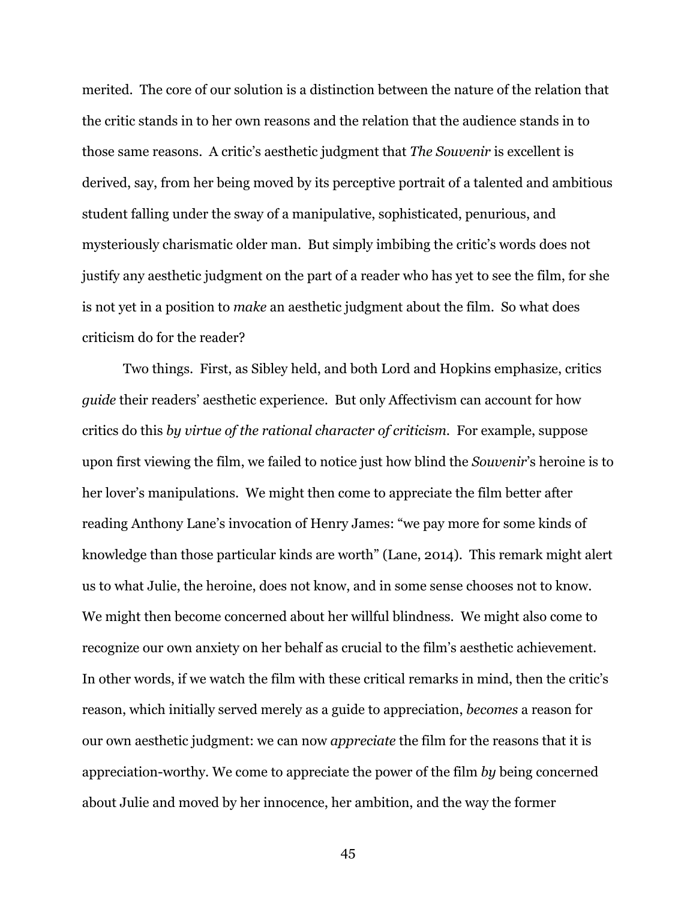merited. The core of our solution is a distinction between the nature of the relation that the critic stands in to her own reasons and the relation that the audience stands in to those same reasons. A critic's aesthetic judgment that *The Souvenir* is excellent is derived, say, from her being moved by its perceptive portrait of a talented and ambitious student falling under the sway of a manipulative, sophisticated, penurious, and mysteriously charismatic older man. But simply imbibing the critic's words does not justify any aesthetic judgment on the part of a reader who has yet to see the film, for she is not yet in a position to *make* an aesthetic judgment about the film. So what does criticism do for the reader?

Two things. First, as Sibley held, and both Lord and Hopkins emphasize, critics *guide* their readers' aesthetic experience. But only Affectivism can account for how critics do this *by virtue of the rational character of criticism*. For example, suppose upon first viewing the film, we failed to notice just how blind the *Souvenir*'s heroine is to her lover's manipulations. We might then come to appreciate the film better after reading Anthony Lane's invocation of Henry James: "we pay more for some kinds of knowledge than those particular kinds are worth" (Lane, 2014). This remark might alert us to what Julie, the heroine, does not know, and in some sense chooses not to know. We might then become concerned about her willful blindness. We might also come to recognize our own anxiety on her behalf as crucial to the film's aesthetic achievement. In other words, if we watch the film with these critical remarks in mind, then the critic's reason, which initially served merely as a guide to appreciation, *becomes* a reason for our own aesthetic judgment: we can now *appreciate* the film for the reasons that it is appreciation-worthy. We come to appreciate the power of the film *by* being concerned about Julie and moved by her innocence, her ambition, and the way the former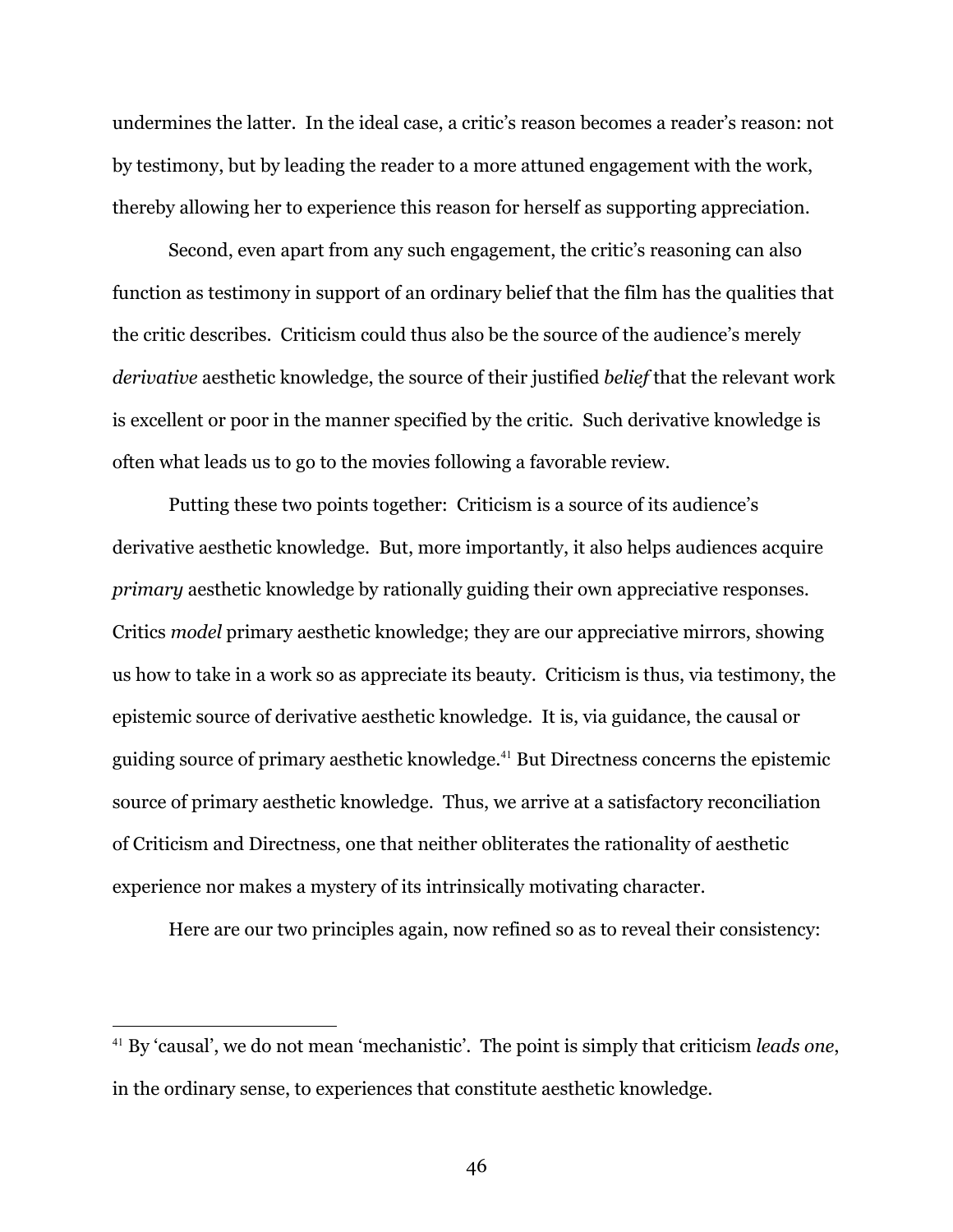undermines the latter. In the ideal case, a critic's reason becomes a reader's reason: not by testimony, but by leading the reader to a more attuned engagement with the work, thereby allowing her to experience this reason for herself as supporting appreciation.

Second, even apart from any such engagement, the critic's reasoning can also function as testimony in support of an ordinary belief that the film has the qualities that the critic describes. Criticism could thus also be the source of the audience's merely *derivative* aesthetic knowledge, the source of their justified *belief* that the relevant work is excellent or poor in the manner specified by the critic. Such derivative knowledge is often what leads us to go to the movies following a favorable review.

Putting these two points together: Criticism is a source of its audience's derivative aesthetic knowledge. But, more importantly, it also helps audiences acquire *primary* aesthetic knowledge by rationally guiding their own appreciative responses. Critics *model* primary aesthetic knowledge; they are our appreciative mirrors, showing us how to take in a work so as appreciate its beauty. Criticism is thus, via testimony, the epistemic source of derivative aesthetic knowledge. It is, via guidance, the causal or guiding source of primary aesthetic knowledge.[41] But Directness concerns the epistemic source of primary aesthetic knowledge. Thus, we arrive at a satisfactory reconciliation of Criticism and Directness, one that neither obliterates the rationality of aesthetic experience nor makes a mystery of its intrinsically motivating character.

Here are our two principles again, now refined so as to reveal their consistency:

---

[41] By 'causal', we do not mean 'mechanistic'. The point is simply that criticism *leads one*, in the ordinary sense, to experiences that constitute aesthetic knowledge.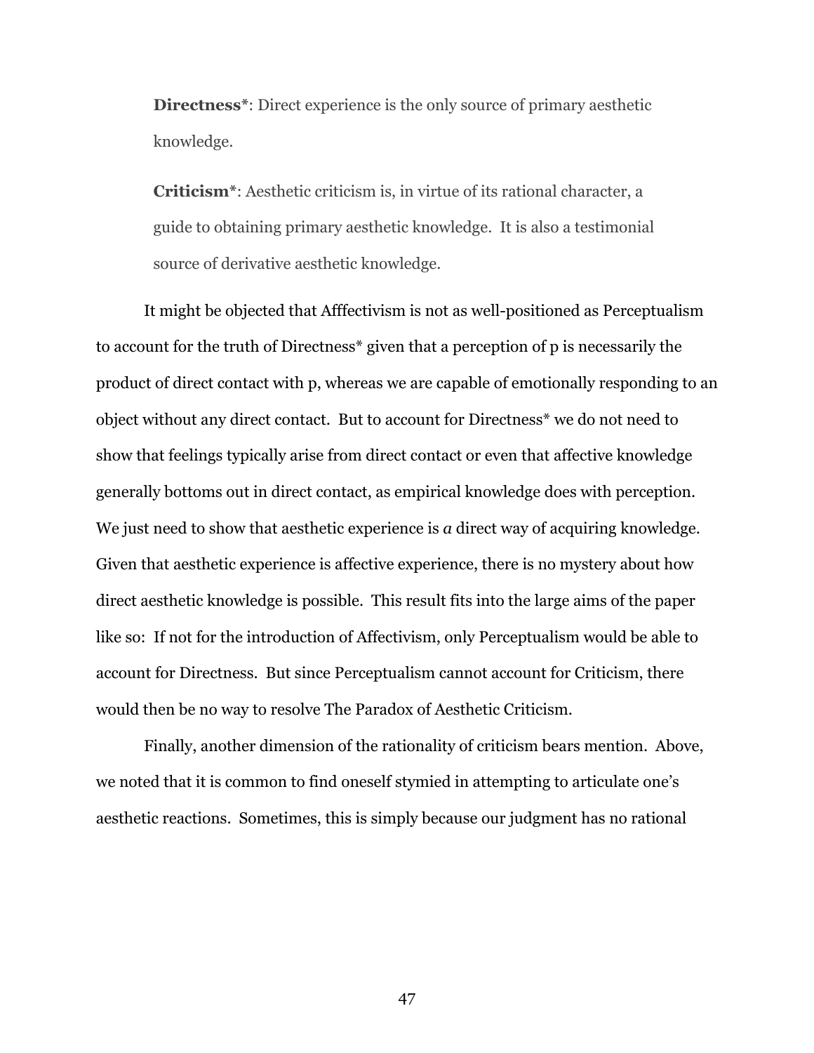> **Directness***: Direct experience is the only source of primary aesthetic knowledge.
>
> **Criticism***: Aesthetic criticism is, in virtue of its rational character, a guide to obtaining primary aesthetic knowledge. It is also a testimonial source of derivative aesthetic knowledge.

It might be objected that Afffectivism is not as well-positioned as Perceptualism to account for the truth of Directness* given that a perception of p is necessarily the product of direct contact with p, whereas we are capable of emotionally responding to an object without any direct contact. But to account for Directness* we do not need to show that feelings typically arise from direct contact or even that affective knowledge generally bottoms out in direct contact, as empirical knowledge does with perception. We just need to show that aesthetic experience is *a* direct way of acquiring knowledge. Given that aesthetic experience is affective experience, there is no mystery about how direct aesthetic knowledge is possible. This result fits into the large aims of the paper like so: If not for the introduction of Affectivism, only Perceptualism would be able to account for Directness. But since Perceptualism cannot account for Criticism, there would then be no way to resolve The Paradox of Aesthetic Criticism.

Finally, another dimension of the rationality of criticism bears mention. Above, we noted that it is common to find oneself stymied in attempting to articulate one's aesthetic reactions. Sometimes, this is simply because our judgment has no rational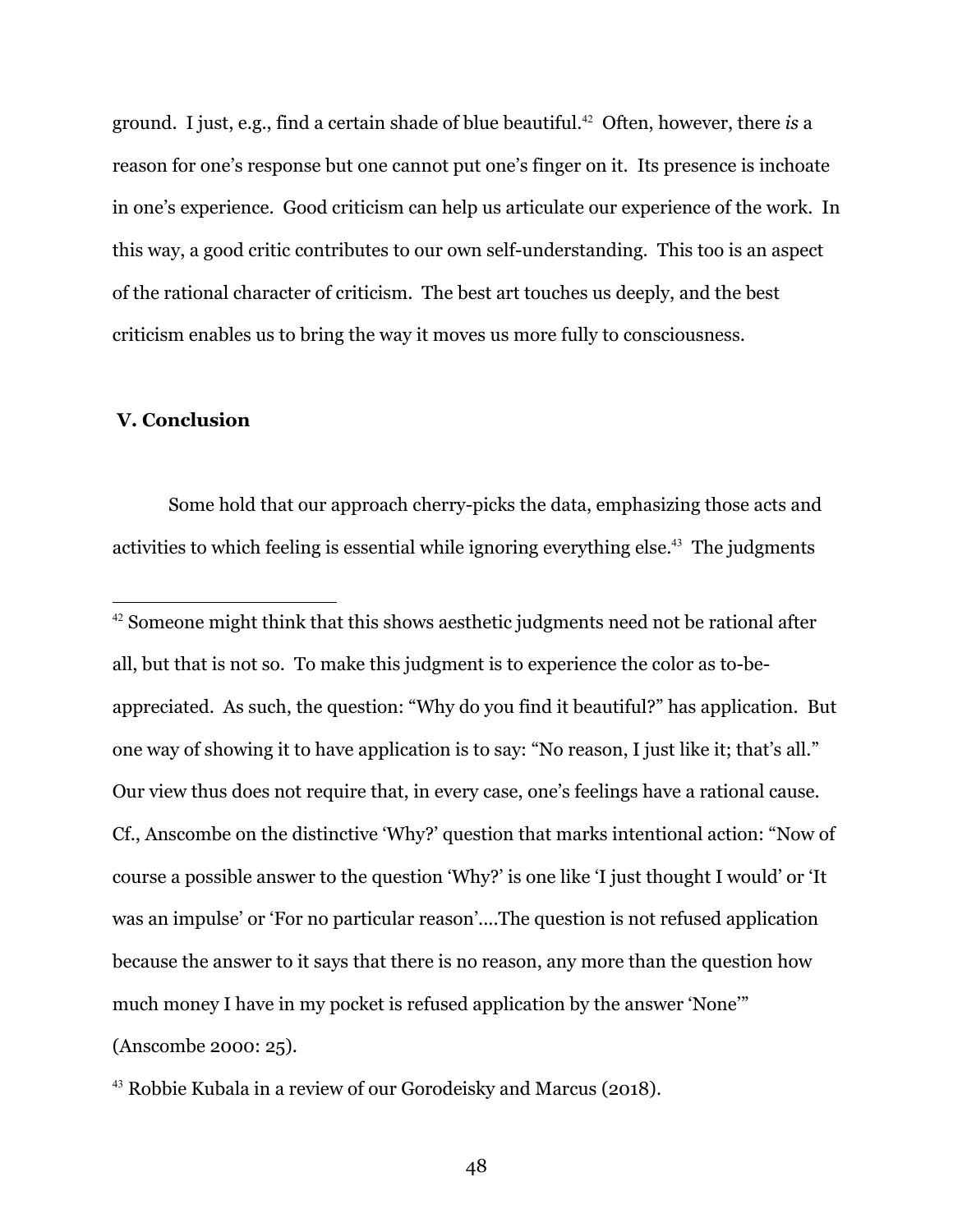ground. I just, e.g., find a certain shade of blue beautiful.[42] Often, however, there *is* a reason for one's response but one cannot put one's finger on it. Its presence is inchoate in one's experience. Good criticism can help us articulate our experience of the work. In this way, a good critic contributes to our own self-understanding. This too is an aspect of the rational character of criticism. The best art touches us deeply, and the best criticism enables us to bring the way it moves us more fully to consciousness.

## V. Conclusion

Some hold that our approach cherry-picks the data, emphasizing those acts and activities to which feeling is essential while ignoring everything else.[43] The judgments

---

[42] Someone might think that this shows aesthetic judgments need not be rational after all, but that is not so. To make this judgment is to experience the color as to-be-appreciated. As such, the question: "Why do you find it beautiful?" has application. But one way of showing it to have application is to say: "No reason, I just like it; that's all." Our view thus does not require that, in every case, one's feelings have a rational cause. Cf., Anscombe on the distinctive 'Why?' question that marks intentional action: "Now of course a possible answer to the question 'Why?' is one like 'I just thought I would' or 'It was an impulse' or 'For no particular reason'….The question is not refused application because the answer to it says that there is no reason, any more than the question how much money I have in my pocket is refused application by the answer 'None'" (Anscombe 2000: 25).

[43] Robbie Kubala in a review of our Gorodeisky and Marcus (2018).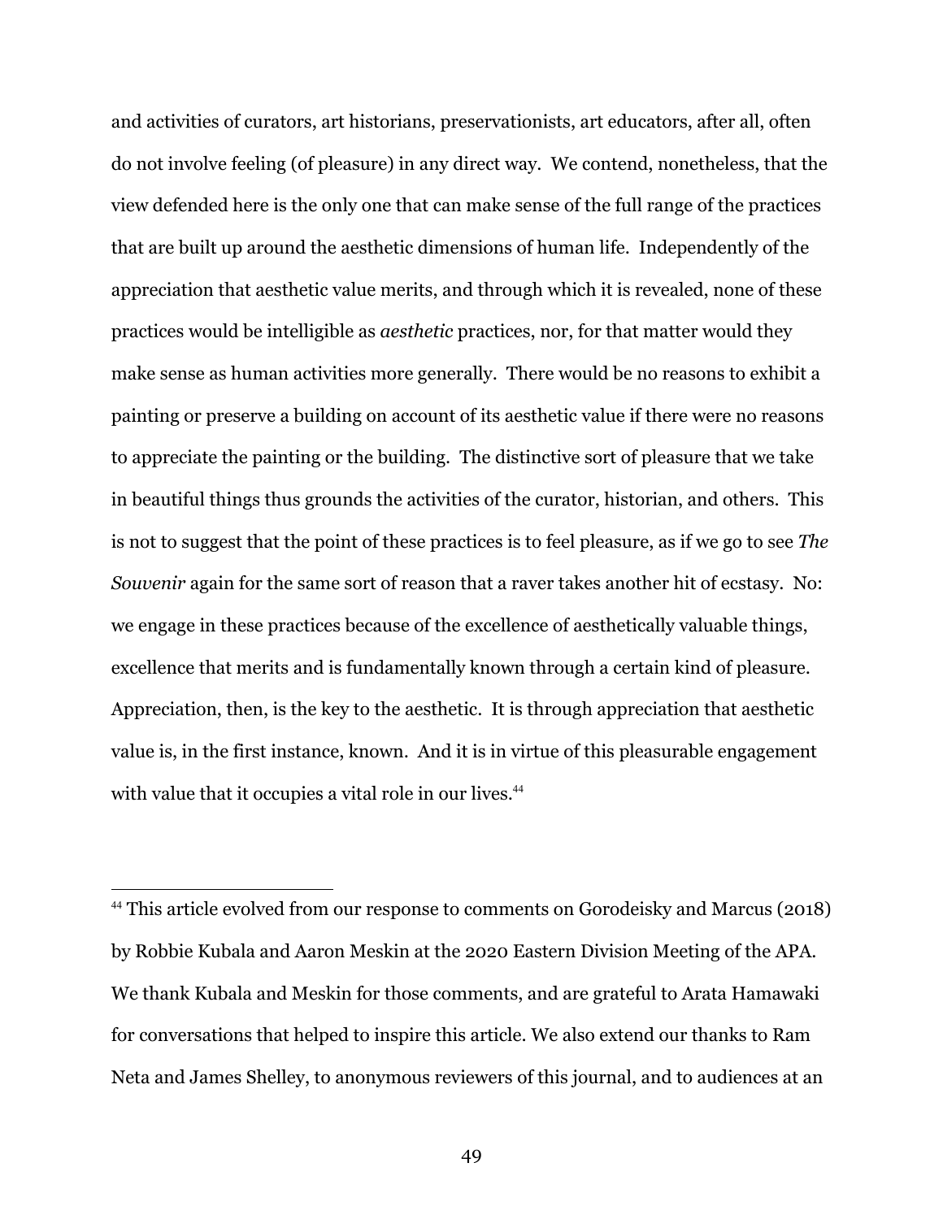and activities of curators, art historians, preservationists, art educators, after all, often do not involve feeling (of pleasure) in any direct way. We contend, nonetheless, that the view defended here is the only one that can make sense of the full range of the practices that are built up around the aesthetic dimensions of human life. Independently of the appreciation that aesthetic value merits, and through which it is revealed, none of these practices would be intelligible as *aesthetic* practices, nor, for that matter would they make sense as human activities more generally. There would be no reasons to exhibit a painting or preserve a building on account of its aesthetic value if there were no reasons to appreciate the painting or the building. The distinctive sort of pleasure that we take in beautiful things thus grounds the activities of the curator, historian, and others. This is not to suggest that the point of these practices is to feel pleasure, as if we go to see *The Souvenir* again for the same sort of reason that a raver takes another hit of ecstasy. No: we engage in these practices because of the excellence of aesthetically valuable things, excellence that merits and is fundamentally known through a certain kind of pleasure. Appreciation, then, is the key to the aesthetic. It is through appreciation that aesthetic value is, in the first instance, known. And it is in virtue of this pleasurable engagement with value that it occupies a vital role in our lives.[44]

---

[44] This article evolved from our response to comments on Gorodeisky and Marcus (2018) by Robbie Kubala and Aaron Meskin at the 2020 Eastern Division Meeting of the APA. We thank Kubala and Meskin for those comments, and are grateful to Arata Hamawaki for conversations that helped to inspire this article. We also extend our thanks to Ram Neta and James Shelley, to anonymous reviewers of this journal, and to audiences at an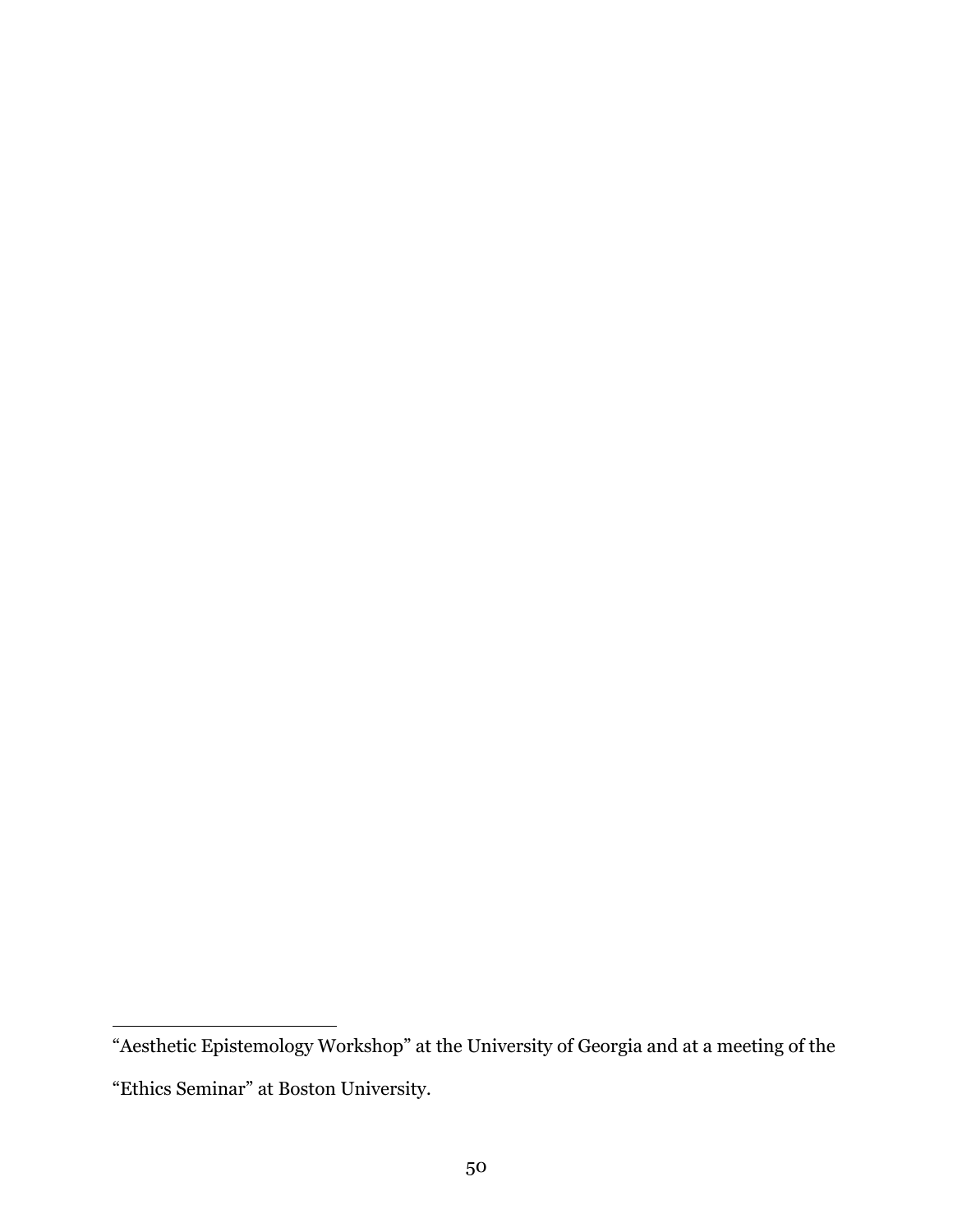"Aesthetic Epistemology Workshop" at the University of Georgia and at a meeting of the "Ethics Seminar" at Boston University.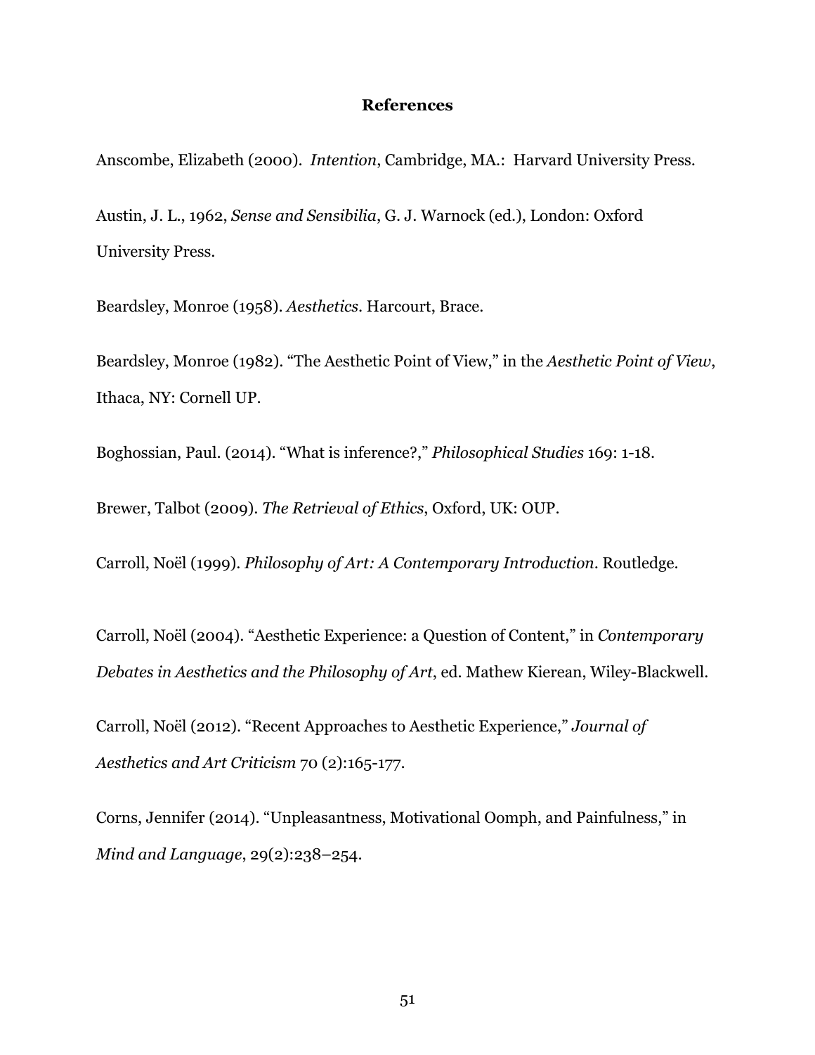**References**

Anscombe, Elizabeth (2000). *Intention*, Cambridge, MA.: Harvard University Press.

Austin, J. L., 1962, *Sense and Sensibilia*, G. J. Warnock (ed.), London: Oxford University Press.

Beardsley, Monroe (1958). *Aesthetics*. Harcourt, Brace.

Beardsley, Monroe (1982). "The Aesthetic Point of View," in the *Aesthetic Point of View*, Ithaca, NY: Cornell UP.

Boghossian, Paul. (2014). "What is inference?," *Philosophical Studies* 169: 1-18.

Brewer, Talbot (2009). *The Retrieval of Ethics*, Oxford, UK: OUP.

Carroll, Noël (1999). *Philosophy of Art: A Contemporary Introduction*. Routledge.

Carroll, Noël (2004). "Aesthetic Experience: a Question of Content," in *Contemporary Debates in Aesthetics and the Philosophy of Art*, ed. Mathew Kierean, Wiley-Blackwell.

Carroll, Noël (2012). "Recent Approaches to Aesthetic Experience," *Journal of Aesthetics and Art Criticism* 70 (2):165-177.

Corns, Jennifer (2014). "Unpleasantness, Motivational Oomph, and Painfulness," in *Mind and Language*, 29(2):238–254.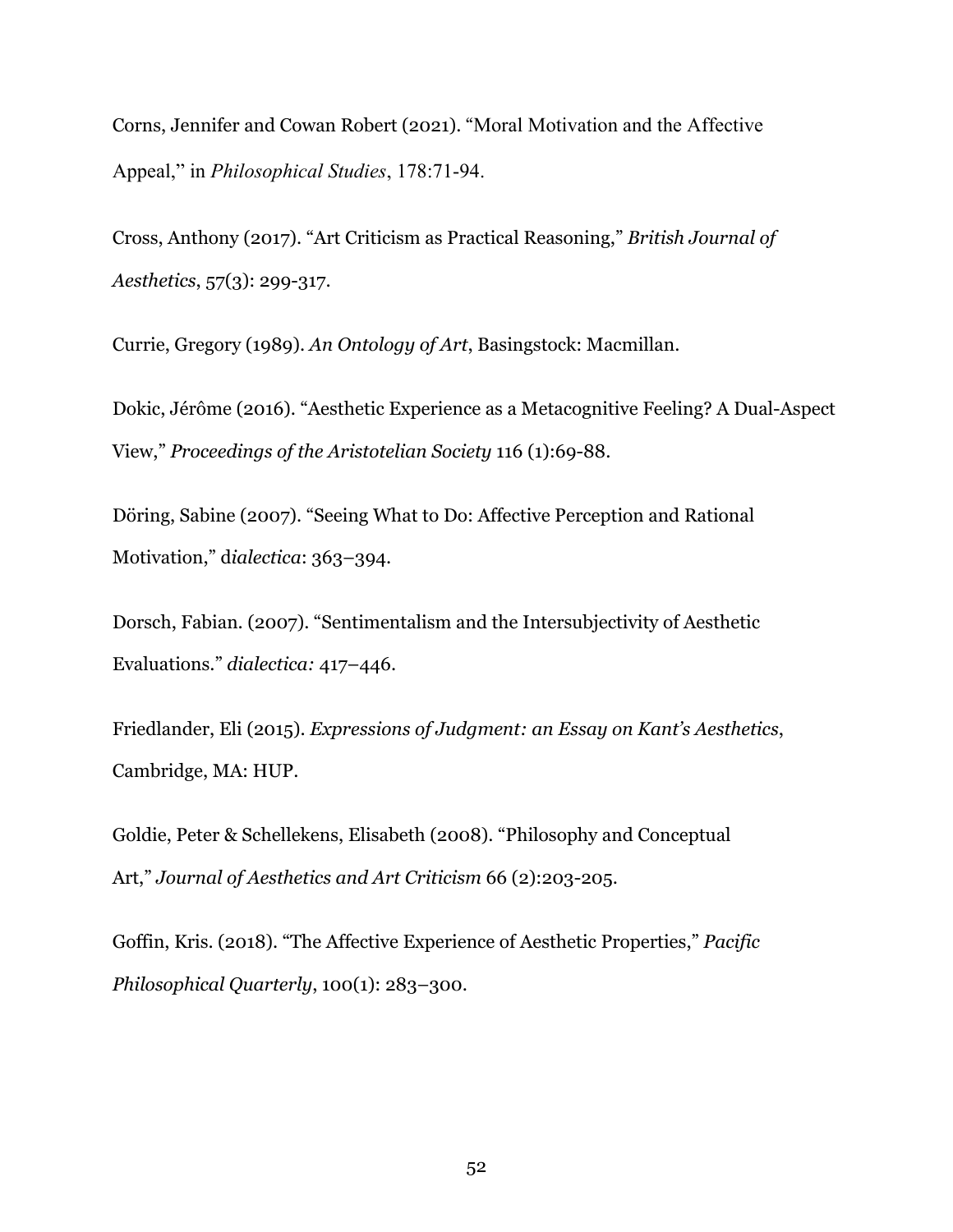Corns, Jennifer and Cowan Robert (2021). "Moral Motivation and the Affective Appeal," in *Philosophical Studies*, 178:71-94.

Cross, Anthony (2017). "Art Criticism as Practical Reasoning," *British Journal of Aesthetics*, 57(3): 299-317.

Currie, Gregory (1989). *An Ontology of Art*, Basingstock: Macmillan.

Dokic, Jérôme (2016). "Aesthetic Experience as a Metacognitive Feeling? A Dual-Aspect View," *Proceedings of the Aristotelian Society* 116 (1):69-88.

Döring, Sabine (2007). "Seeing What to Do: Affective Perception and Rational Motivation," d*ialectica*: 363–394.

Dorsch, Fabian. (2007). "Sentimentalism and the Intersubjectivity of Aesthetic Evaluations." *dialectica:* 417–446.

Friedlander, Eli (2015). *Expressions of Judgment: an Essay on Kant's Aesthetics*, Cambridge, MA: HUP.

Goldie, Peter & Schellekens, Elisabeth (2008). "Philosophy and Conceptual Art," *Journal of Aesthetics and Art Criticism* 66 (2):203-205.

Goffin, Kris. (2018). "The Affective Experience of Aesthetic Properties," *Pacific Philosophical Quarterly*, 100(1): 283–300.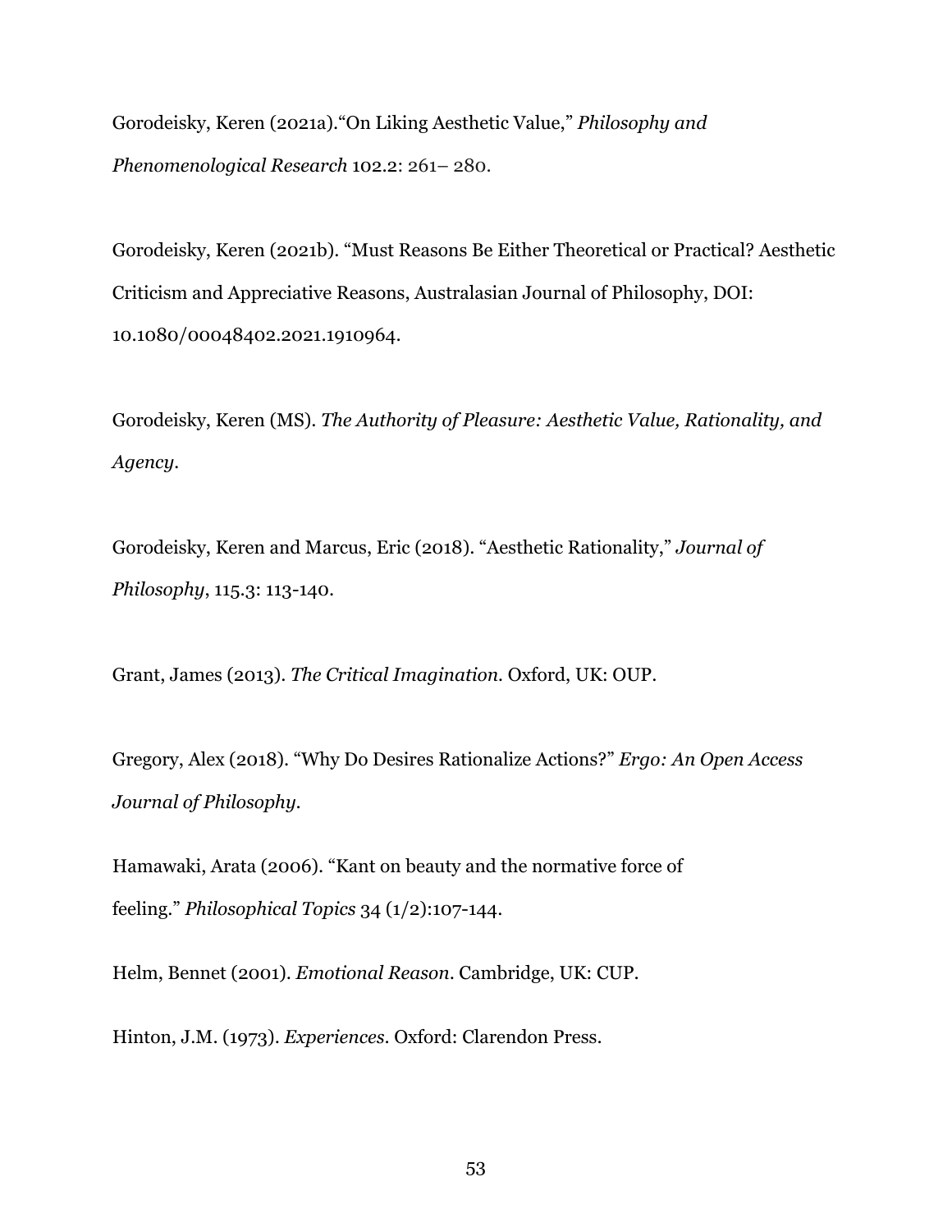Gorodeisky, Keren (2021a)."On Liking Aesthetic Value," *Philosophy and Phenomenological Research* 102.2: 261– 280.

Gorodeisky, Keren (2021b). "Must Reasons Be Either Theoretical or Practical? Aesthetic Criticism and Appreciative Reasons, Australasian Journal of Philosophy, DOI: 10.1080/00048402.2021.1910964.

Gorodeisky, Keren (MS). *The Authority of Pleasure: Aesthetic Value, Rationality, and Agency.*

Gorodeisky, Keren and Marcus, Eric (2018). "Aesthetic Rationality," *Journal of Philosophy*, 115.3: 113-140.

Grant, James (2013). *The Critical Imagination.* Oxford, UK: OUP.

Gregory, Alex (2018). "Why Do Desires Rationalize Actions?" *Ergo: An Open Access Journal of Philosophy*.

Hamawaki, Arata (2006). "Kant on beauty and the normative force of feeling." *Philosophical Topics* 34 (1/2):107-144.

Helm, Bennet (2001). *Emotional Reason*. Cambridge, UK: CUP.

Hinton, J.M. (1973). *Experiences*. Oxford: Clarendon Press.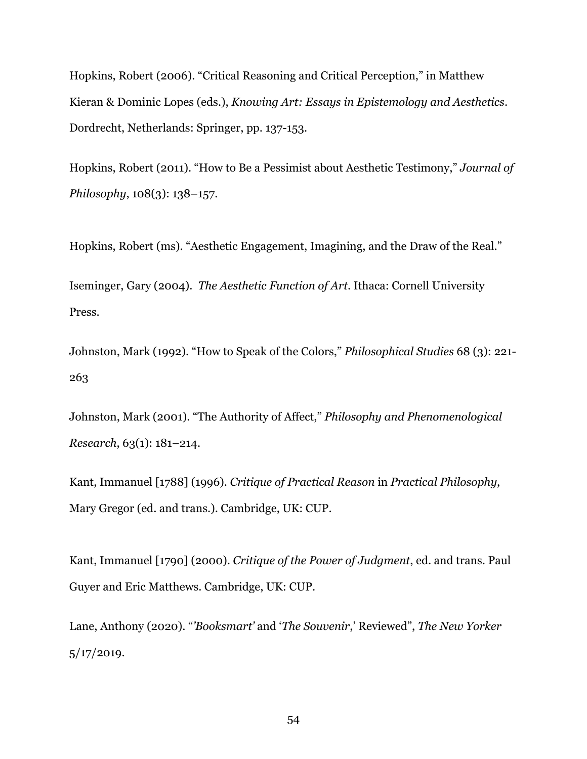Hopkins, Robert (2006). "Critical Reasoning and Critical Perception," in Matthew Kieran & Dominic Lopes (eds.), *Knowing Art: Essays in Epistemology and Aesthetics*. Dordrecht, Netherlands: Springer, pp. 137-153.

Hopkins, Robert (2011). "How to Be a Pessimist about Aesthetic Testimony," *Journal of Philosophy*, 108(3): 138–157.

Hopkins, Robert (ms). "Aesthetic Engagement, Imagining, and the Draw of the Real."

Iseminger, Gary (2004). *The Aesthetic Function of Art*. Ithaca: Cornell University Press.

Johnston, Mark (1992). "How to Speak of the Colors," *Philosophical Studies* 68 (3): 221-263

Johnston, Mark (2001). "The Authority of Affect," *Philosophy and Phenomenological Research*, 63(1): 181–214.

Kant, Immanuel [1788] (1996). *Critique of Practical Reason* in *Practical Philosophy*, Mary Gregor (ed. and trans.). Cambridge, UK: CUP.

Kant, Immanuel [1790] (2000). *Critique of the Power of Judgment*, ed. and trans. Paul Guyer and Eric Matthews. Cambridge, UK: CUP.

Lane, Anthony (2020). "'*Booksmart'* and '*The Souvenir*,' Reviewed", *The New Yorker* 5/17/2019.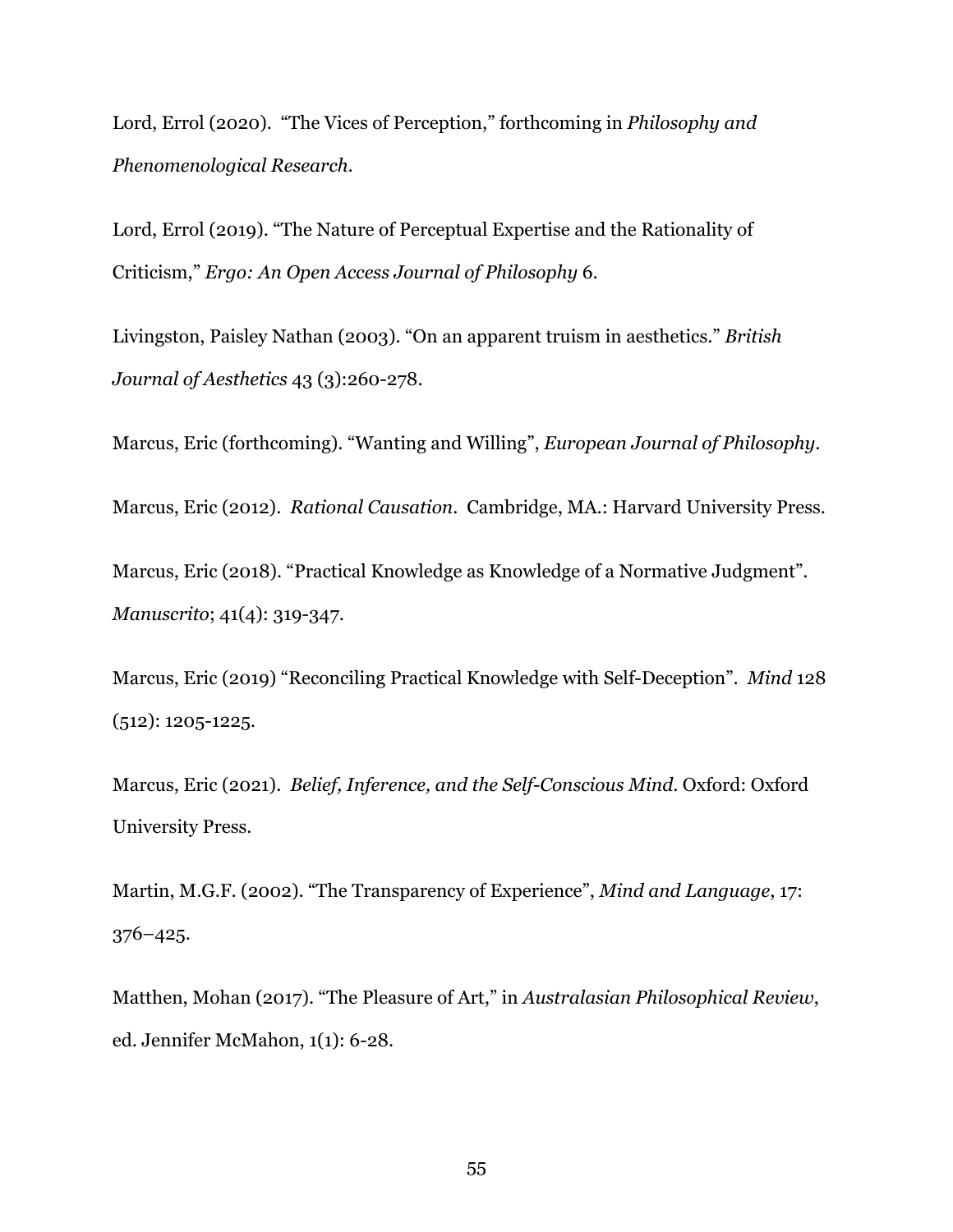Lord, Errol (2020). "The Vices of Perception," forthcoming in *Philosophy and Phenomenological Research.*

Lord, Errol (2019). "The Nature of Perceptual Expertise and the Rationality of Criticism," *Ergo: An Open Access Journal of Philosophy* 6.

Livingston, Paisley Nathan (2003). "On an apparent truism in aesthetics." *British Journal of Aesthetics* 43 (3):260-278.

Marcus, Eric (forthcoming). "Wanting and Willing", *European Journal of Philosophy*.

Marcus, Eric (2012). *Rational Causation*. Cambridge, MA.: Harvard University Press.

Marcus, Eric (2018). "Practical Knowledge as Knowledge of a Normative Judgment". *Manuscrito*; 41(4): 319-347.

Marcus, Eric (2019) "Reconciling Practical Knowledge with Self-Deception". *Mind* 128 (512): 1205-1225.

Marcus, Eric (2021). *Belief, Inference, and the Self-Conscious Mind*. Oxford: Oxford University Press.

Martin, M.G.F. (2002). "The Transparency of Experience", *Mind and Language*, 17: 376–425.

Matthen, Mohan (2017). "The Pleasure of Art," in *Australasian Philosophical Review*, ed. Jennifer McMahon, 1(1): 6-28.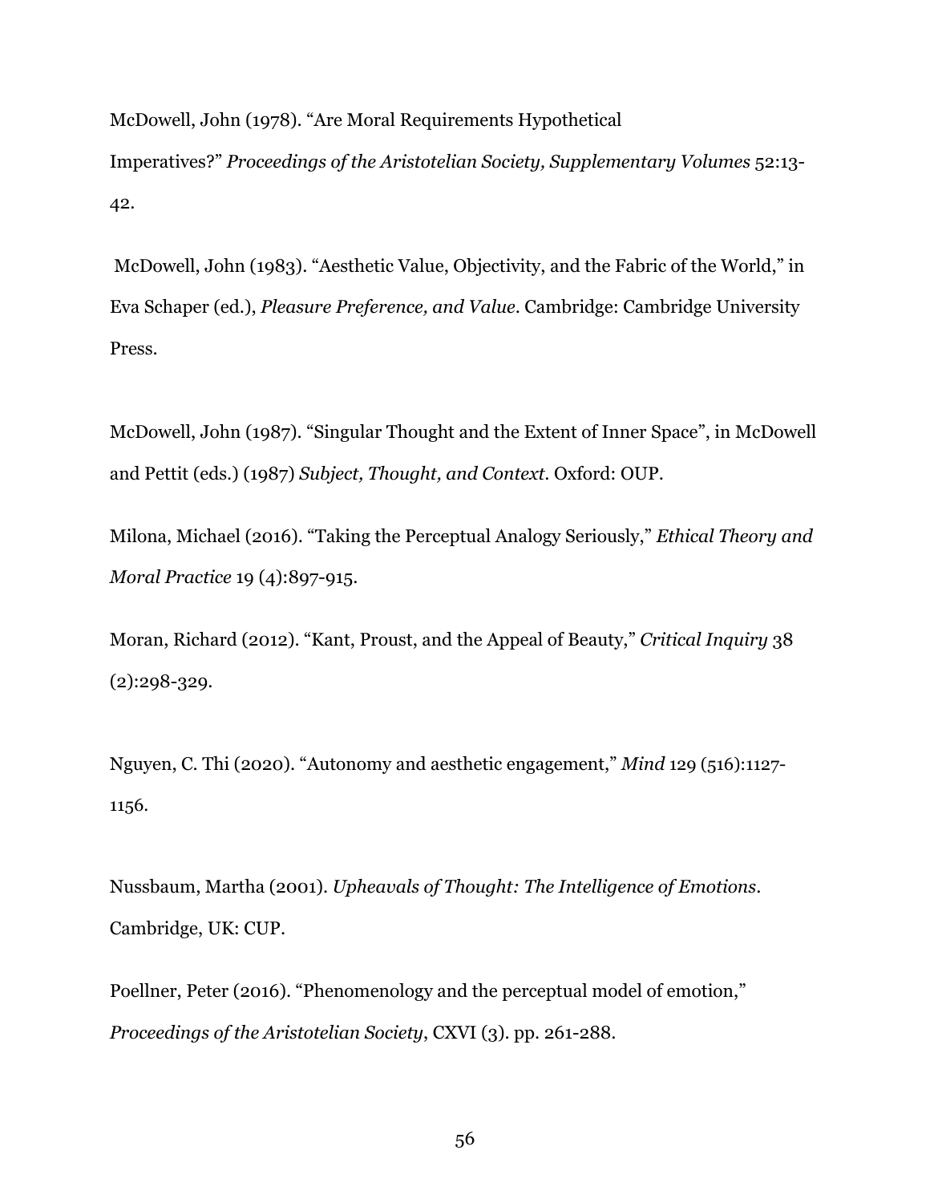McDowell, John (1978). "Are Moral Requirements Hypothetical Imperatives?" *Proceedings of the Aristotelian Society, Supplementary Volumes* 52:13-42.

McDowell, John (1983). "Aesthetic Value, Objectivity, and the Fabric of the World," in Eva Schaper (ed.), *Pleasure Preference, and Value*. Cambridge: Cambridge University Press.

McDowell, John (1987). "Singular Thought and the Extent of Inner Space", in McDowell and Pettit (eds.) (1987) *Subject, Thought, and Context*. Oxford: OUP.

Milona, Michael (2016). "Taking the Perceptual Analogy Seriously," *Ethical Theory and Moral Practice* 19 (4):897-915.

Moran, Richard (2012). "Kant, Proust, and the Appeal of Beauty," *Critical Inquiry* 38 (2):298-329.

Nguyen, C. Thi (2020). "Autonomy and aesthetic engagement," *Mind* 129 (516):1127-1156.

Nussbaum, Martha (2001). *Upheavals of Thought: The Intelligence of Emotions*. Cambridge, UK: CUP.

Poellner, Peter (2016). "Phenomenology and the perceptual model of emotion," *Proceedings of the Aristotelian Society*, CXVI (3). pp. 261-288.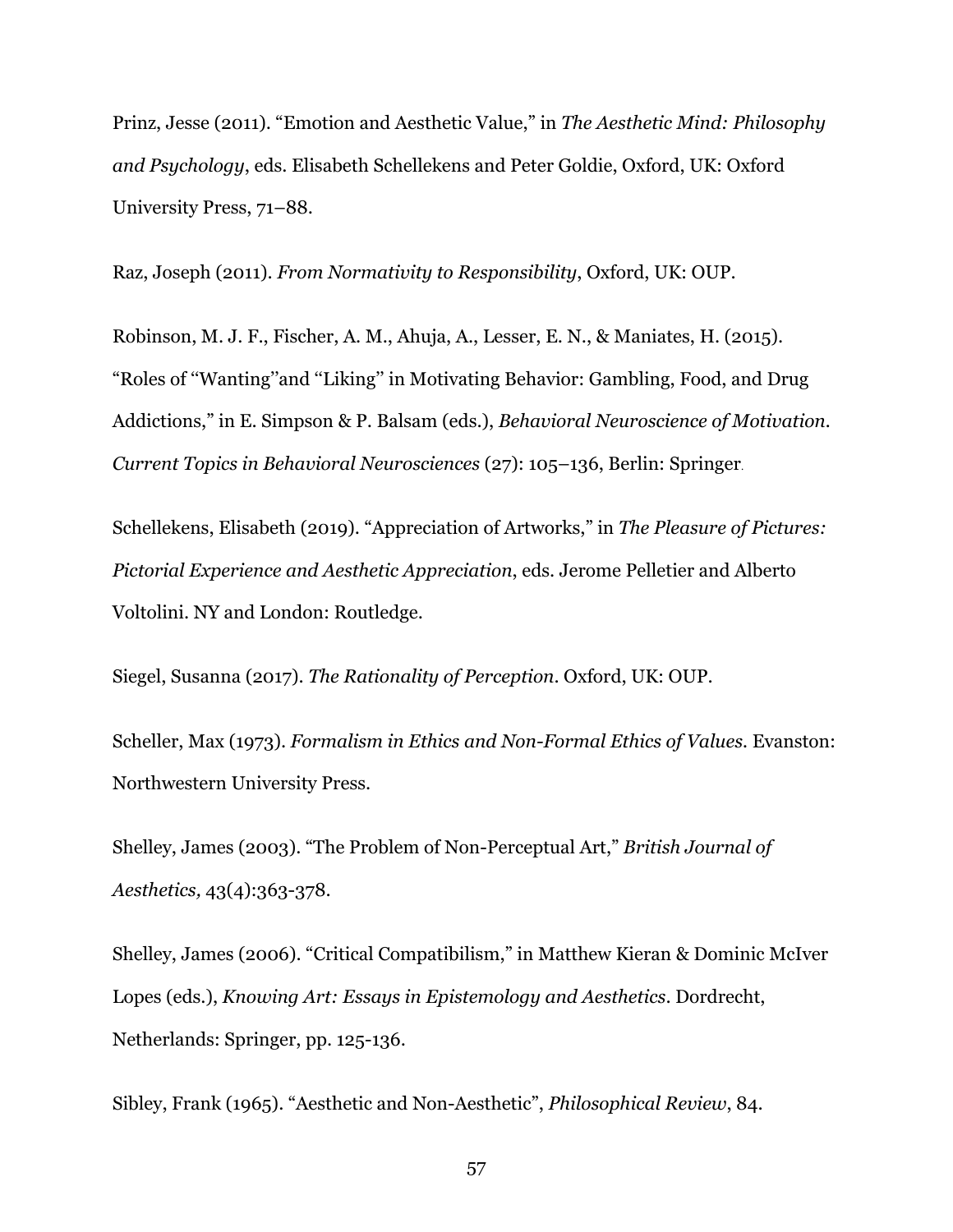Prinz, Jesse (2011). “Emotion and Aesthetic Value,” in *The Aesthetic Mind: Philosophy and Psychology*, eds. Elisabeth Schellekens and Peter Goldie, Oxford, UK: Oxford University Press, 71–88.

Raz, Joseph (2011). *From Normativity to Responsibility*, Oxford, UK: OUP.

Robinson, M. J. F., Fischer, A. M., Ahuja, A., Lesser, E. N., & Maniates, H. (2015). “Roles of “Wanting”and “Liking” in Motivating Behavior: Gambling, Food, and Drug Addictions,” in E. Simpson & P. Balsam (eds.), *Behavioral Neuroscience of Motivation. Current Topics in Behavioral Neurosciences* (27): 105–136, Berlin: Springer.

Schellekens, Elisabeth (2019). “Appreciation of Artworks,” in *The Pleasure of Pictures: Pictorial Experience and Aesthetic Appreciation*, eds. Jerome Pelletier and Alberto Voltolini. NY and London: Routledge.

Siegel, Susanna (2017). *The Rationality of Perception*. Oxford, UK: OUP.

Scheller, Max (1973). *Formalism in Ethics and Non-Formal Ethics of Values.* Evanston: Northwestern University Press.

Shelley, James (2003). “The Problem of Non-Perceptual Art,” *British Journal of Aesthetics,* 43(4):363-378.

Shelley, James (2006). “Critical Compatibilism,” in Matthew Kieran & Dominic McIver Lopes (eds.), *Knowing Art: Essays in Epistemology and Aesthetics*. Dordrecht, Netherlands: Springer, pp. 125-136.

Sibley, Frank (1965). “Aesthetic and Non-Aesthetic”, *Philosophical Review*, 84.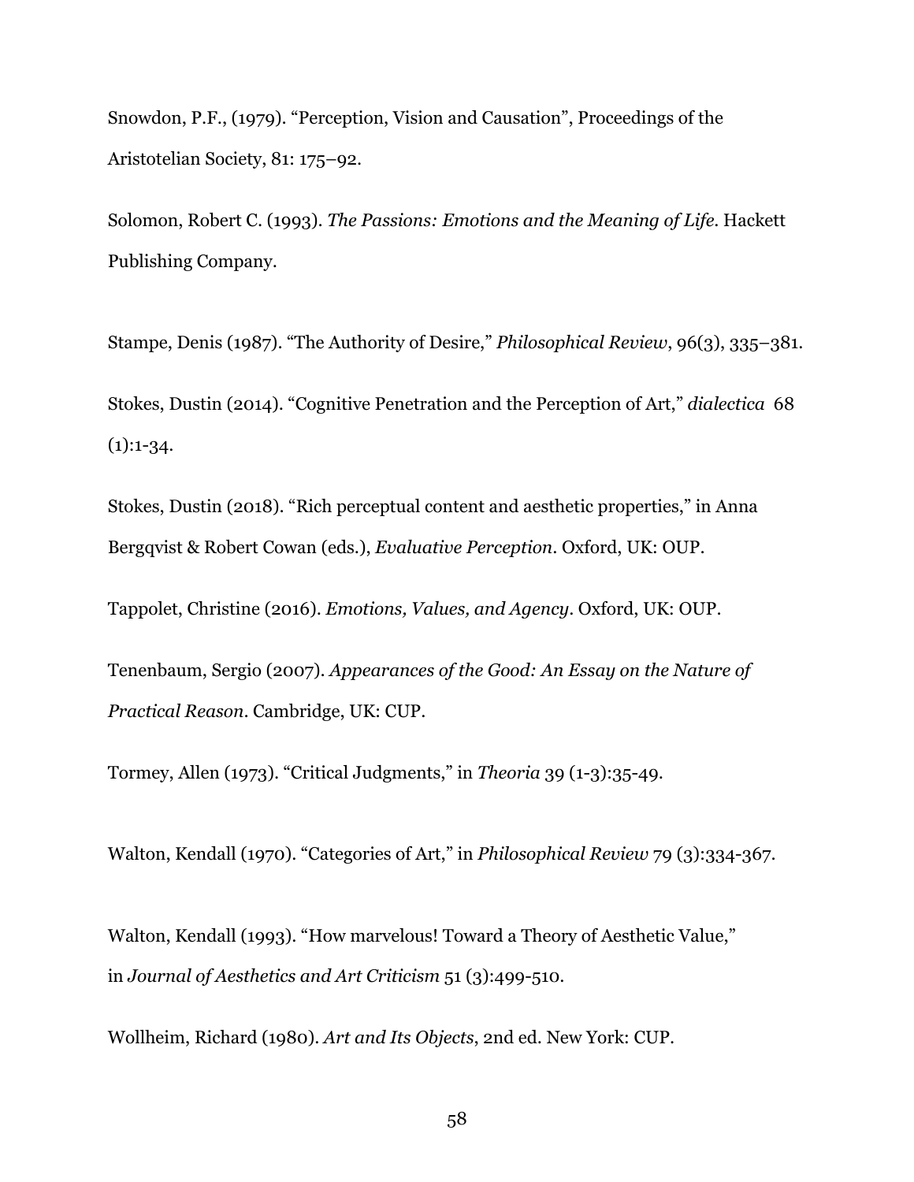Snowdon, P.F., (1979). "Perception, Vision and Causation", Proceedings of the Aristotelian Society, 81: 175–92.

Solomon, Robert C. (1993). *The Passions: Emotions and the Meaning of Life*. Hackett Publishing Company.

Stampe, Denis (1987). "The Authority of Desire," *Philosophical Review*, 96(3), 335–381.

Stokes, Dustin (2014). "Cognitive Penetration and the Perception of Art," *dialectica* 68 (1):1-34.

Stokes, Dustin (2018). "Rich perceptual content and aesthetic properties," in Anna Bergqvist & Robert Cowan (eds.), *Evaluative Perception*. Oxford, UK: OUP.

Tappolet, Christine (2016). *Emotions, Values, and Agency*. Oxford, UK: OUP.

Tenenbaum, Sergio (2007). *Appearances of the Good: An Essay on the Nature of Practical Reason*. Cambridge, UK: CUP.

Tormey, Allen (1973). "Critical Judgments," in *Theoria* 39 (1-3):35-49.

Walton, Kendall (1970). "Categories of Art," in *Philosophical Review* 79 (3):334-367.

Walton, Kendall (1993). "How marvelous! Toward a Theory of Aesthetic Value," in *Journal of Aesthetics and Art Criticism* 51 (3):499-510.

Wollheim, Richard (1980). *Art and Its Objects*, 2nd ed. New York: CUP.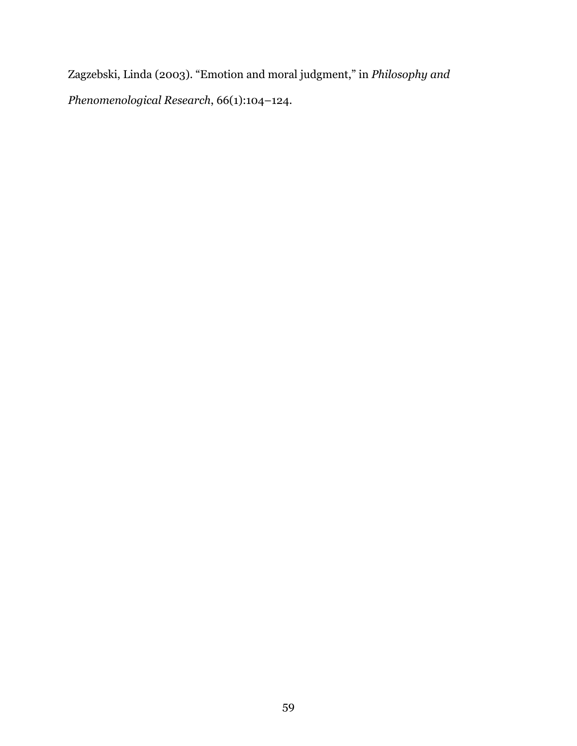Zagzebski, Linda (2003). “Emotion and moral judgment,” in *Philosophy and Phenomenological Research*, 66(1):104–124.